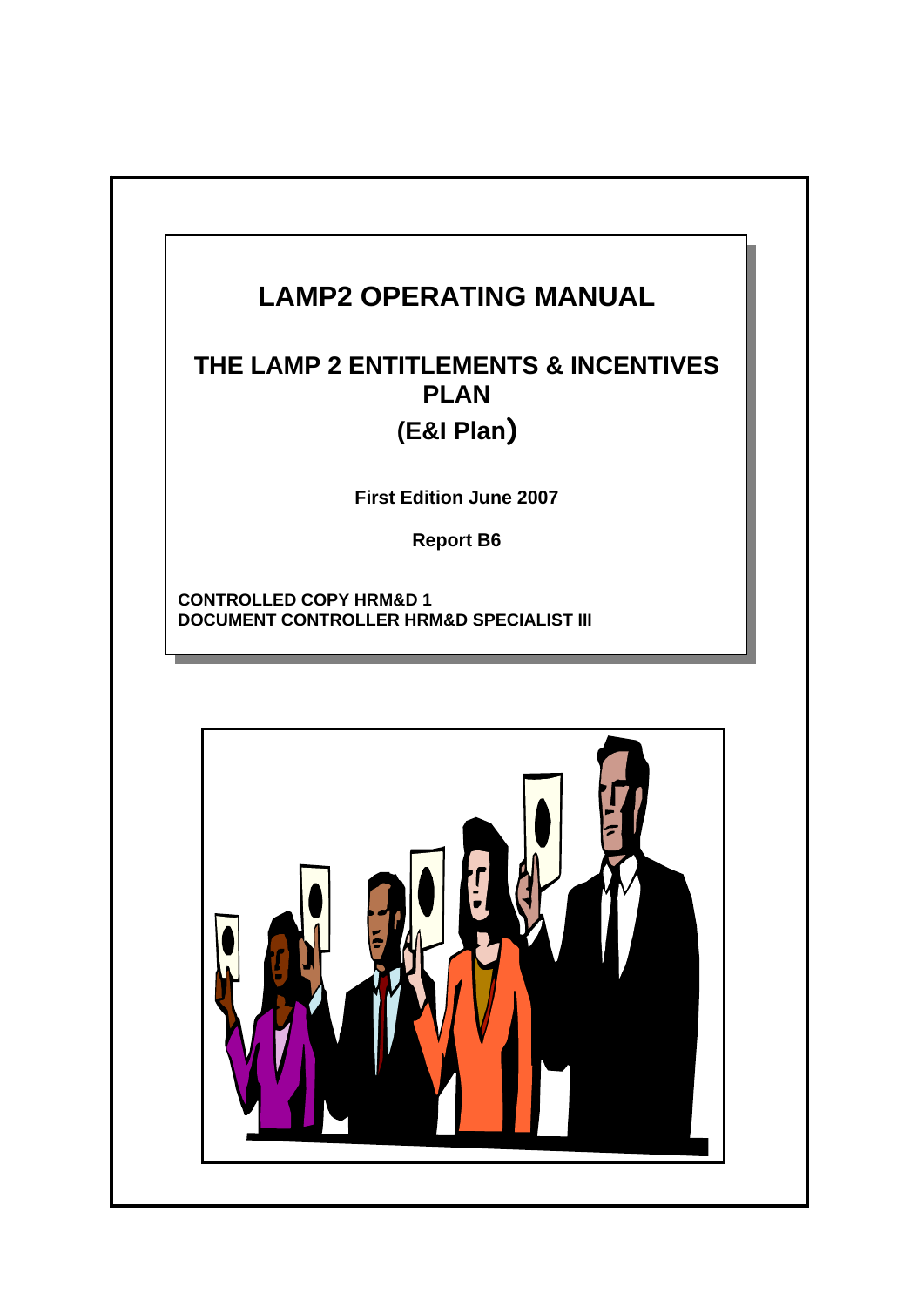# LAMP2 OPERATING MANUAL

## THE LAMP 2 ENTITLEMENTS & INCENTIVES PLAN

## (E&I Plan)

**First Edition June 2007**

**Report B6**

**CONTROLLED COPY HRM&D 1**
**DOCUMENT CONTROLLER HRM&D SPECIALIST III**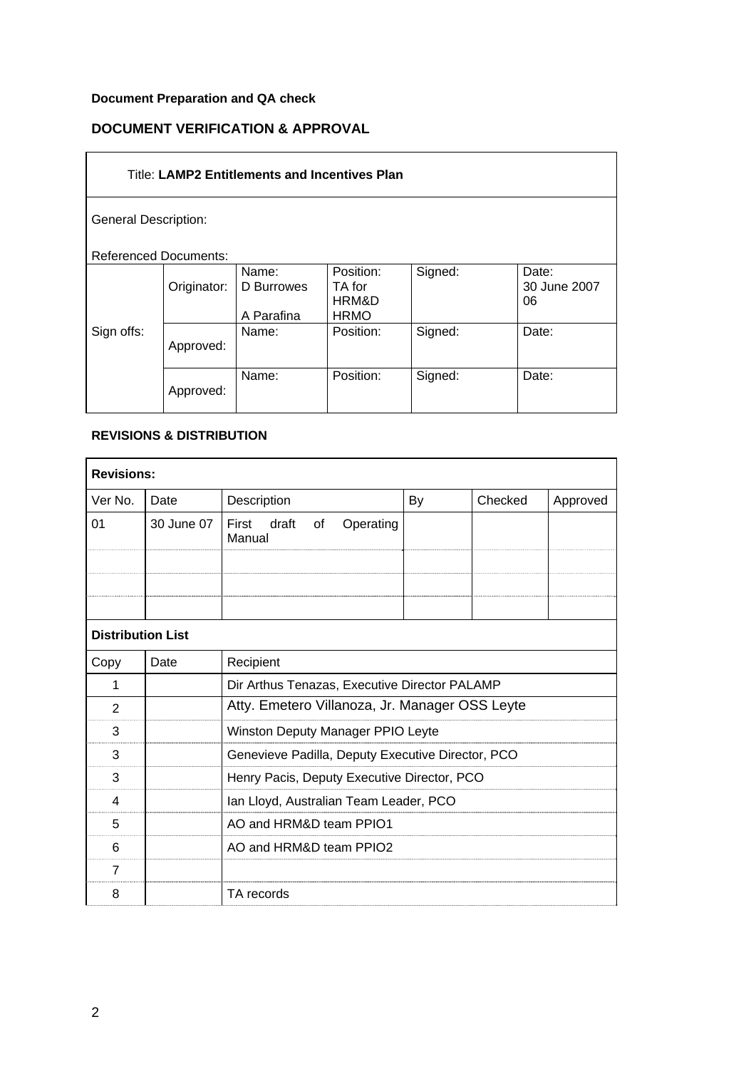**Document Preparation and QA check**

## DOCUMENT VERIFICATION & APPROVAL

| Title: **LAMP2 Entitlements and Incentives Plan** | | | | | |
|---|---|---|---|---|---|
| General Description: | | | | | |
| Referenced Documents: | | | | | |
| Sign offs: | Originator: | Name: D Burrowes<br><br>A Parafina | Position: TA for HRM&D<br>HRMO | Signed: | Date: 30 June 2007<br>06 |
| | Approved: | Name: | Position: | Signed: | Date: |
| | Approved: | Name: | Position: | Signed: | Date: |

**REVISIONS & DISTRIBUTION**

| **Revisions:** | | | | | |
|---|---|---|---|---|---|
| Ver No. | Date | Description | By | Checked | Approved |
| 01 | 30 June 07 | First draft of Operating Manual | | | |
| | | | | | |
| | | | | | |
| | | | | | |

| **Distribution List** | | |
|---|---|---|
| Copy | Date | Recipient |
| 1 | | Dir Arthus Tenazas, Executive Director PALAMP |
| 2 | | Atty. Emetero Villanoza, Jr. Manager OSS Leyte |
| 3 | | Winston Deputy Manager PPIO Leyte |
| 3 | | Genevieve Padilla, Deputy Executive Director, PCO |
| 3 | | Henry Pacis, Deputy Executive Director, PCO |
| 4 | | Ian Lloyd, Australian Team Leader, PCO |
| 5 | | AO and HRM&D team PPIO1 |
| 6 | | AO and HRM&D team PPIO2 |
| 7 | | |
| 8 | | TA records |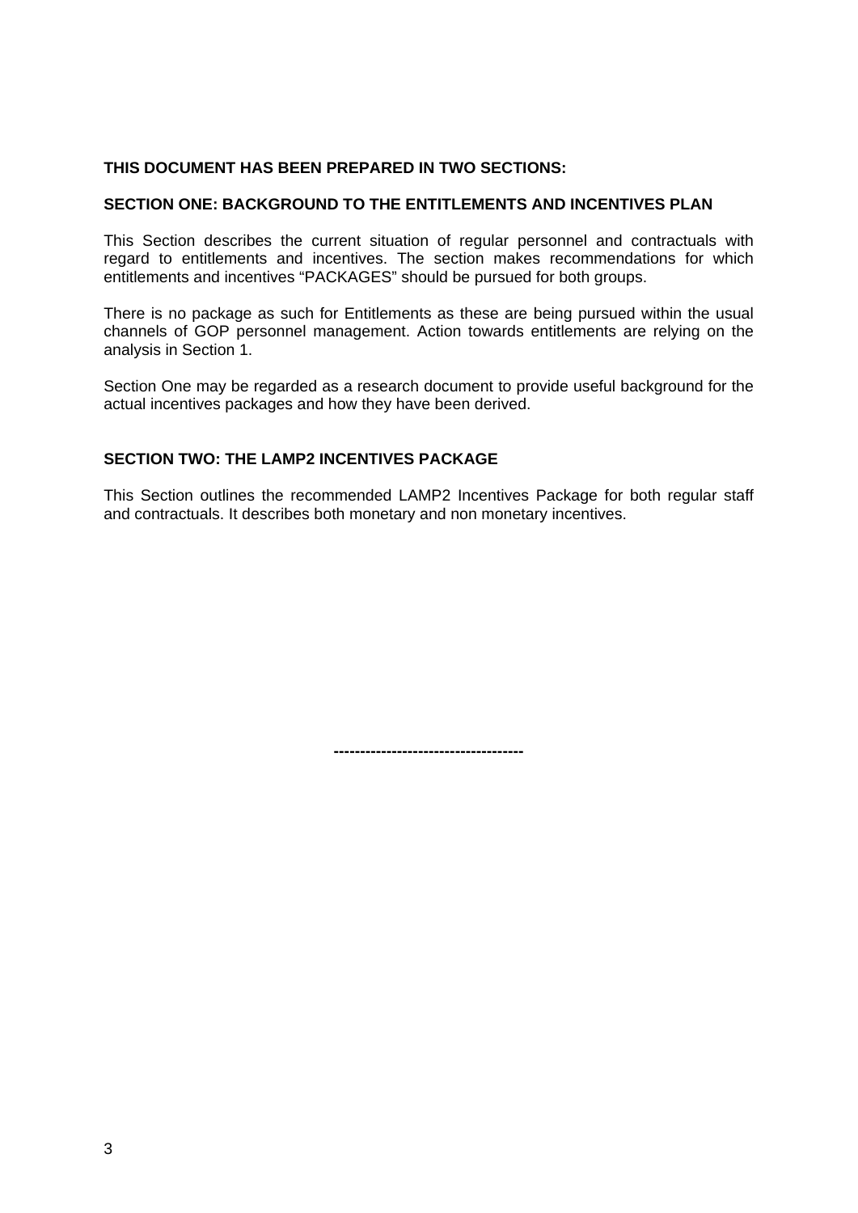**THIS DOCUMENT HAS BEEN PREPARED IN TWO SECTIONS:**

## SECTION ONE: BACKGROUND TO THE ENTITLEMENTS AND INCENTIVES PLAN

This Section describes the current situation of regular personnel and contractuals with regard to entitlements and incentives. The section makes recommendations for which entitlements and incentives "PACKAGES" should be pursued for both groups.

There is no package as such for Entitlements as these are being pursued within the usual channels of GOP personnel management. Action towards entitlements are relying on the analysis in Section 1.

Section One may be regarded as a research document to provide useful background for the actual incentives packages and how they have been derived.

## SECTION TWO: THE LAMP2 INCENTIVES PACKAGE

This Section outlines the recommended LAMP2 Incentives Package for both regular staff and contractuals. It describes both monetary and non monetary incentives.

-----------------------------------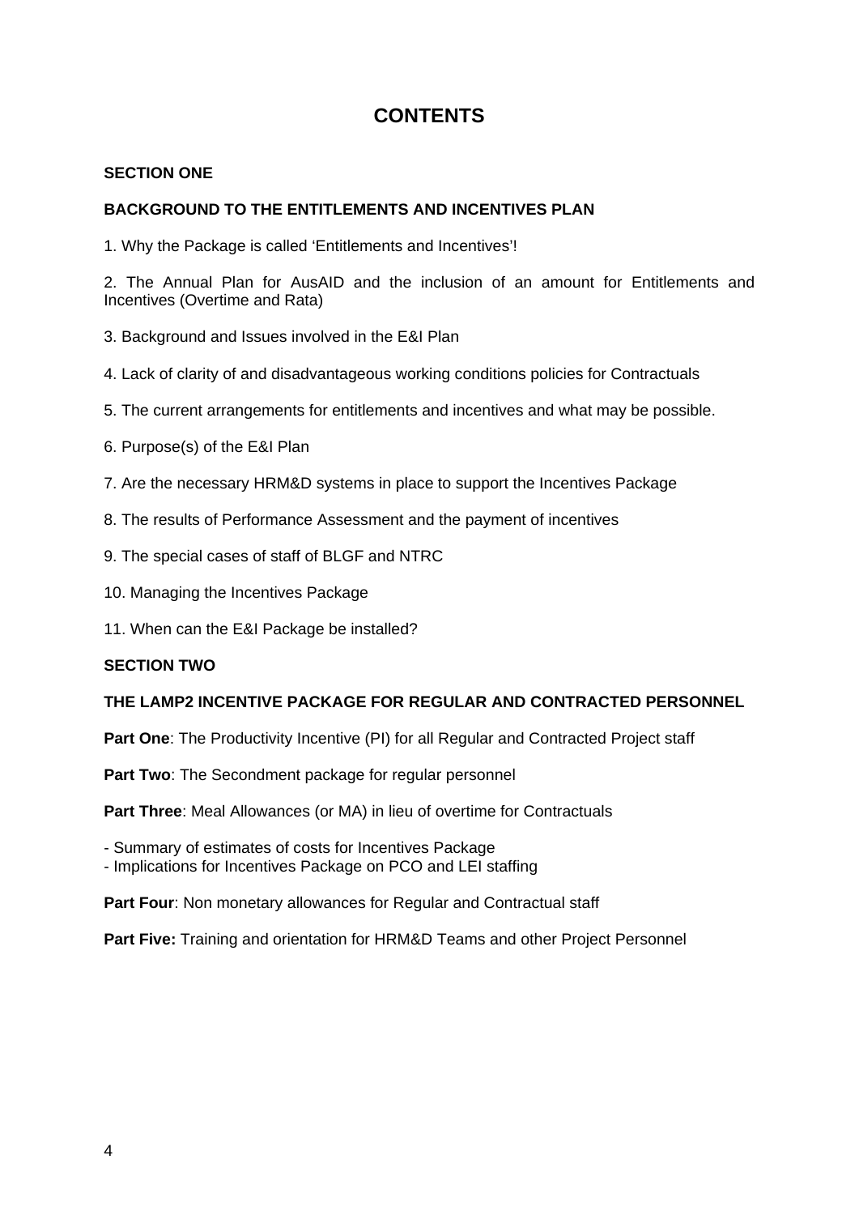# CONTENTS

**SECTION ONE**

**BACKGROUND TO THE ENTITLEMENTS AND INCENTIVES PLAN**

1. Why the Package is called 'Entitlements and Incentives'!

2. The Annual Plan for AusAID and the inclusion of an amount for Entitlements and Incentives (Overtime and Rata)

3. Background and Issues involved in the E&I Plan

4. Lack of clarity of and disadvantageous working conditions policies for Contractuals

5. The current arrangements for entitlements and incentives and what may be possible.

6. Purpose(s) of the E&I Plan

7. Are the necessary HRM&D systems in place to support the Incentives Package

8. The results of Performance Assessment and the payment of incentives

9. The special cases of staff of BLGF and NTRC

10. Managing the Incentives Package

11. When can the E&I Package be installed?

**SECTION TWO**

**THE LAMP2 INCENTIVE PACKAGE FOR REGULAR AND CONTRACTED PERSONNEL**

**Part One**: The Productivity Incentive (PI) for all Regular and Contracted Project staff

**Part Two**: The Secondment package for regular personnel

**Part Three**: Meal Allowances (or MA) in lieu of overtime for Contractuals

- Summary of estimates of costs for Incentives Package
- Implications for Incentives Package on PCO and LEI staffing

**Part Four**: Non monetary allowances for Regular and Contractual staff

**Part Five:** Training and orientation for HRM&D Teams and other Project Personnel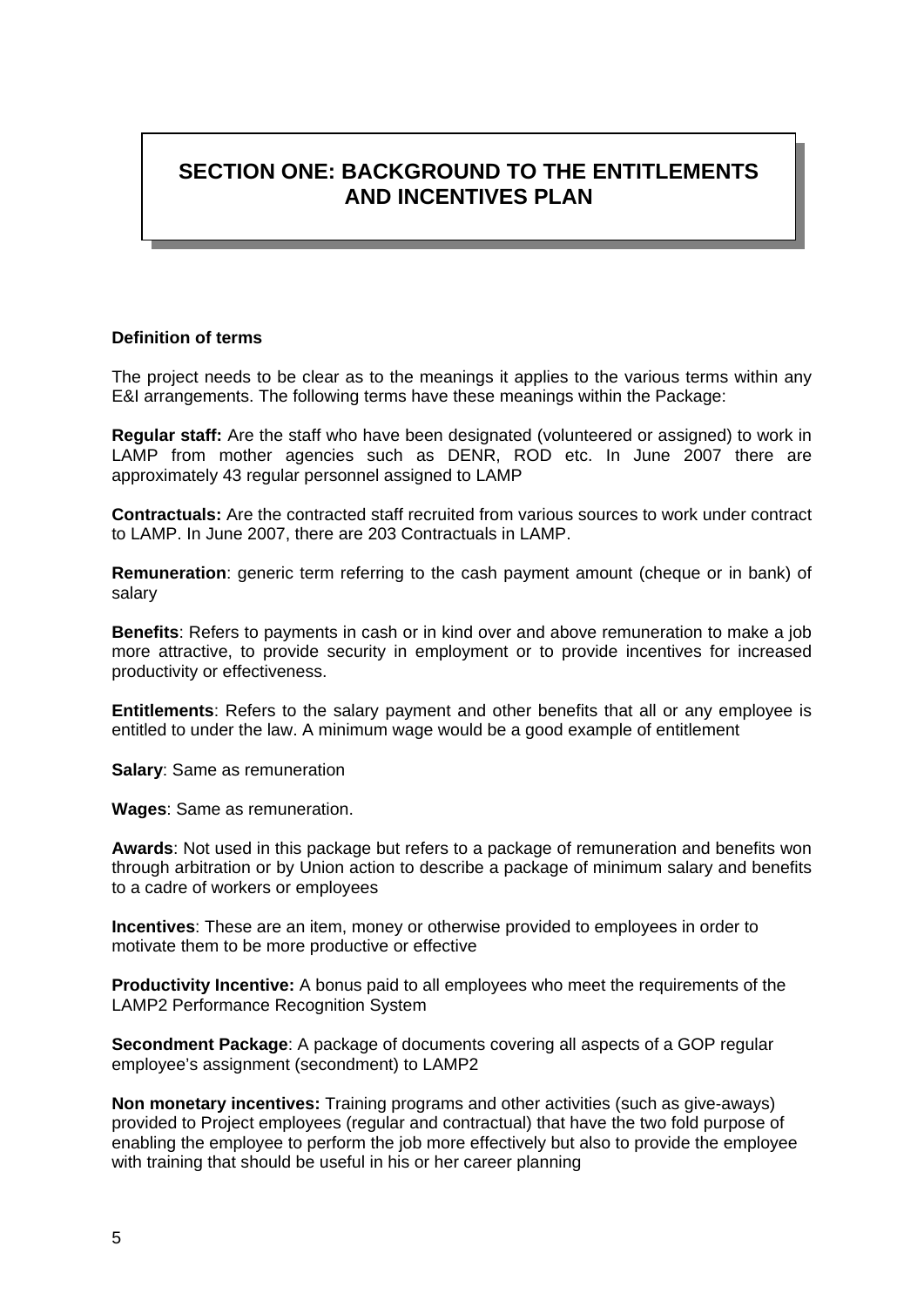# SECTION ONE: BACKGROUND TO THE ENTITLEMENTS AND INCENTIVES PLAN

**Definition of terms**

The project needs to be clear as to the meanings it applies to the various terms within any E&I arrangements. The following terms have these meanings within the Package:

**Regular staff:** Are the staff who have been designated (volunteered or assigned) to work in LAMP from mother agencies such as DENR, ROD etc. In June 2007 there are approximately 43 regular personnel assigned to LAMP

**Contractuals:** Are the contracted staff recruited from various sources to work under contract to LAMP. In June 2007, there are 203 Contractuals in LAMP.

**Remuneration**: generic term referring to the cash payment amount (cheque or in bank) of salary

**Benefits**: Refers to payments in cash or in kind over and above remuneration to make a job more attractive, to provide security in employment or to provide incentives for increased productivity or effectiveness.

**Entitlements**: Refers to the salary payment and other benefits that all or any employee is entitled to under the law. A minimum wage would be a good example of entitlement

**Salary**: Same as remuneration

**Wages**: Same as remuneration.

**Awards**: Not used in this package but refers to a package of remuneration and benefits won through arbitration or by Union action to describe a package of minimum salary and benefits to a cadre of workers or employees

**Incentives**: These are an item, money or otherwise provided to employees in order to motivate them to be more productive or effective

**Productivity Incentive:** A bonus paid to all employees who meet the requirements of the LAMP2 Performance Recognition System

**Secondment Package**: A package of documents covering all aspects of a GOP regular employee's assignment (secondment) to LAMP2

**Non monetary incentives:** Training programs and other activities (such as give-aways) provided to Project employees (regular and contractual) that have the two fold purpose of enabling the employee to perform the job more effectively but also to provide the employee with training that should be useful in his or her career planning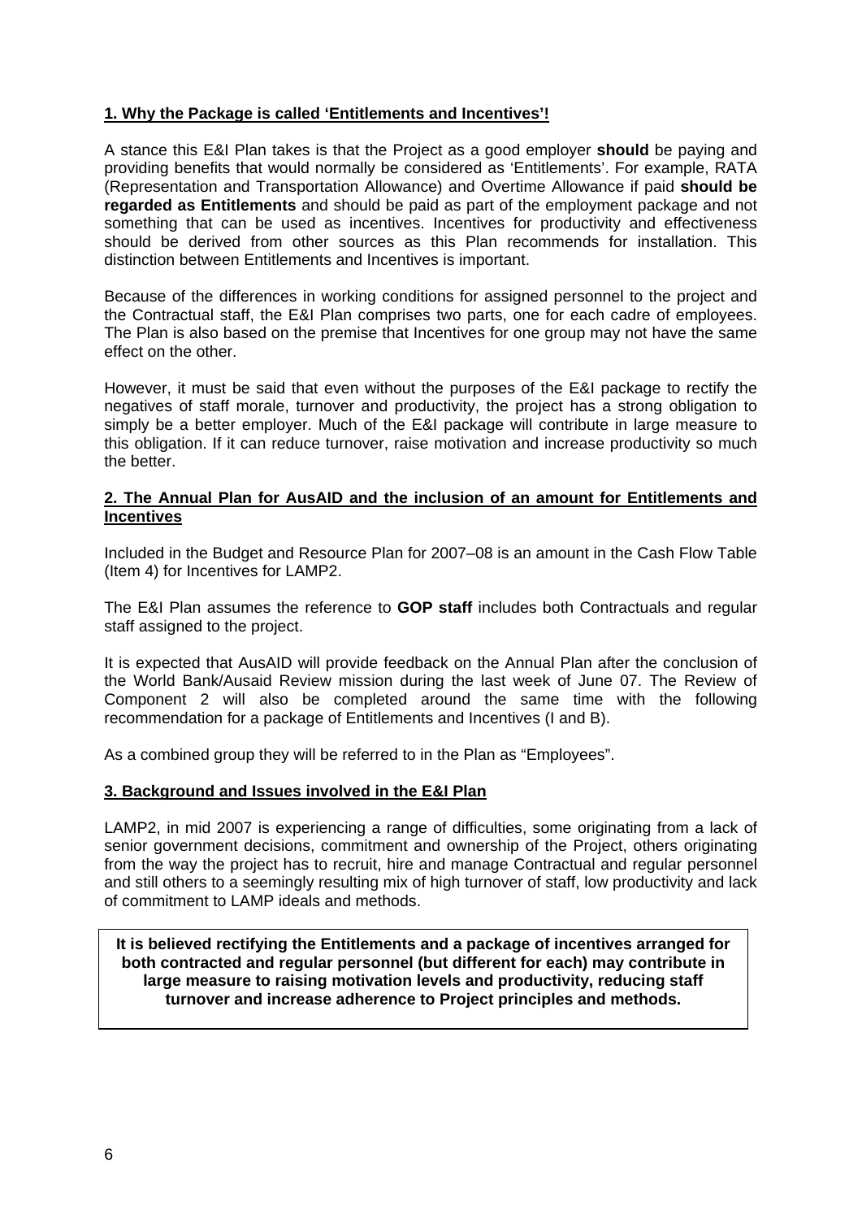## **1. Why the Package is called 'Entitlements and Incentives'!**

A stance this E&I Plan takes is that the Project as a good employer **should** be paying and providing benefits that would normally be considered as 'Entitlements'. For example, RATA (Representation and Transportation Allowance) and Overtime Allowance if paid **should be regarded as Entitlements** and should be paid as part of the employment package and not something that can be used as incentives. Incentives for productivity and effectiveness should be derived from other sources as this Plan recommends for installation. This distinction between Entitlements and Incentives is important.

Because of the differences in working conditions for assigned personnel to the project and the Contractual staff, the E&I Plan comprises two parts, one for each cadre of employees. The Plan is also based on the premise that Incentives for one group may not have the same effect on the other.

However, it must be said that even without the purposes of the E&I package to rectify the negatives of staff morale, turnover and productivity, the project has a strong obligation to simply be a better employer. Much of the E&I package will contribute in large measure to this obligation. If it can reduce turnover, raise motivation and increase productivity so much the better.

## **2. The Annual Plan for AusAID and the inclusion of an amount for Entitlements and Incentives**

Included in the Budget and Resource Plan for 2007–08 is an amount in the Cash Flow Table (Item 4) for Incentives for LAMP2.

The E&I Plan assumes the reference to **GOP staff** includes both Contractuals and regular staff assigned to the project.

It is expected that AusAID will provide feedback on the Annual Plan after the conclusion of the World Bank/Ausaid Review mission during the last week of June 07. The Review of Component 2 will also be completed around the same time with the following recommendation for a package of Entitlements and Incentives (I and B).

As a combined group they will be referred to in the Plan as "Employees".

## **3. Background and Issues involved in the E&I Plan**

LAMP2, in mid 2007 is experiencing a range of difficulties, some originating from a lack of senior government decisions, commitment and ownership of the Project, others originating from the way the project has to recruit, hire and manage Contractual and regular personnel and still others to a seemingly resulting mix of high turnover of staff, low productivity and lack of commitment to LAMP ideals and methods.

**It is believed rectifying the Entitlements and a package of incentives arranged for both contracted and regular personnel (but different for each) may contribute in large measure to raising motivation levels and productivity, reducing staff turnover and increase adherence to Project principles and methods.**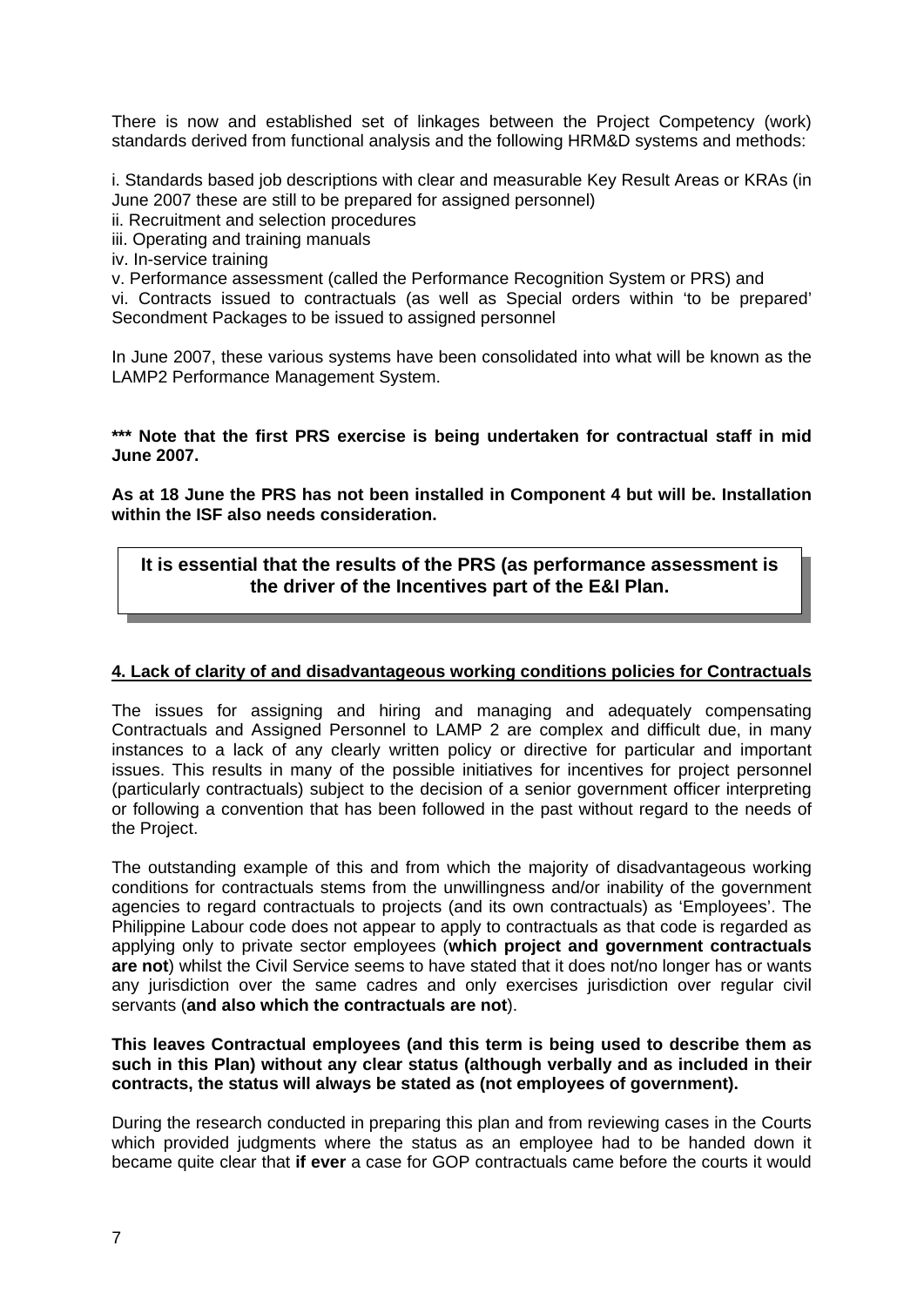There is now and established set of linkages between the Project Competency (work) standards derived from functional analysis and the following HRM&D systems and methods:

i. Standards based job descriptions with clear and measurable Key Result Areas or KRAs (in June 2007 these are still to be prepared for assigned personnel)
ii. Recruitment and selection procedures
iii. Operating and training manuals
iv. In-service training
v. Performance assessment (called the Performance Recognition System or PRS) and
vi. Contracts issued to contractuals (as well as Special orders within 'to be prepared' Secondment Packages to be issued to assigned personnel

In June 2007, these various systems have been consolidated into what will be known as the LAMP2 Performance Management System.

**\*\*\* Note that the first PRS exercise is being undertaken for contractual staff in mid June 2007.**

**As at 18 June the PRS has not been installed in Component 4 but will be. Installation within the ISF also needs consideration.**

**It is essential that the results of the PRS (as performance assessment is the driver of the Incentives part of the E&I Plan.**

**4. Lack of clarity of and disadvantageous working conditions policies for Contractuals**

The issues for assigning and hiring and managing and adequately compensating Contractuals and Assigned Personnel to LAMP 2 are complex and difficult due, in many instances to a lack of any clearly written policy or directive for particular and important issues. This results in many of the possible initiatives for incentives for project personnel (particularly contractuals) subject to the decision of a senior government officer interpreting or following a convention that has been followed in the past without regard to the needs of the Project.

The outstanding example of this and from which the majority of disadvantageous working conditions for contractuals stems from the unwillingness and/or inability of the government agencies to regard contractuals to projects (and its own contractuals) as 'Employees'. The Philippine Labour code does not appear to apply to contractuals as that code is regarded as applying only to private sector employees (**which project and government contractuals are not**) whilst the Civil Service seems to have stated that it does not/no longer has or wants any jurisdiction over the same cadres and only exercises jurisdiction over regular civil servants (**and also which the contractuals are not**).

**This leaves Contractual employees (and this term is being used to describe them as such in this Plan) without any clear status (although verbally and as included in their contracts, the status will always be stated as (not employees of government).**

During the research conducted in preparing this plan and from reviewing cases in the Courts which provided judgments where the status as an employee had to be handed down it became quite clear that **if ever** a case for GOP contractuals came before the courts it would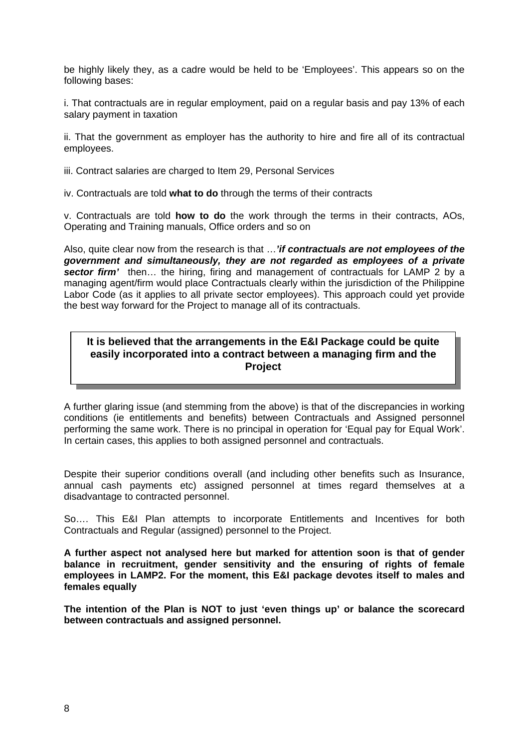be highly likely they, as a cadre would be held to be 'Employees'. This appears so on the following bases:

i. That contractuals are in regular employment, paid on a regular basis and pay 13% of each salary payment in taxation

ii. That the government as employer has the authority to hire and fire all of its contractual employees.

iii. Contract salaries are charged to Item 29, Personal Services

iv. Contractuals are told **what to do** through the terms of their contracts

v. Contractuals are told **how to do** the work through the terms in their contracts, AOs, Operating and Training manuals, Office orders and so on

Also, quite clear now from the research is that …***'if contractuals are not employees of the government and simultaneously, they are not regarded as employees of a private sector firm'*** then… the hiring, firing and management of contractuals for LAMP 2 by a managing agent/firm would place Contractuals clearly within the jurisdiction of the Philippine Labor Code (as it applies to all private sector employees). This approach could yet provide the best way forward for the Project to manage all of its contractuals.

**It is believed that the arrangements in the E&I Package could be quite easily incorporated into a contract between a managing firm and the Project**

A further glaring issue (and stemming from the above) is that of the discrepancies in working conditions (ie entitlements and benefits) between Contractuals and Assigned personnel performing the same work. There is no principal in operation for 'Equal pay for Equal Work'. In certain cases, this applies to both assigned personnel and contractuals.

Despite their superior conditions overall (and including other benefits such as Insurance, annual cash payments etc) assigned personnel at times regard themselves at a disadvantage to contracted personnel.

So…. This E&I Plan attempts to incorporate Entitlements and Incentives for both Contractuals and Regular (assigned) personnel to the Project.

**A further aspect not analysed here but marked for attention soon is that of gender balance in recruitment, gender sensitivity and the ensuring of rights of female employees in LAMP2. For the moment, this E&I package devotes itself to males and females equally**

**The intention of the Plan is NOT to just 'even things up' or balance the scorecard between contractuals and assigned personnel.**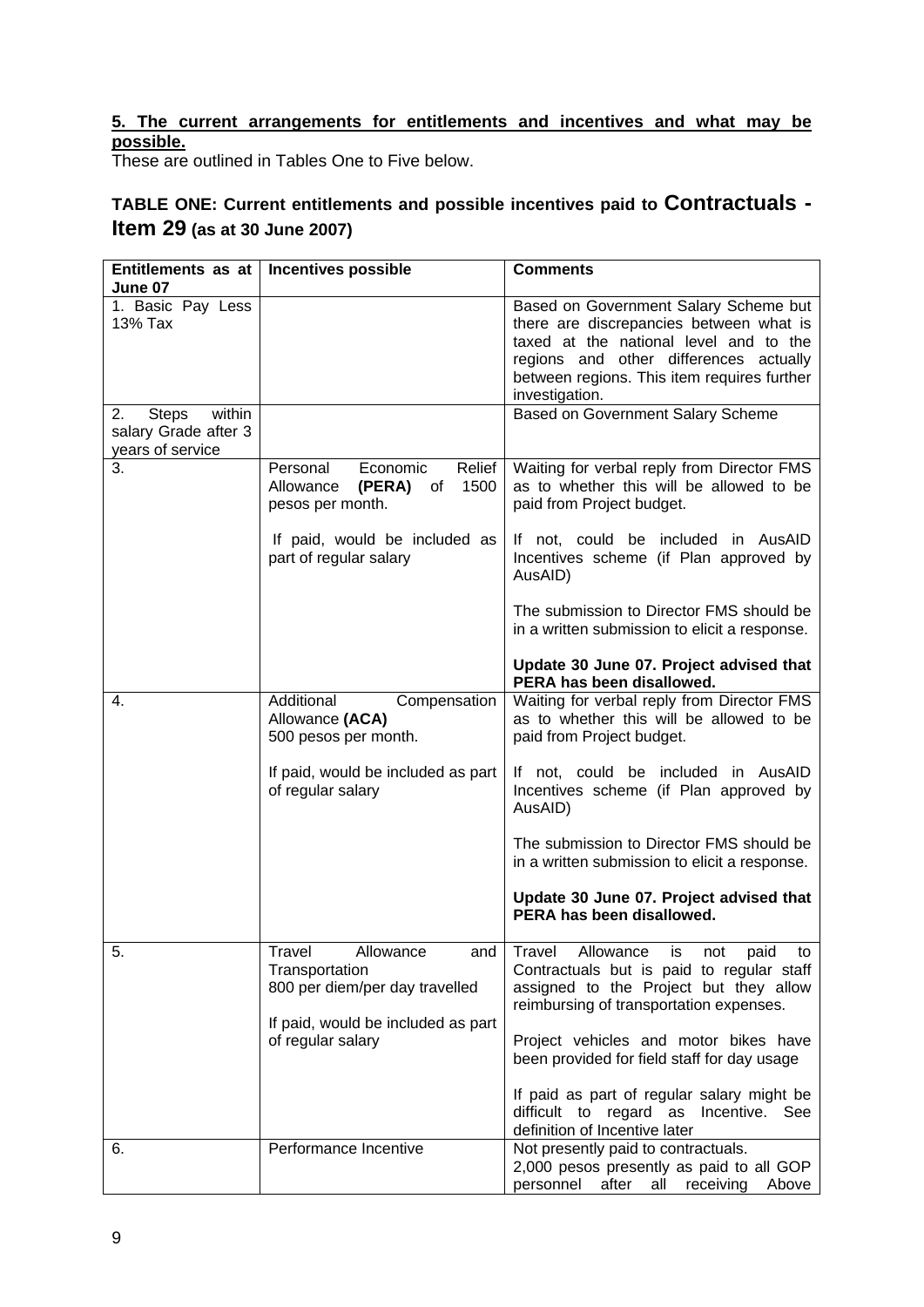**5. The current arrangements for entitlements and incentives and what may be possible.**

These are outlined in Tables One to Five below.

## TABLE ONE: Current entitlements and possible incentives paid to Contractuals - Item 29 (as at 30 June 2007)

| Entitlements as at June 07 | Incentives possible | Comments |
|---|---|---|
| 1. Basic Pay Less 13% Tax | | Based on Government Salary Scheme but there are discrepancies between what is taxed at the national level and to the regions and other differences actually between regions. This item requires further investigation. |
| 2. Steps within salary Grade after 3 years of service | | Based on Government Salary Scheme |
| 3. | Personal Economic Relief Allowance **(PERA)** of 1500 pesos per month.<br><br>If paid, would be included as part of regular salary | Waiting for verbal reply from Director FMS as to whether this will be allowed to be paid from Project budget.<br><br>If not, could be included in AusAID Incentives scheme (if Plan approved by AusAID)<br><br>The submission to Director FMS should be in a written submission to elicit a response.<br><br>**Update 30 June 07. Project advised that PERA has been disallowed.** |
| 4. | Additional Compensation Allowance **(ACA)**<br>500 pesos per month.<br><br>If paid, would be included as part of regular salary | Waiting for verbal reply from Director FMS as to whether this will be allowed to be paid from Project budget.<br><br>If not, could be included in AusAID Incentives scheme (if Plan approved by AusAID)<br><br>The submission to Director FMS should be in a written submission to elicit a response.<br><br>**Update 30 June 07. Project advised that PERA has been disallowed.** |
| 5. | Travel Allowance and Transportation<br>800 per diem/per day travelled<br><br>If paid, would be included as part of regular salary | Travel Allowance is not paid to Contractuals but is paid to regular staff assigned to the Project but they allow reimbursing of transportation expenses.<br><br>Project vehicles and motor bikes have been provided for field staff for day usage<br><br>If paid as part of regular salary might be difficult to regard as Incentive. See definition of Incentive later |
| 6. | Performance Incentive | Not presently paid to contractuals.<br>2,000 pesos presently as paid to all GOP personnel after all receiving Above |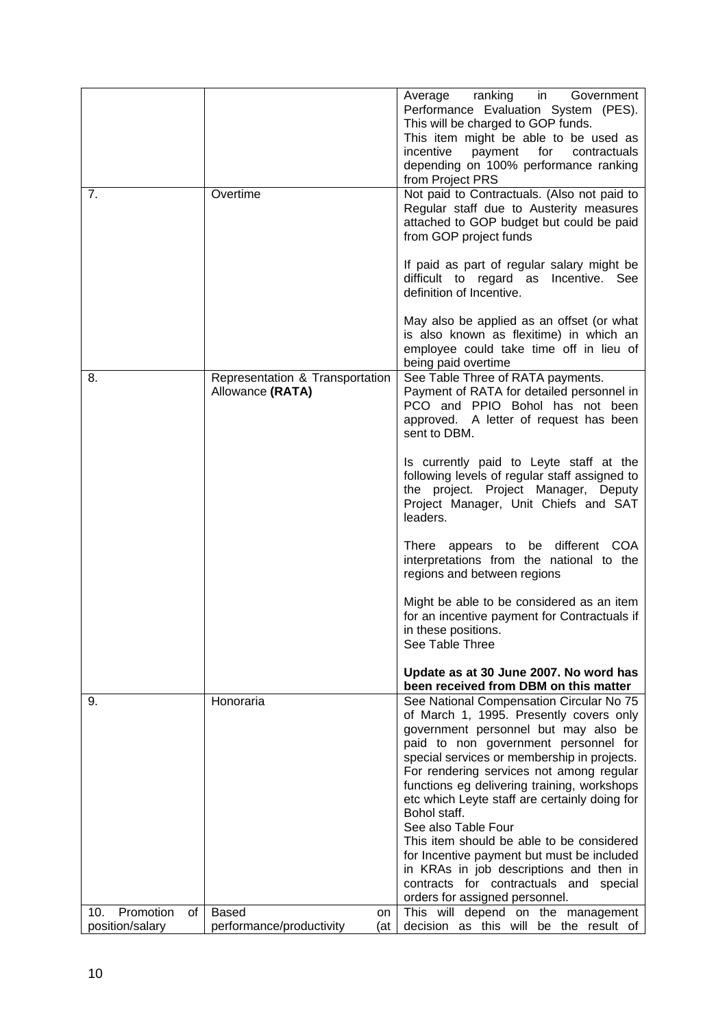| | | |
|---|---|---|
| | | Average ranking in Government Performance Evaluation System (PES). This will be charged to GOP funds.<br>This item might be able to be used as incentive payment for contractuals depending on 100% performance ranking from Project PRS |
| 7. | Overtime | Not paid to Contractuals. (Also not paid to Regular staff due to Austerity measures attached to GOP budget but could be paid from GOP project funds<br><br>If paid as part of regular salary might be difficult to regard as Incentive. See definition of Incentive.<br><br>May also be applied as an offset (or what is also known as flexitime) in which an employee could take time off in lieu of being paid overtime |
| 8. | Representation & Transportation Allowance **(RATA)** | See Table Three of RATA payments.<br>Payment of RATA for detailed personnel in PCO and PPIO Bohol has not been approved. A letter of request has been sent to DBM.<br><br>Is currently paid to Leyte staff at the following levels of regular staff assigned to the project. Project Manager, Deputy Project Manager, Unit Chiefs and SAT leaders.<br><br>There appears to be different COA interpretations from the national to the regions and between regions<br><br>Might be able to be considered as an item for an incentive payment for Contractuals if in these positions.<br>See Table Three<br><br>**Update as at 30 June 2007. No word has been received from DBM on this matter** |
| 9. | Honoraria | See National Compensation Circular No 75 of March 1, 1995. Presently covers only government personnel but may also be paid to non government personnel for special services or membership in projects. For rendering services not among regular functions eg delivering training, workshops etc which Leyte staff are certainly doing for Bohol staff.<br>See also Table Four<br>This item should be able to be considered for Incentive payment but must be included in KRAs in job descriptions and then in contracts for contractuals and special orders for assigned personnel. |
| 10. Promotion of position/salary | Based on performance/productivity (at | This will depend on the management decision as this will be the result of |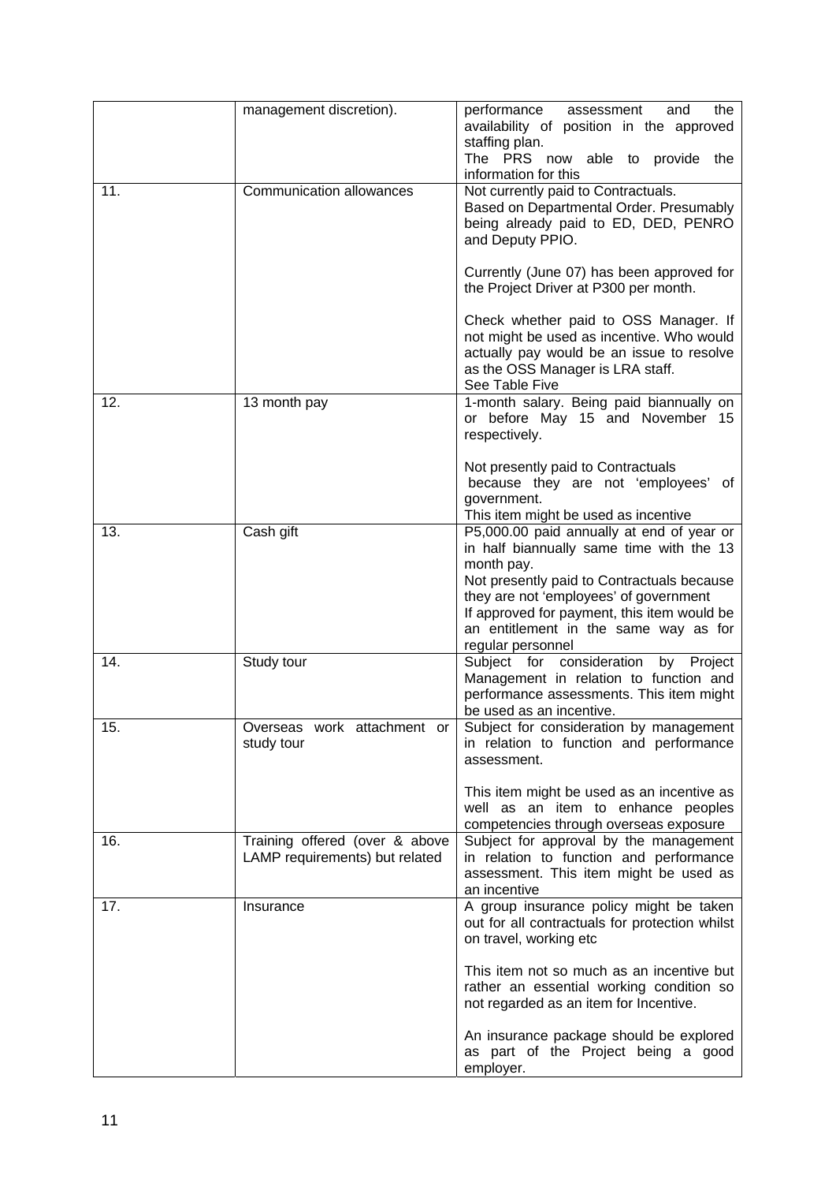| | | |
|---|---|---|
| | management discretion). | performance assessment and the availability of position in the approved staffing plan.<br>The PRS now able to provide the information for this |
| 11. | Communication allowances | Not currently paid to Contractuals.<br>Based on Departmental Order. Presumably being already paid to ED, DED, PENRO and Deputy PPIO.<br><br>Currently (June 07) has been approved for the Project Driver at P300 per month.<br><br>Check whether paid to OSS Manager. If not might be used as incentive. Who would actually pay would be an issue to resolve as the OSS Manager is LRA staff.<br>See Table Five |
| 12. | 13 month pay | 1-month salary. Being paid biannually on or before May 15 and November 15 respectively.<br><br>Not presently paid to Contractuals because they are not 'employees' of government.<br>This item might be used as incentive |
| 13. | Cash gift | P5,000.00 paid annually at end of year or in half biannually same time with the 13 month pay.<br>Not presently paid to Contractuals because they are not 'employees' of government<br>If approved for payment, this item would be an entitlement in the same way as for regular personnel |
| 14. | Study tour | Subject for consideration by Project Management in relation to function and performance assessments. This item might be used as an incentive. |
| 15. | Overseas work attachment or study tour | Subject for consideration by management in relation to function and performance assessment.<br><br>This item might be used as an incentive as well as an item to enhance peoples competencies through overseas exposure |
| 16. | Training offered (over & above LAMP requirements) but related | Subject for approval by the management in relation to function and performance assessment. This item might be used as an incentive |
| 17. | Insurance | A group insurance policy might be taken out for all contractuals for protection whilst on travel, working etc<br><br>This item not so much as an incentive but rather an essential working condition so not regarded as an item for Incentive.<br><br>An insurance package should be explored as part of the Project being a good employer. |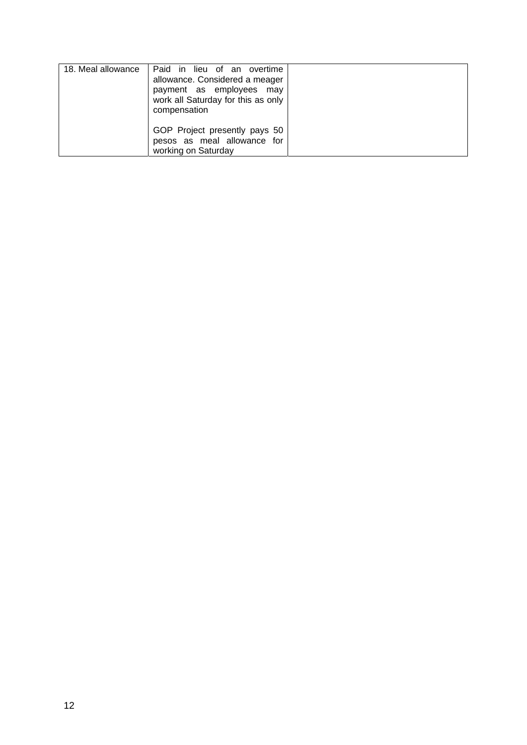| | | |
|---|---|---|
| 18. Meal allowance | Paid in lieu of an overtime allowance. Considered a meager payment as employees may work all Saturday for this as only compensation<br><br>GOP Project presently pays 50 pesos as meal allowance for working on Saturday | |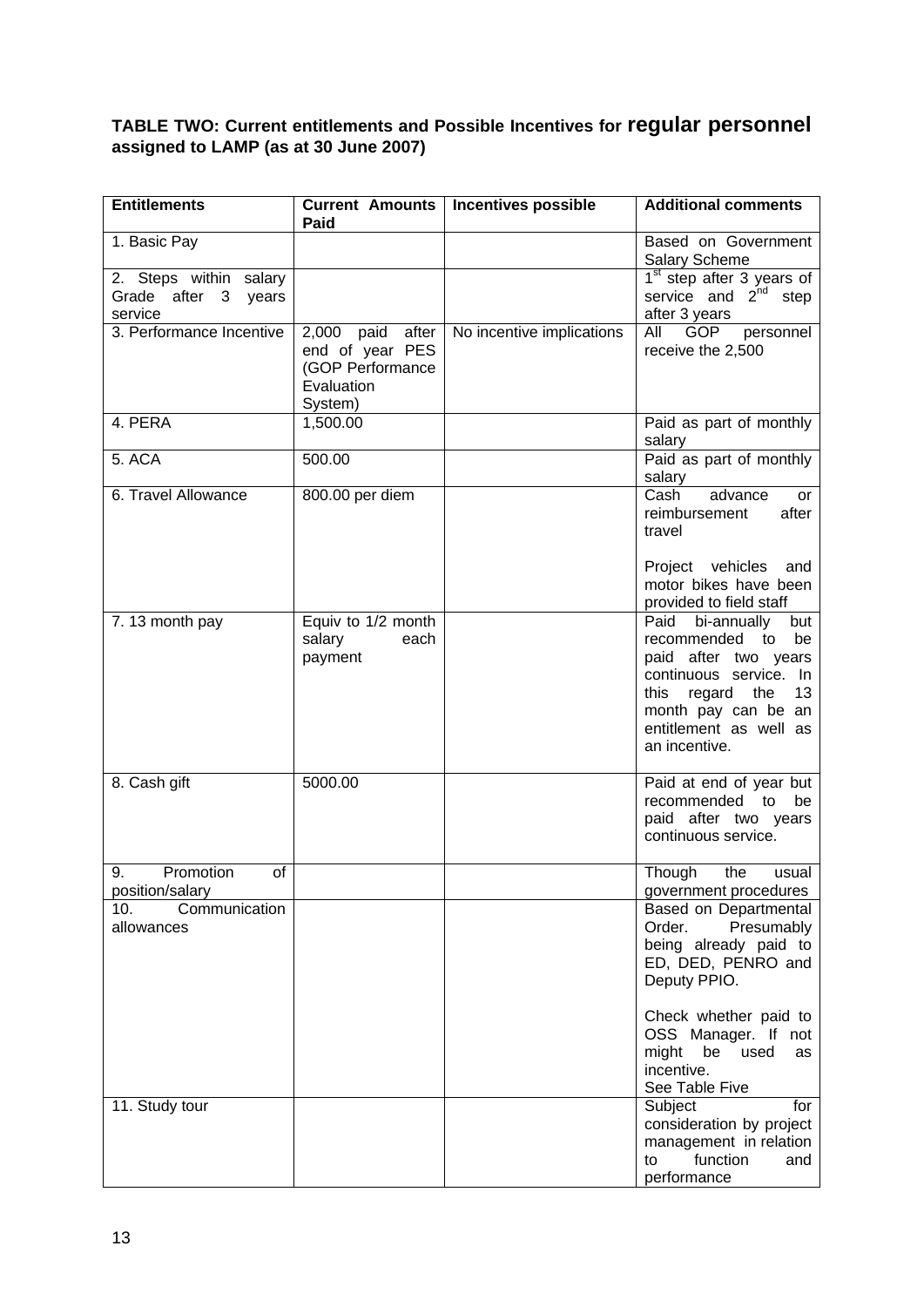**TABLE TWO: Current entitlements and Possible Incentives for regular personnel assigned to LAMP (as at 30 June 2007)**

| Entitlements | Current Amounts Paid | Incentives possible | Additional comments |
|---|---|---|---|
| 1. Basic Pay | | | Based on Government Salary Scheme |
| 2. Steps within salary Grade after 3 years service | | | 1st step after 3 years of service and 2nd step after 3 years |
| 3. Performance Incentive | 2,000 paid after end of year PES (GOP Performance Evaluation System) | No incentive implications | All GOP personnel receive the 2,500 |
| 4. PERA | 1,500.00 | | Paid as part of monthly salary |
| 5. ACA | 500.00 | | Paid as part of monthly salary |
| 6. Travel Allowance | 800.00 per diem | | Cash advance or reimbursement after travel<br><br>Project vehicles and motor bikes have been provided to field staff |
| 7. 13 month pay | Equiv to 1/2 month salary each payment | | Paid bi-annually but recommended to be paid after two years continuous service. In this regard the 13 month pay can be an entitlement as well as an incentive. |
| 8. Cash gift | 5000.00 | | Paid at end of year but recommended to be paid after two years continuous service. |
| 9. Promotion of position/salary | | | Though the usual government procedures |
| 10. Communication allowances | | | Based on Departmental Order. Presumably being already paid to ED, DED, PENRO and Deputy PPIO.<br><br>Check whether paid to OSS Manager. If not might be used as incentive.<br>See Table Five |
| 11. Study tour | | | Subject for consideration by project management in relation to function and performance |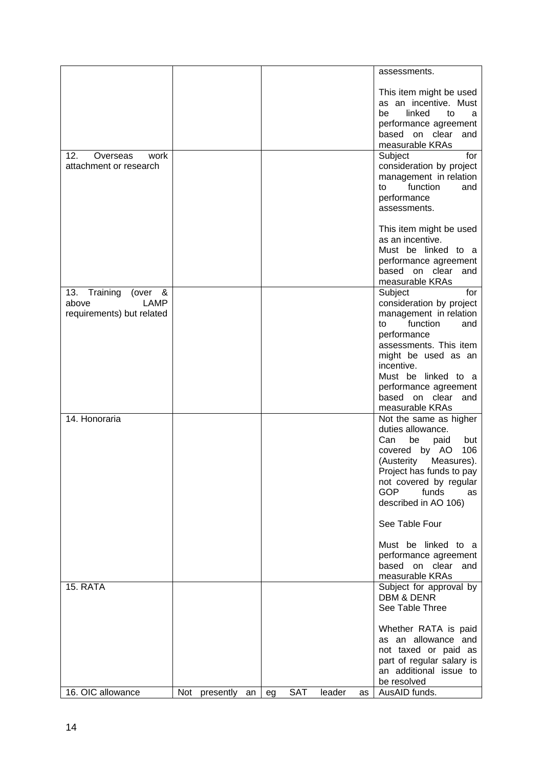| | | | |
|---|---|---|---|
| | | | assessments.<br><br>This item might be used as an incentive. Must be linked to a performance agreement based on clear and measurable KRAs |
| 12. Overseas work attachment or research | | | Subject for consideration by project management in relation to function and performance assessments.<br><br>This item might be used as an incentive.<br>Must be linked to a performance agreement based on clear and measurable KRAs |
| 13. Training (over & above LAMP requirements) but related | | | Subject for consideration by project management in relation to function and performance assessments. This item might be used as an incentive.<br>Must be linked to a performance agreement based on clear and measurable KRAs |
| 14. Honoraria | | | Not the same as higher duties allowance.<br>Can be paid but covered by AO 106 (Austerity Measures). Project has funds to pay not covered by regular GOP funds as described in AO 106)<br><br>See Table Four<br><br>Must be linked to a performance agreement based on clear and measurable KRAs |
| 15. RATA | | | Subject for approval by DBM & DENR<br>See Table Three<br><br>Whether RATA is paid as an allowance and not taxed or paid as part of regular salary is an additional issue to be resolved |
| 16. OIC allowance | Not presently an | eg SAT leader as | AusAID funds. |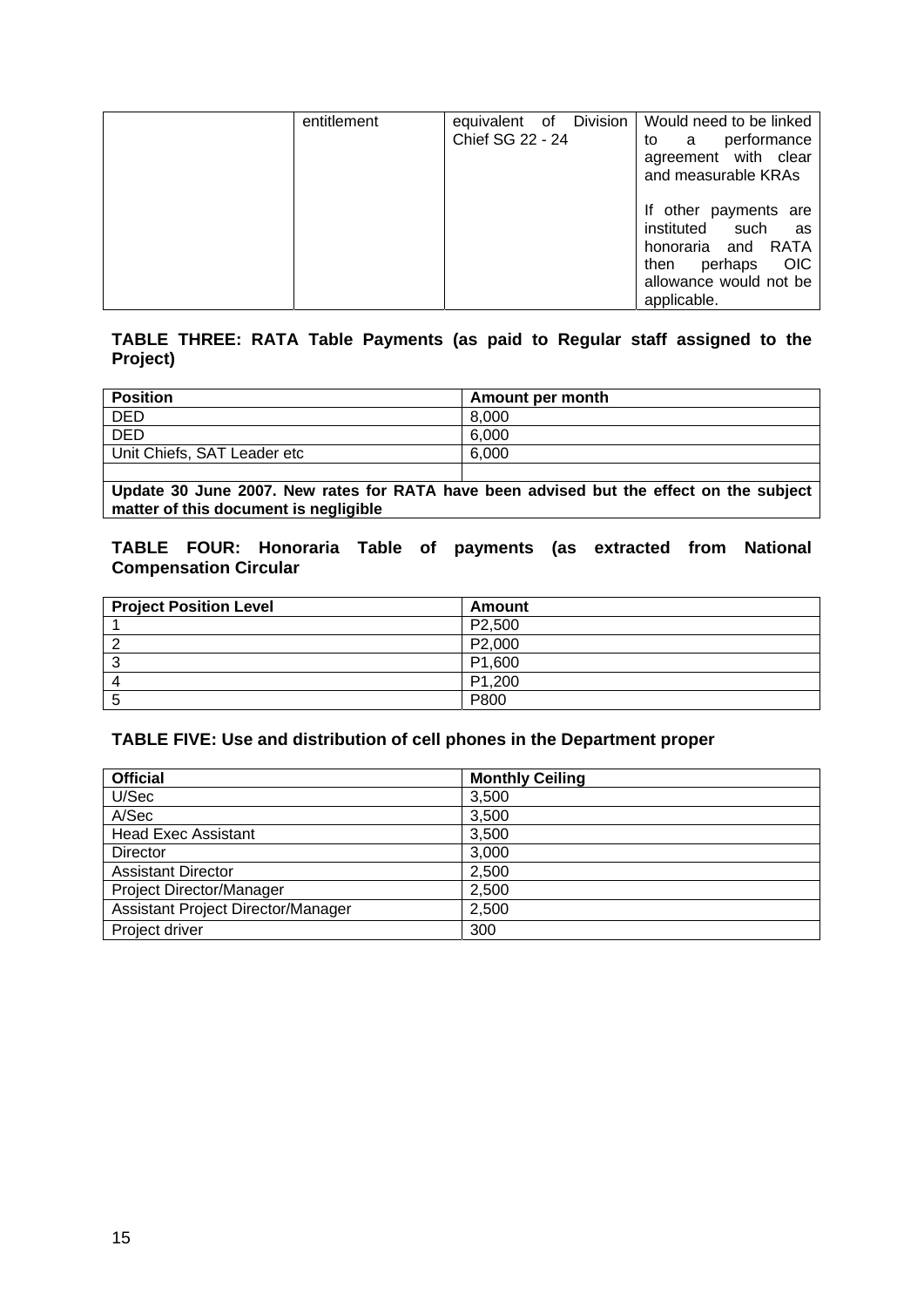| | entitlement | equivalent of Division Chief SG 22 - 24 | Would need to be linked to a performance agreement with clear and measurable KRAs<br><br>If other payments are instituted such as honoraria and RATA then perhaps OIC allowance would not be applicable. |
|---|---|---|---|

**TABLE THREE: RATA Table Payments (as paid to Regular staff assigned to the Project)**

| Position | Amount per month |
|---|---|
| DED | 8,000 |
| DED | 6,000 |
| Unit Chiefs, SAT Leader etc | 6,000 |
| | |
| **Update 30 June 2007. New rates for RATA have been advised but the effect on the subject matter of this document is negligible** | |

**TABLE FOUR: Honoraria Table of payments (as extracted from National Compensation Circular**

| Project Position Level | Amount |
|---|---|
| 1 | P2,500 |
| 2 | P2,000 |
| 3 | P1,600 |
| 4 | P1,200 |
| 5 | P800 |

**TABLE FIVE: Use and distribution of cell phones in the Department proper**

| Official | Monthly Ceiling |
|---|---|
| U/Sec | 3,500 |
| A/Sec | 3,500 |
| Head Exec Assistant | 3,500 |
| Director | 3,000 |
| Assistant Director | 2,500 |
| Project Director/Manager | 2,500 |
| Assistant Project Director/Manager | 2,500 |
| Project driver | 300 |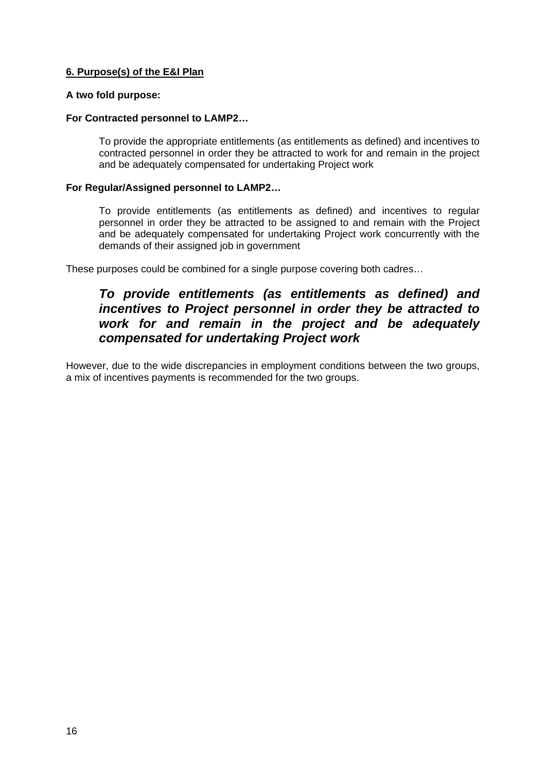## 6. Purpose(s) of the E&I Plan

**A two fold purpose:**

**For Contracted personnel to LAMP2…**

> To provide the appropriate entitlements (as entitlements as defined) and incentives to contracted personnel in order they be attracted to work for and remain in the project and be adequately compensated for undertaking Project work

**For Regular/Assigned personnel to LAMP2…**

> To provide entitlements (as entitlements as defined) and incentives to regular personnel in order they be attracted to be assigned to and remain with the Project and be adequately compensated for undertaking Project work concurrently with the demands of their assigned job in government

These purposes could be combined for a single purpose covering both cadres…

> ***To provide entitlements (as entitlements as defined) and incentives to Project personnel in order they be attracted to work for and remain in the project and be adequately compensated for undertaking Project work***

However, due to the wide discrepancies in employment conditions between the two groups, a mix of incentives payments is recommended for the two groups.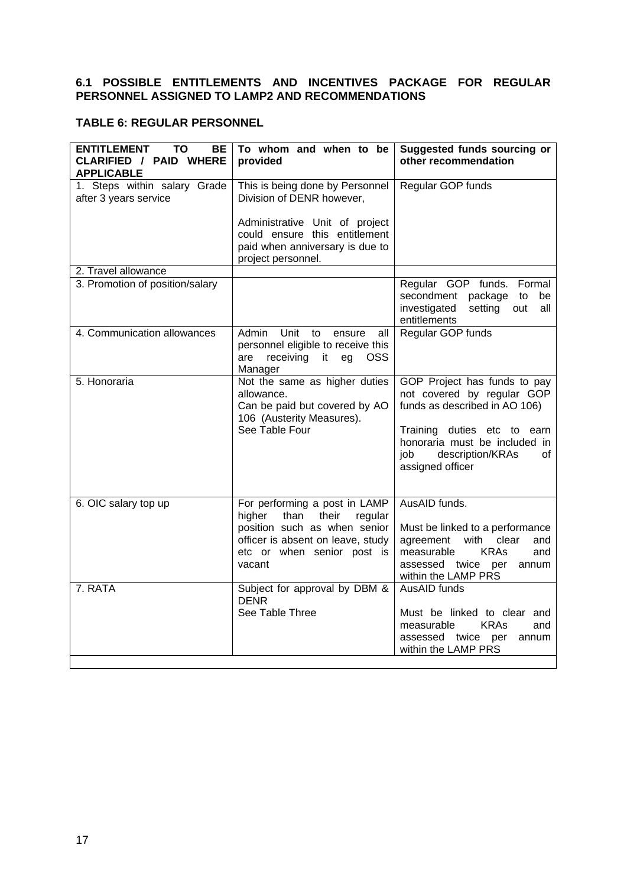### 6.1 POSSIBLE ENTITLEMENTS AND INCENTIVES PACKAGE FOR REGULAR PERSONNEL ASSIGNED TO LAMP2 AND RECOMMENDATIONS

**TABLE 6: REGULAR PERSONNEL**

| ENTITLEMENT TO BE CLARIFIED / PAID WHERE APPLICABLE | To whom and when to be provided | Suggested funds sourcing or other recommendation |
|---|---|---|
| 1. Steps within salary Grade after 3 years service | This is being done by Personnel Division of DENR however,<br><br>Administrative Unit of project could ensure this entitlement paid when anniversary is due to project personnel. | Regular GOP funds |
| 2. Travel allowance | | |
| 3. Promotion of position/salary | | Regular GOP funds. Formal secondment package to be investigated setting out all entitlements |
| 4. Communication allowances | Admin Unit to ensure all personnel eligible to receive this are receiving it eg OSS Manager | Regular GOP funds |
| 5. Honoraria | Not the same as higher duties allowance.<br>Can be paid but covered by AO 106 (Austerity Measures).<br>See Table Four | GOP Project has funds to pay not covered by regular GOP funds as described in AO 106)<br><br>Training duties etc to earn honoraria must be included in job description/KRAs of assigned officer |
| 6. OIC salary top up | For performing a post in LAMP higher than their regular position such as when senior officer is absent on leave, study etc or when senior post is vacant | AusAID funds.<br><br>Must be linked to a performance agreement with clear and measurable KRAs and assessed twice per annum within the LAMP PRS |
| 7. RATA | Subject for approval by DBM & DENR<br>See Table Three | AusAID funds<br><br>Must be linked to clear and measurable KRAs and assessed twice per annum within the LAMP PRS |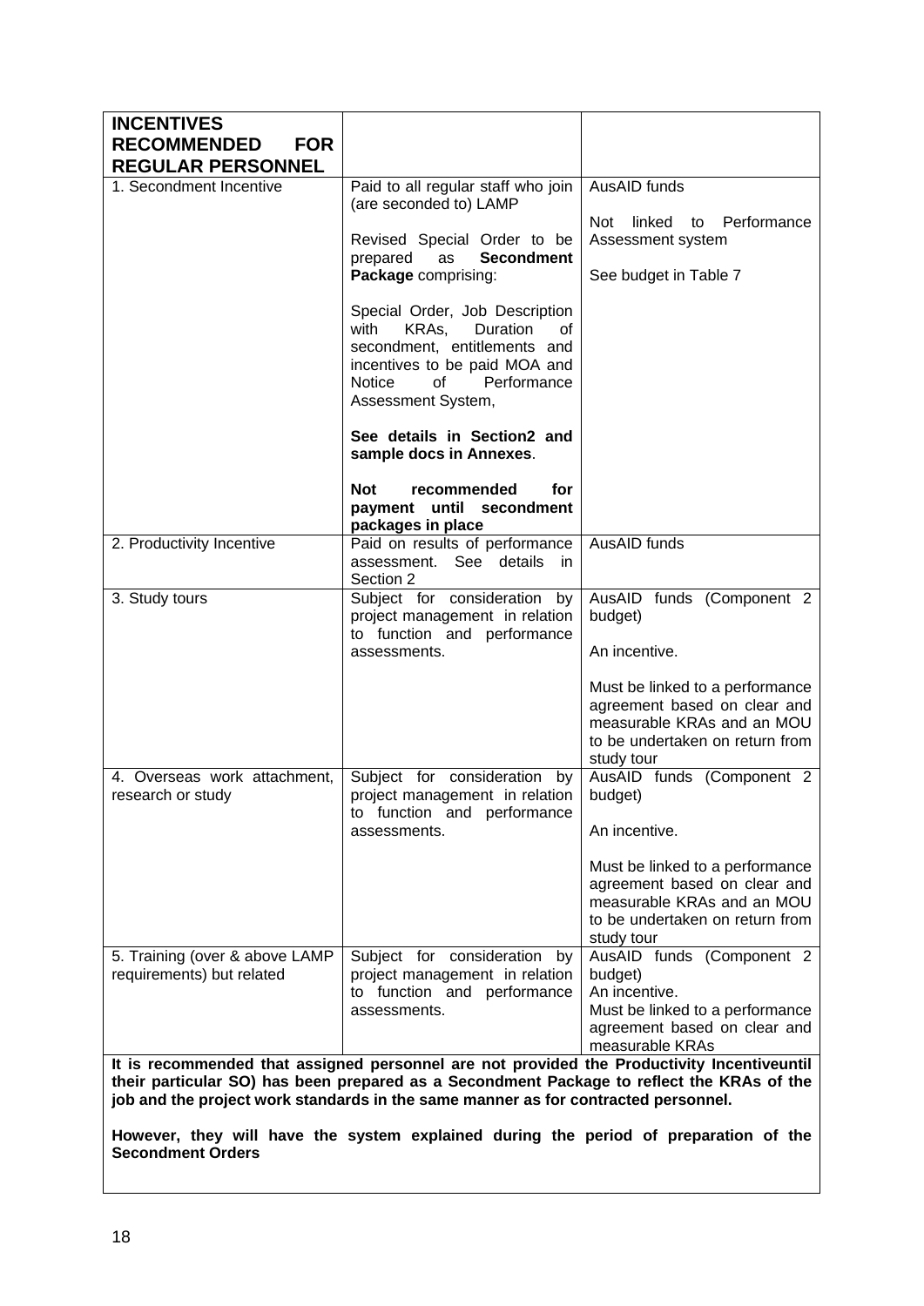| **INCENTIVES RECOMMENDED FOR REGULAR PERSONNEL** | | |
|---|---|---|
| 1. Secondment Incentive | Paid to all regular staff who join (are seconded to) LAMP<br><br>Revised Special Order to be prepared as **Secondment Package** comprising:<br><br>Special Order, Job Description with KRAs, Duration of secondment, entitlements and incentives to be paid MOA and Notice of Performance Assessment System,<br><br>**See details in Section2 and sample docs in Annexes**.<br><br>**Not recommended for payment until secondment packages in place** | AusAID funds<br><br>Not linked to Performance Assessment system<br><br>See budget in Table 7 |
| 2. Productivity Incentive | Paid on results of performance assessment. See details in Section 2 | AusAID funds |
| 3. Study tours | Subject for consideration by project management in relation to function and performance assessments. | AusAID funds (Component 2 budget)<br><br>An incentive.<br><br>Must be linked to a performance agreement based on clear and measurable KRAs and an MOU to be undertaken on return from study tour |
| 4. Overseas work attachment, research or study | Subject for consideration by project management in relation to function and performance assessments. | AusAID funds (Component 2 budget)<br><br>An incentive.<br><br>Must be linked to a performance agreement based on clear and measurable KRAs and an MOU to be undertaken on return from study tour |
| 5. Training (over & above LAMP requirements) but related | Subject for consideration by project management in relation to function and performance assessments. | AusAID funds (Component 2 budget)<br>An incentive.<br>Must be linked to a performance agreement based on clear and measurable KRAs |

**It is recommended that assigned personnel are not provided the Productivity Incentiveuntil their particular SO) has been prepared as a Secondment Package to reflect the KRAs of the job and the project work standards in the same manner as for contracted personnel.**

**However, they will have the system explained during the period of preparation of the Secondment Orders**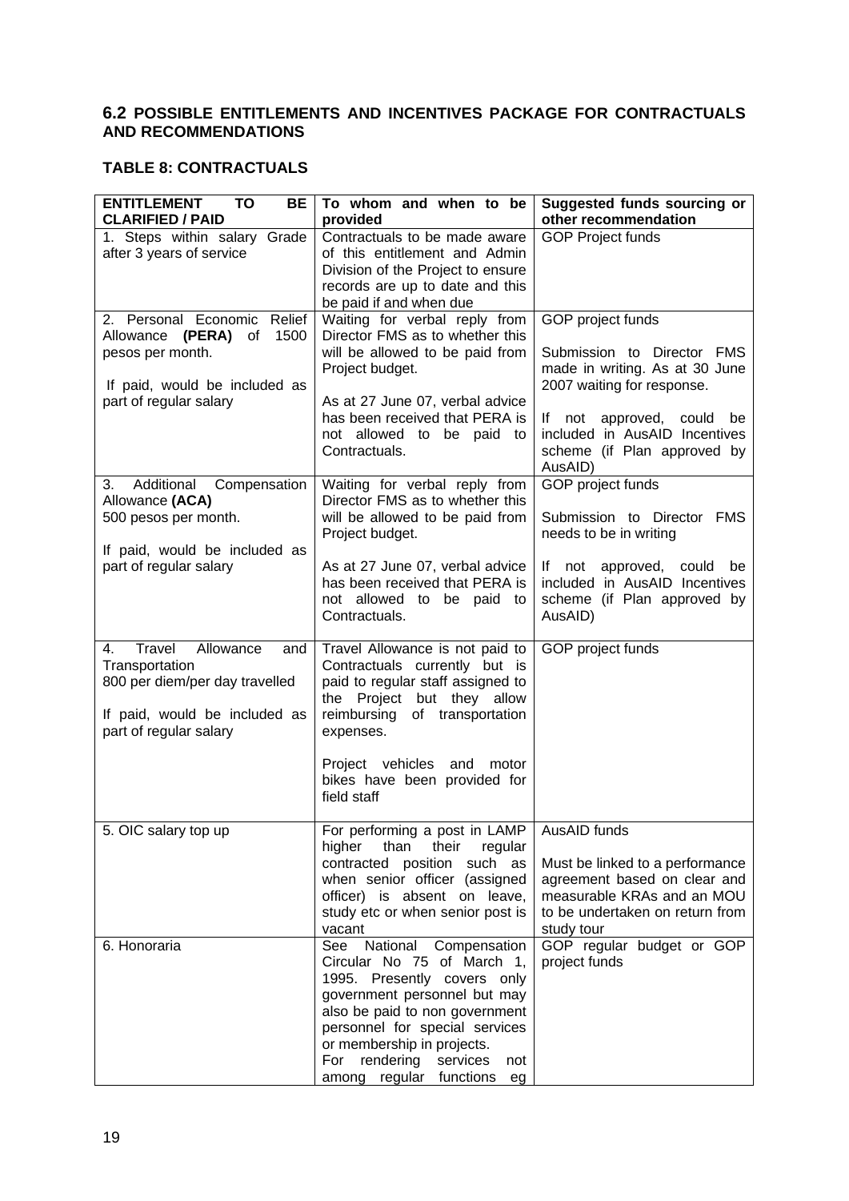### 6.2 POSSIBLE ENTITLEMENTS AND INCENTIVES PACKAGE FOR CONTRACTUALS AND RECOMMENDATIONS

#### TABLE 8: CONTRACTUALS

| ENTITLEMENT TO BE CLARIFIED / PAID | To whom and when to be provided | Suggested funds sourcing or other recommendation |
|---|---|---|
| 1. Steps within salary Grade after 3 years of service | Contractuals to be made aware of this entitlement and Admin Division of the Project to ensure records are up to date and this be paid if and when due | GOP Project funds |
| 2. Personal Economic Relief Allowance **(PERA)** of 1500 pesos per month.<br><br>If paid, would be included as part of regular salary | Waiting for verbal reply from Director FMS as to whether this will be allowed to be paid from Project budget.<br><br>As at 27 June 07, verbal advice has been received that PERA is not allowed to be paid to Contractuals. | GOP project funds<br><br>Submission to Director FMS made in writing. As at 30 June 2007 waiting for response.<br><br>If not approved, could be included in AusAID Incentives scheme (if Plan approved by AusAID) |
| 3. Additional Compensation Allowance **(ACA)**<br>500 pesos per month.<br><br>If paid, would be included as part of regular salary | Waiting for verbal reply from Director FMS as to whether this will be allowed to be paid from Project budget.<br><br>As at 27 June 07, verbal advice has been received that PERA is not allowed to be paid to Contractuals. | GOP project funds<br><br>Submission to Director FMS needs to be in writing<br><br>If not approved, could be included in AusAID Incentives scheme (if Plan approved by AusAID) |
| 4. Travel Allowance and Transportation<br>800 per diem/per day travelled<br><br>If paid, would be included as part of regular salary | Travel Allowance is not paid to Contractuals currently but is paid to regular staff assigned to the Project but they allow reimbursing of transportation expenses.<br><br>Project vehicles and motor bikes have been provided for field staff | GOP project funds |
| 5. OIC salary top up | For performing a post in LAMP higher than their regular contracted position such as when senior officer (assigned officer) is absent on leave, study etc or when senior post is vacant | AusAID funds<br><br>Must be linked to a performance agreement based on clear and measurable KRAs and an MOU to be undertaken on return from study tour |
| 6. Honoraria | See National Compensation Circular No 75 of March 1, 1995. Presently covers only government personnel but may also be paid to non government personnel for special services or membership in projects.<br>For rendering services not among regular functions eg | GOP regular budget or GOP project funds |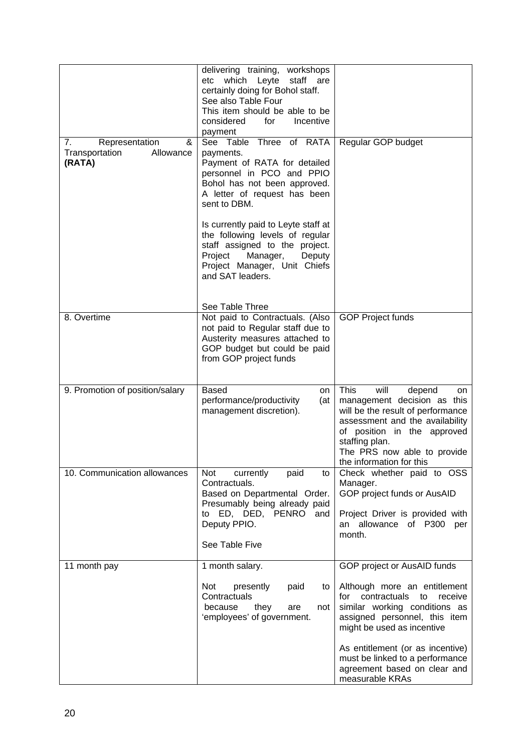| | | |
|---|---|---|
| | delivering training, workshops etc which Leyte staff are certainly doing for Bohol staff.<br>See also Table Four<br>This item should be able to be considered for Incentive payment | |
| 7. Representation & Transportation Allowance **(RATA)** | See Table Three of RATA payments.<br>Payment of RATA for detailed personnel in PCO and PPIO Bohol has not been approved. A letter of request has been sent to DBM.<br><br>Is currently paid to Leyte staff at the following levels of regular staff assigned to the project. Project Manager, Deputy Project Manager, Unit Chiefs and SAT leaders.<br><br>See Table Three | Regular GOP budget |
| 8. Overtime | Not paid to Contractuals. (Also not paid to Regular staff due to Austerity measures attached to GOP budget but could be paid from GOP project funds | GOP Project funds |
| 9. Promotion of position/salary | Based on performance/productivity (at management discretion). | This will depend on management decision as this will be the result of performance assessment and the availability of position in the approved staffing plan.<br>The PRS now able to provide the information for this |
| 10. Communication allowances | Not currently paid to Contractuals.<br>Based on Departmental Order. Presumably being already paid to ED, DED, PENRO and Deputy PPIO.<br><br>See Table Five | Check whether paid to OSS Manager.<br>GOP project funds or AusAID<br><br>Project Driver is provided with an allowance of P300 per month. |
| 11 month pay | 1 month salary.<br><br>Not presently paid to Contractuals because they are not 'employees' of government. | GOP project or AusAID funds<br><br>Although more an entitlement for contractuals to receive similar working conditions as assigned personnel, this item might be used as incentive<br><br>As entitlement (or as incentive) must be linked to a performance agreement based on clear and measurable KRAs |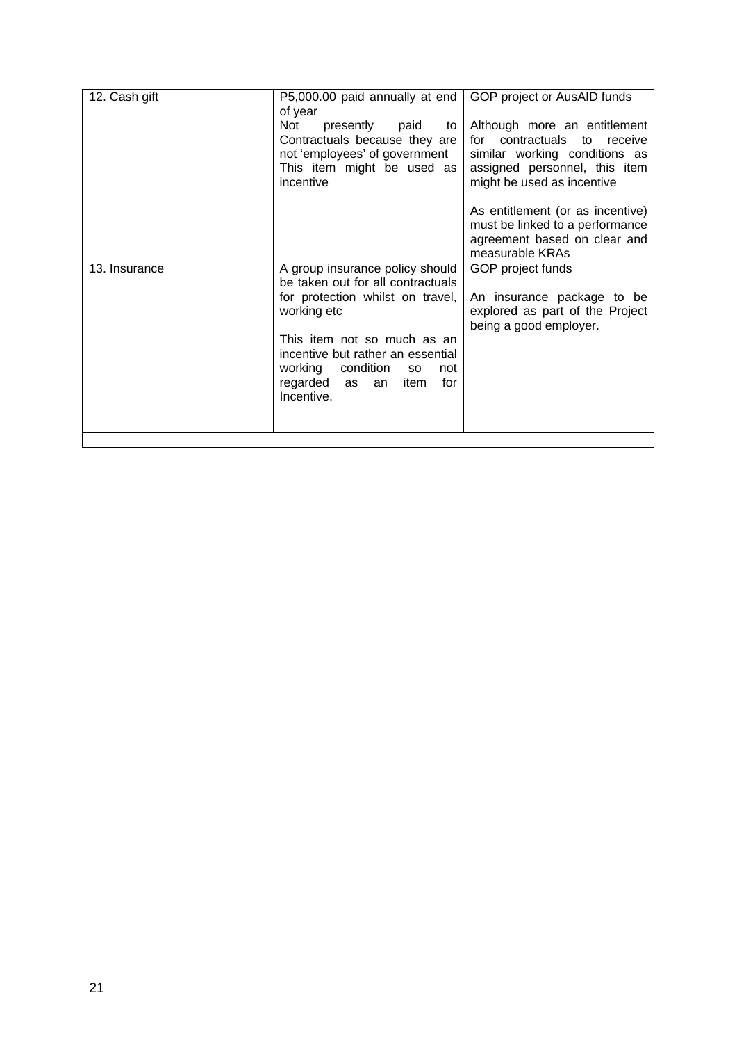| | | |
|---|---|---|
| 12. Cash gift | P5,000.00 paid annually at end of year<br>Not presently paid to Contractuals because they are not 'employees' of government<br>This item might be used as incentive | GOP project or AusAID funds<br><br>Although more an entitlement for contractuals to receive similar working conditions as assigned personnel, this item might be used as incentive<br><br>As entitlement (or as incentive) must be linked to a performance agreement based on clear and measurable KRAs |
| 13. Insurance | A group insurance policy should be taken out for all contractuals for protection whilst on travel, working etc<br><br>This item not so much as an incentive but rather an essential working condition so not regarded as an item for Incentive. | GOP project funds<br><br>An insurance package to be explored as part of the Project being a good employer. |
| | | |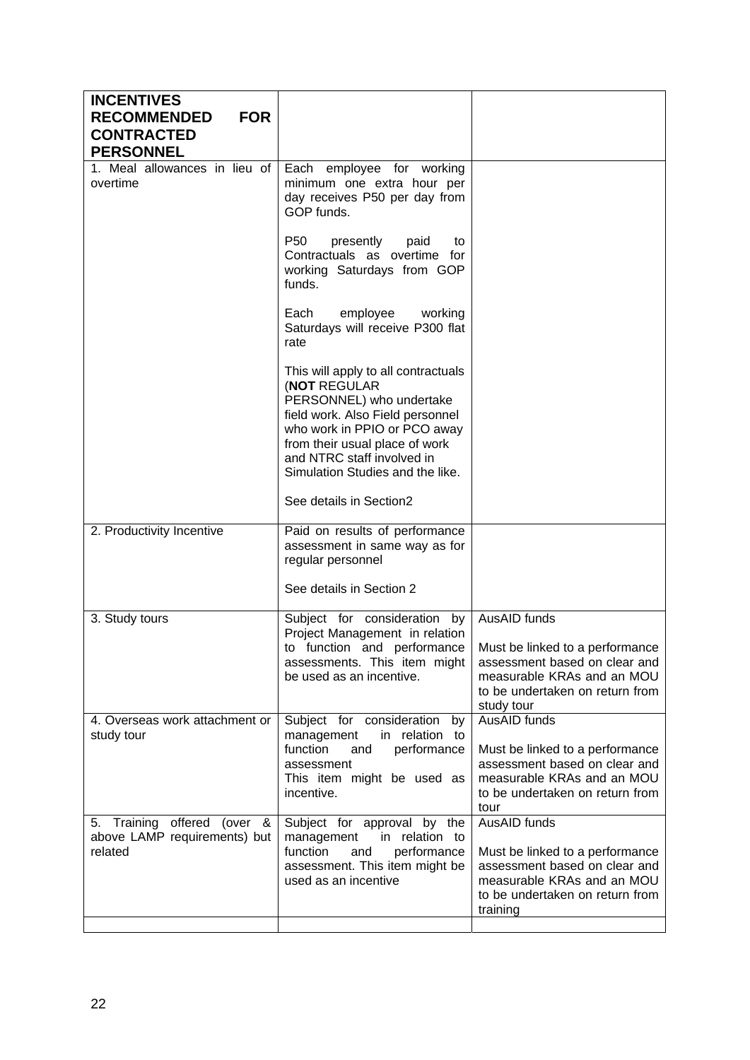| **INCENTIVES RECOMMENDED FOR CONTRACTED PERSONNEL** | | |
|---|---|---|
| 1. Meal allowances in lieu of overtime | Each employee for working minimum one extra hour per day receives P50 per day from GOP funds.<br><br>P50 presently paid to Contractuals as overtime for working Saturdays from GOP funds.<br><br>Each employee working Saturdays will receive P300 flat rate<br><br>This will apply to all contractuals (**NOT** REGULAR PERSONNEL) who undertake field work. Also Field personnel who work in PPIO or PCO away from their usual place of work and NTRC staff involved in Simulation Studies and the like.<br><br>See details in Section2 | |
| 2. Productivity Incentive | Paid on results of performance assessment in same way as for regular personnel<br><br>See details in Section 2 | |
| 3. Study tours | Subject for consideration by Project Management in relation to function and performance assessments. This item might be used as an incentive. | AusAID funds<br><br>Must be linked to a performance assessment based on clear and measurable KRAs and an MOU to be undertaken on return from study tour |
| 4. Overseas work attachment or study tour | Subject for consideration by management in relation to function and performance assessment<br>This item might be used as incentive. | AusAID funds<br><br>Must be linked to a performance assessment based on clear and measurable KRAs and an MOU to be undertaken on return from tour |
| 5. Training offered (over & above LAMP requirements) but related | Subject for approval by the management in relation to function and performance assessment. This item might be used as an incentive | AusAID funds<br><br>Must be linked to a performance assessment based on clear and measurable KRAs and an MOU to be undertaken on return from training |
| | | |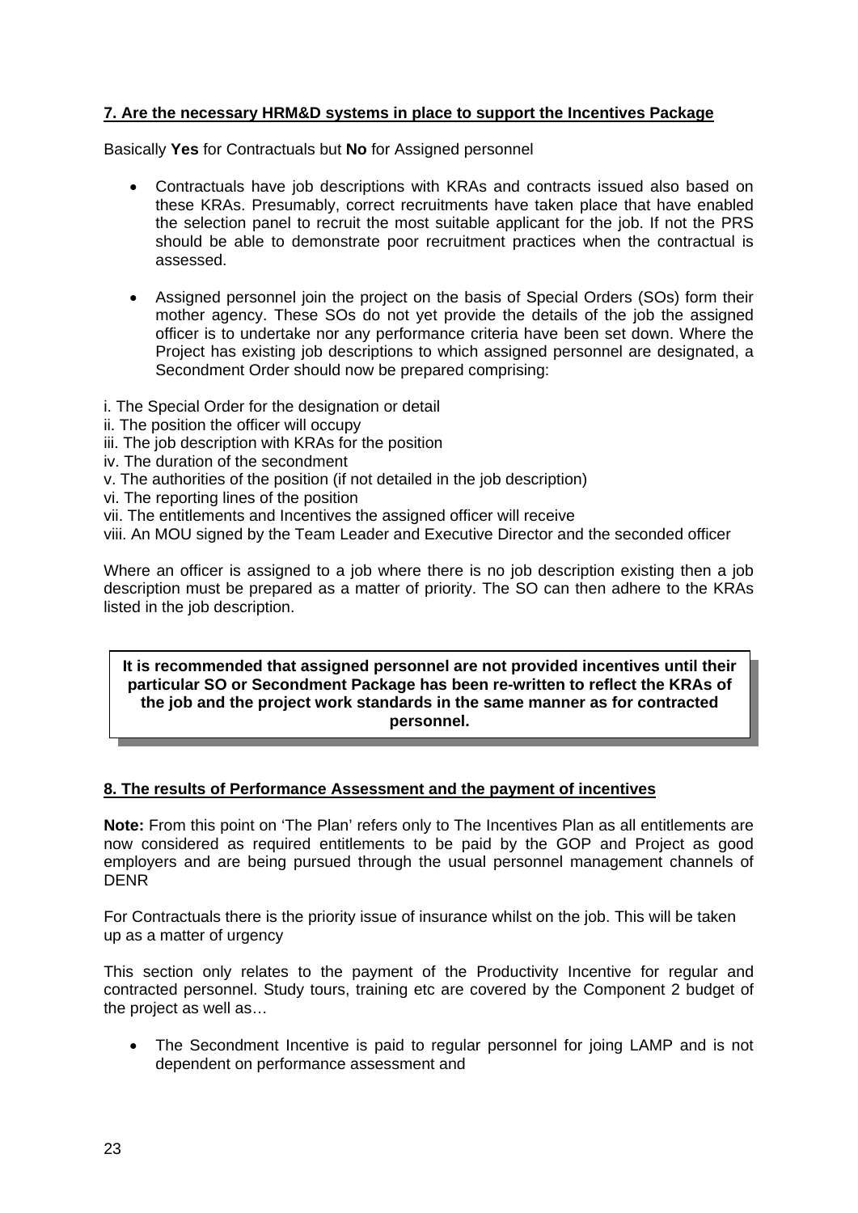## 7. Are the necessary HRM&D systems in place to support the Incentives Package

Basically **Yes** for Contractuals but **No** for Assigned personnel

- Contractuals have job descriptions with KRAs and contracts issued also based on these KRAs. Presumably, correct recruitments have taken place that have enabled the selection panel to recruit the most suitable applicant for the job. If not the PRS should be able to demonstrate poor recruitment practices when the contractual is assessed.

- Assigned personnel join the project on the basis of Special Orders (SOs) form their mother agency. These SOs do not yet provide the details of the job the assigned officer is to undertake nor any performance criteria have been set down. Where the Project has existing job descriptions to which assigned personnel are designated, a Secondment Order should now be prepared comprising:

i. The Special Order for the designation or detail
ii. The position the officer will occupy
iii. The job description with KRAs for the position
iv. The duration of the secondment
v. The authorities of the position (if not detailed in the job description)
vi. The reporting lines of the position
vii. The entitlements and Incentives the assigned officer will receive
viii. An MOU signed by the Team Leader and Executive Director and the seconded officer

Where an officer is assigned to a job where there is no job description existing then a job description must be prepared as a matter of priority. The SO can then adhere to the KRAs listed in the job description.

**It is recommended that assigned personnel are not provided incentives until their particular SO or Secondment Package has been re-written to reflect the KRAs of the job and the project work standards in the same manner as for contracted personnel.**

## 8. The results of Performance Assessment and the payment of incentives

**Note:** From this point on 'The Plan' refers only to The Incentives Plan as all entitlements are now considered as required entitlements to be paid by the GOP and Project as good employers and are being pursued through the usual personnel management channels of DENR

For Contractuals there is the priority issue of insurance whilst on the job. This will be taken up as a matter of urgency

This section only relates to the payment of the Productivity Incentive for regular and contracted personnel. Study tours, training etc are covered by the Component 2 budget of the project as well as…

- The Secondment Incentive is paid to regular personnel for joing LAMP and is not dependent on performance assessment and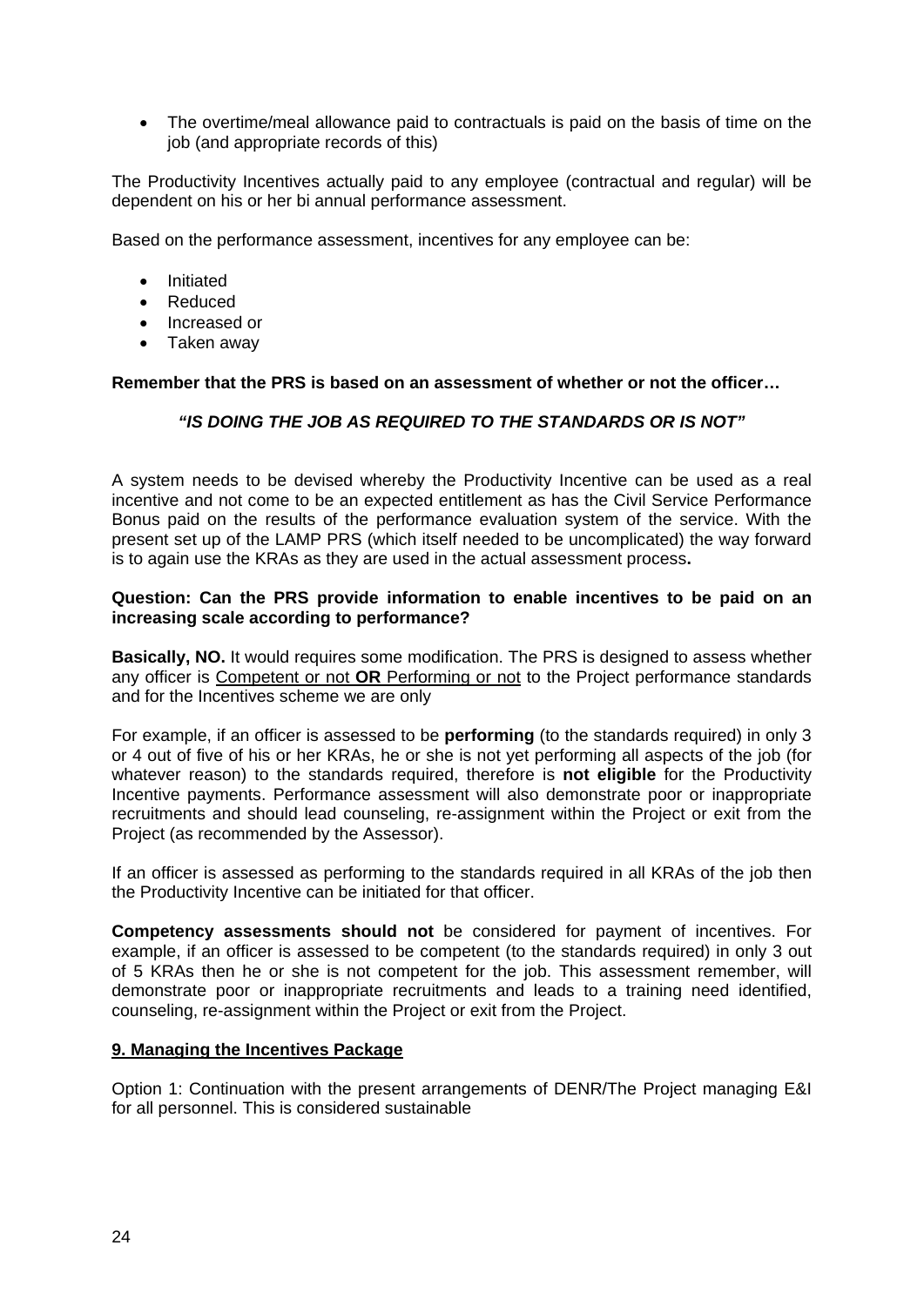- The overtime/meal allowance paid to contractuals is paid on the basis of time on the job (and appropriate records of this)

The Productivity Incentives actually paid to any employee (contractual and regular) will be dependent on his or her bi annual performance assessment.

Based on the performance assessment, incentives for any employee can be:

- Initiated
- Reduced
- Increased or
- Taken away

**Remember that the PRS is based on an assessment of whether or not the officer…**

***"IS DOING THE JOB AS REQUIRED TO THE STANDARDS OR IS NOT"***

A system needs to be devised whereby the Productivity Incentive can be used as a real incentive and not come to be an expected entitlement as has the Civil Service Performance Bonus paid on the results of the performance evaluation system of the service. With the present set up of the LAMP PRS (which itself needed to be uncomplicated) the way forward is to again use the KRAs as they are used in the actual assessment process**.**

**Question: Can the PRS provide information to enable incentives to be paid on an increasing scale according to performance?**

**Basically, NO.** It would requires some modification. The PRS is designed to assess whether any officer is <u>Competent or not **OR** Performing or not</u> to the Project performance standards and for the Incentives scheme we are only

For example, if an officer is assessed to be **performing** (to the standards required) in only 3 or 4 out of five of his or her KRAs, he or she is not yet performing all aspects of the job (for whatever reason) to the standards required, therefore is **not eligible** for the Productivity Incentive payments. Performance assessment will also demonstrate poor or inappropriate recruitments and should lead counseling, re-assignment within the Project or exit from the Project (as recommended by the Assessor).

If an officer is assessed as performing to the standards required in all KRAs of the job then the Productivity Incentive can be initiated for that officer.

**Competency assessments should not** be considered for payment of incentives. For example, if an officer is assessed to be competent (to the standards required) in only 3 out of 5 KRAs then he or she is not competent for the job. This assessment remember, will demonstrate poor or inappropriate recruitments and leads to a training need identified, counseling, re-assignment within the Project or exit from the Project.

## <u>9. Managing the Incentives Package</u>

Option 1: Continuation with the present arrangements of DENR/The Project managing E&I for all personnel. This is considered sustainable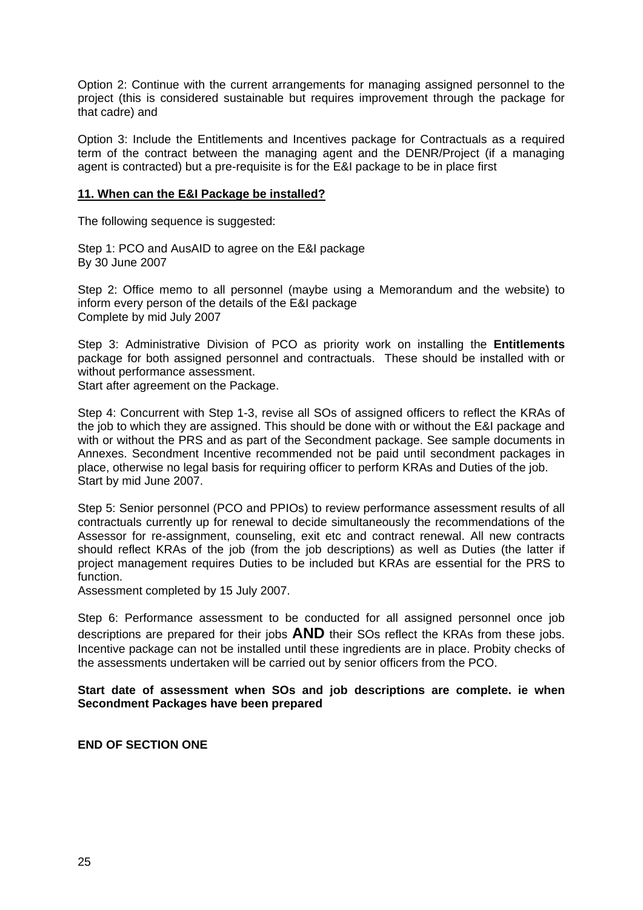Option 2: Continue with the current arrangements for managing assigned personnel to the project (this is considered sustainable but requires improvement through the package for that cadre) and

Option 3: Include the Entitlements and Incentives package for Contractuals as a required term of the contract between the managing agent and the DENR/Project (if a managing agent is contracted) but a pre-requisite is for the E&I package to be in place first

## 11. When can the E&I Package be installed?

The following sequence is suggested:

Step 1: PCO and AusAID to agree on the E&I package
By 30 June 2007

Step 2: Office memo to all personnel (maybe using a Memorandum and the website) to inform every person of the details of the E&I package
Complete by mid July 2007

Step 3: Administrative Division of PCO as priority work on installing the **Entitlements** package for both assigned personnel and contractuals. These should be installed with or without performance assessment.
Start after agreement on the Package.

Step 4: Concurrent with Step 1-3, revise all SOs of assigned officers to reflect the KRAs of the job to which they are assigned. This should be done with or without the E&I package and with or without the PRS and as part of the Secondment package. See sample documents in Annexes. Secondment Incentive recommended not be paid until secondment packages in place, otherwise no legal basis for requiring officer to perform KRAs and Duties of the job.
Start by mid June 2007.

Step 5: Senior personnel (PCO and PPIOs) to review performance assessment results of all contractuals currently up for renewal to decide simultaneously the recommendations of the Assessor for re-assignment, counseling, exit etc and contract renewal. All new contracts should reflect KRAs of the job (from the job descriptions) as well as Duties (the latter if project management requires Duties to be included but KRAs are essential for the PRS to function.
Assessment completed by 15 July 2007.

Step 6: Performance assessment to be conducted for all assigned personnel once job descriptions are prepared for their jobs **AND** their SOs reflect the KRAs from these jobs. Incentive package can not be installed until these ingredients are in place. Probity checks of the assessments undertaken will be carried out by senior officers from the PCO.

**Start date of assessment when SOs and job descriptions are complete. ie when Secondment Packages have been prepared**

**END OF SECTION ONE**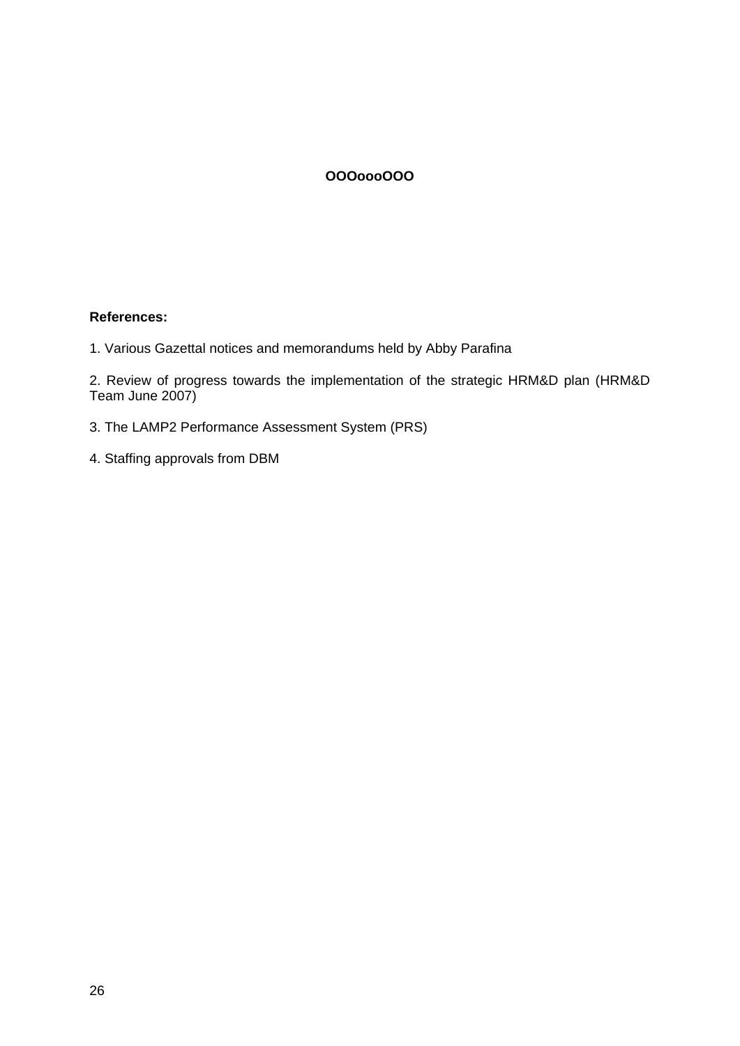**OOOoooOOO**

**References:**

1. Various Gazettal notices and memorandums held by Abby Parafina

2. Review of progress towards the implementation of the strategic HRM&D plan (HRM&D Team June 2007)

3. The LAMP2 Performance Assessment System (PRS)

4. Staffing approvals from DBM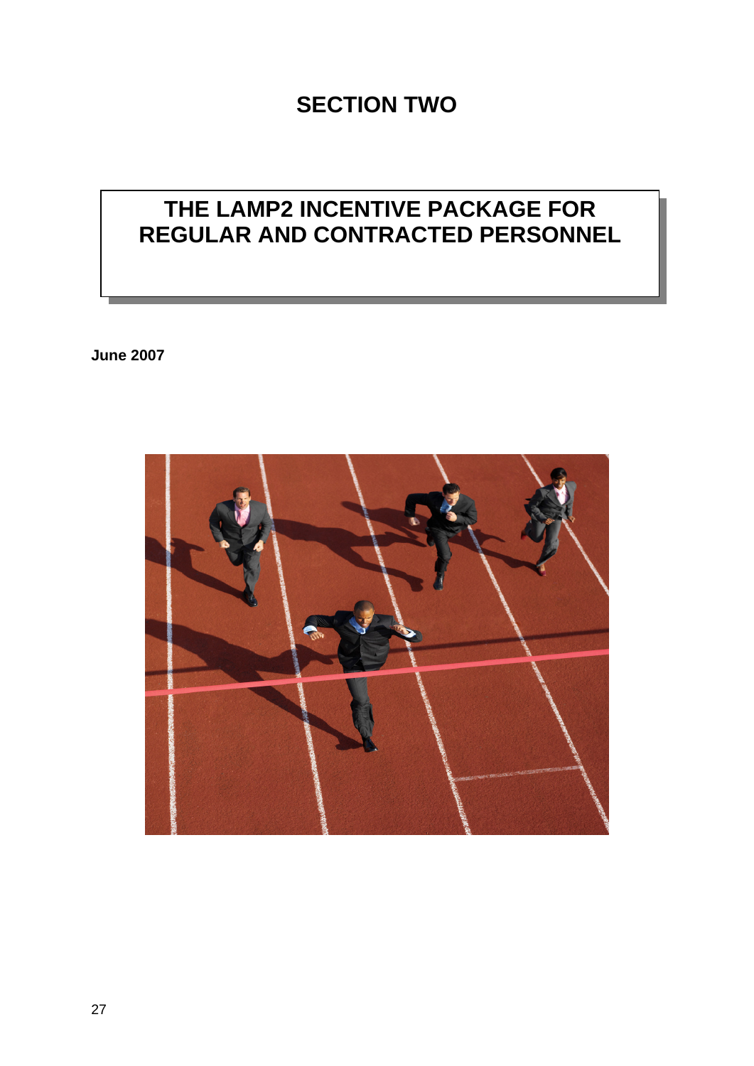# SECTION TWO

## THE LAMP2 INCENTIVE PACKAGE FOR REGULAR AND CONTRACTED PERSONNEL

**June 2007**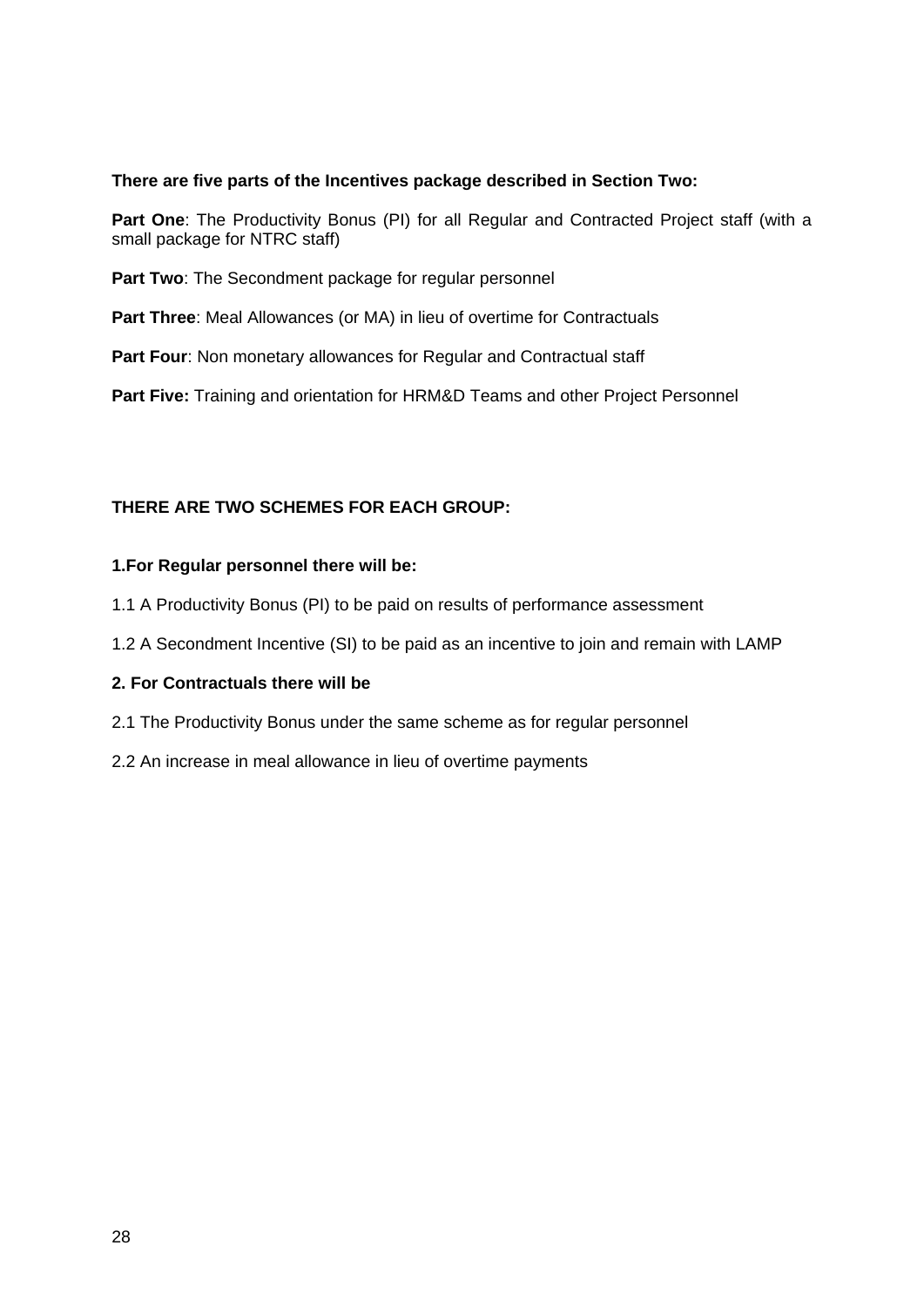**There are five parts of the Incentives package described in Section Two:**

**Part One**: The Productivity Bonus (PI) for all Regular and Contracted Project staff (with a small package for NTRC staff)

**Part Two**: The Secondment package for regular personnel

**Part Three**: Meal Allowances (or MA) in lieu of overtime for Contractuals

**Part Four**: Non monetary allowances for Regular and Contractual staff

**Part Five:** Training and orientation for HRM&D Teams and other Project Personnel

**THERE ARE TWO SCHEMES FOR EACH GROUP:**

**1.For Regular personnel there will be:**

1.1 A Productivity Bonus (PI) to be paid on results of performance assessment

1.2 A Secondment Incentive (SI) to be paid as an incentive to join and remain with LAMP

**2. For Contractuals there will be**

2.1 The Productivity Bonus under the same scheme as for regular personnel

2.2 An increase in meal allowance in lieu of overtime payments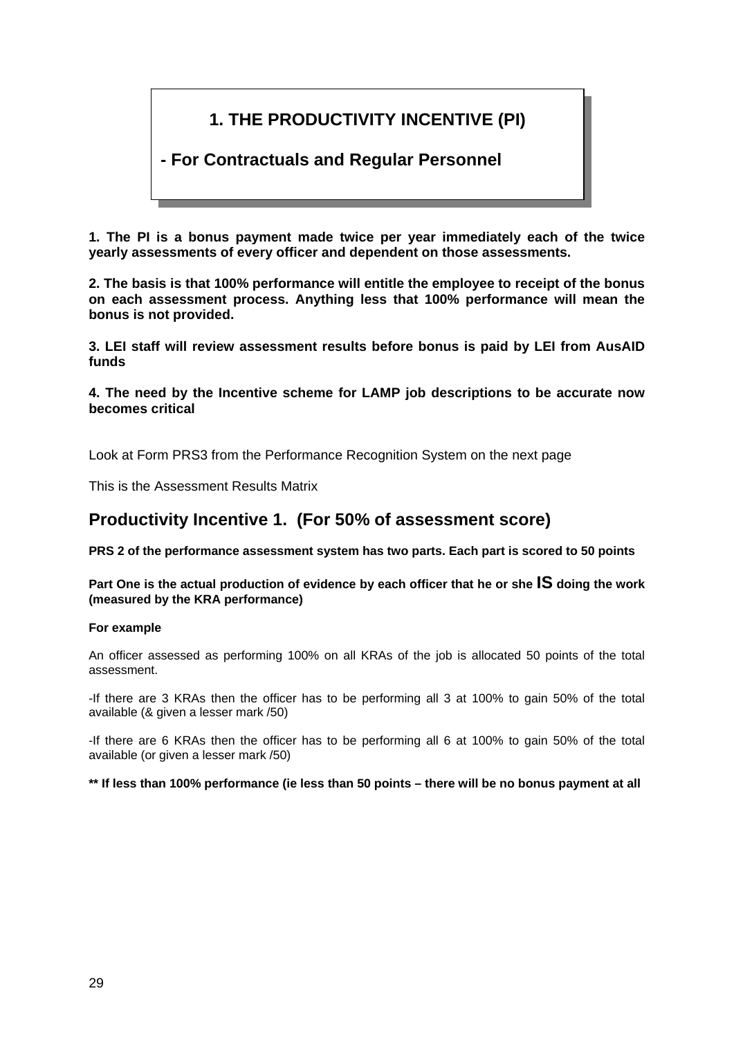# 1. THE PRODUCTIVITY INCENTIVE (PI)

## - For Contractuals and Regular Personnel

**1. The PI is a bonus payment made twice per year immediately each of the twice yearly assessments of every officer and dependent on those assessments.**

**2. The basis is that 100% performance will entitle the employee to receipt of the bonus on each assessment process. Anything less that 100% performance will mean the bonus is not provided.**

**3. LEI staff will review assessment results before bonus is paid by LEI from AusAID funds**

**4. The need by the Incentive scheme for LAMP job descriptions to be accurate now becomes critical**

Look at Form PRS3 from the Performance Recognition System on the next page

This is the Assessment Results Matrix

## Productivity Incentive 1. (For 50% of assessment score)

**PRS 2 of the performance assessment system has two parts. Each part is scored to 50 points**

**Part One is the actual production of evidence by each officer that he or she IS doing the work (measured by the KRA performance)**

**For example**

An officer assessed as performing 100% on all KRAs of the job is allocated 50 points of the total assessment.

-If there are 3 KRAs then the officer has to be performing all 3 at 100% to gain 50% of the total available (& given a lesser mark /50)

-If there are 6 KRAs then the officer has to be performing all 6 at 100% to gain 50% of the total available (or given a lesser mark /50)

**** If less than 100% performance (ie less than 50 points – there will be no bonus payment at all**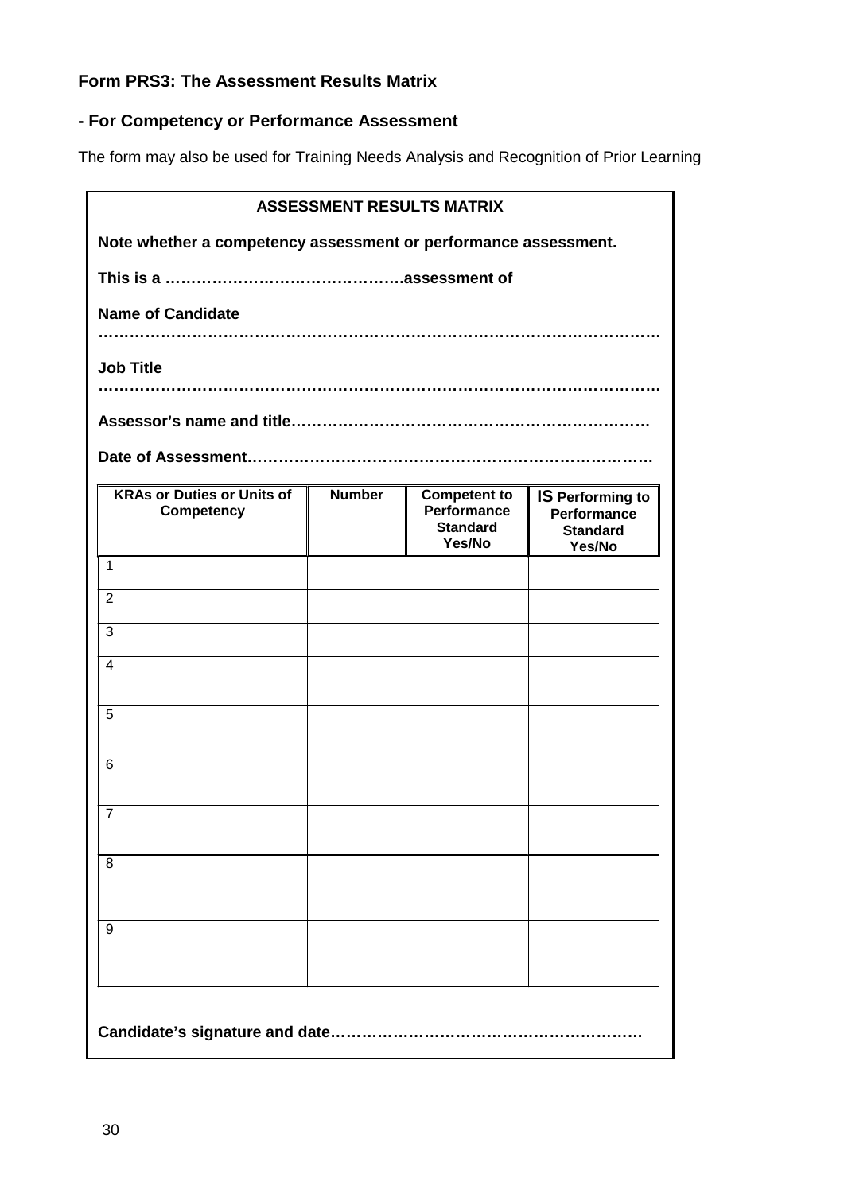**Form PRS3: The Assessment Results Matrix**

**- For Competency or Performance Assessment**

The form may also be used for Training Needs Analysis and Recognition of Prior Learning

**ASSESSMENT RESULTS MATRIX**

**Note whether a competency assessment or performance assessment.**

**This is a ……………………………………….assessment of**

**Name of Candidate**

**…………………………………………………………………………………………**

**Job Title**

**…………………………………………………………………………………………**

**Assessor's name and title……………………………………………………………**

**Date of Assessment…………………………………………………………………..**

| KRAs or Duties or Units of Competency | Number | Competent to Performance Standard Yes/No | IS Performing to Performance Standard Yes/No |
|---|---|---|---|
| 1 | | | |
| 2 | | | |
| 3 | | | |
| 4 | | | |
| 5 | | | |
| 6 | | | |
| 7 | | | |
| 8 | | | |
| 9 | | | |

**Candidate's signature and date…………………………………………………….**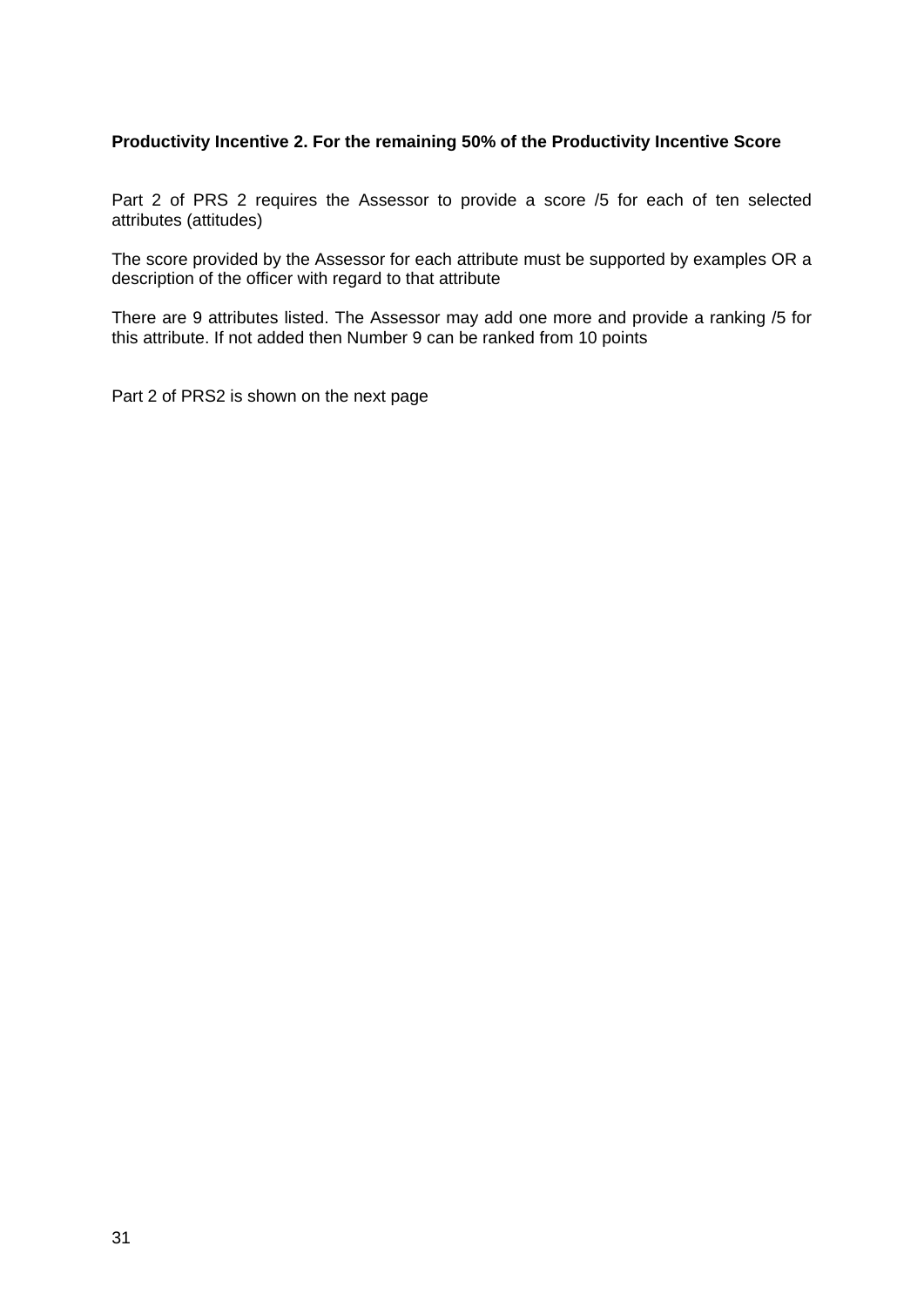**Productivity Incentive 2. For the remaining 50% of the Productivity Incentive Score**

Part 2 of PRS 2 requires the Assessor to provide a score /5 for each of ten selected attributes (attitudes)

The score provided by the Assessor for each attribute must be supported by examples OR a description of the officer with regard to that attribute

There are 9 attributes listed. The Assessor may add one more and provide a ranking /5 for this attribute. If not added then Number 9 can be ranked from 10 points

Part 2 of PRS2 is shown on the next page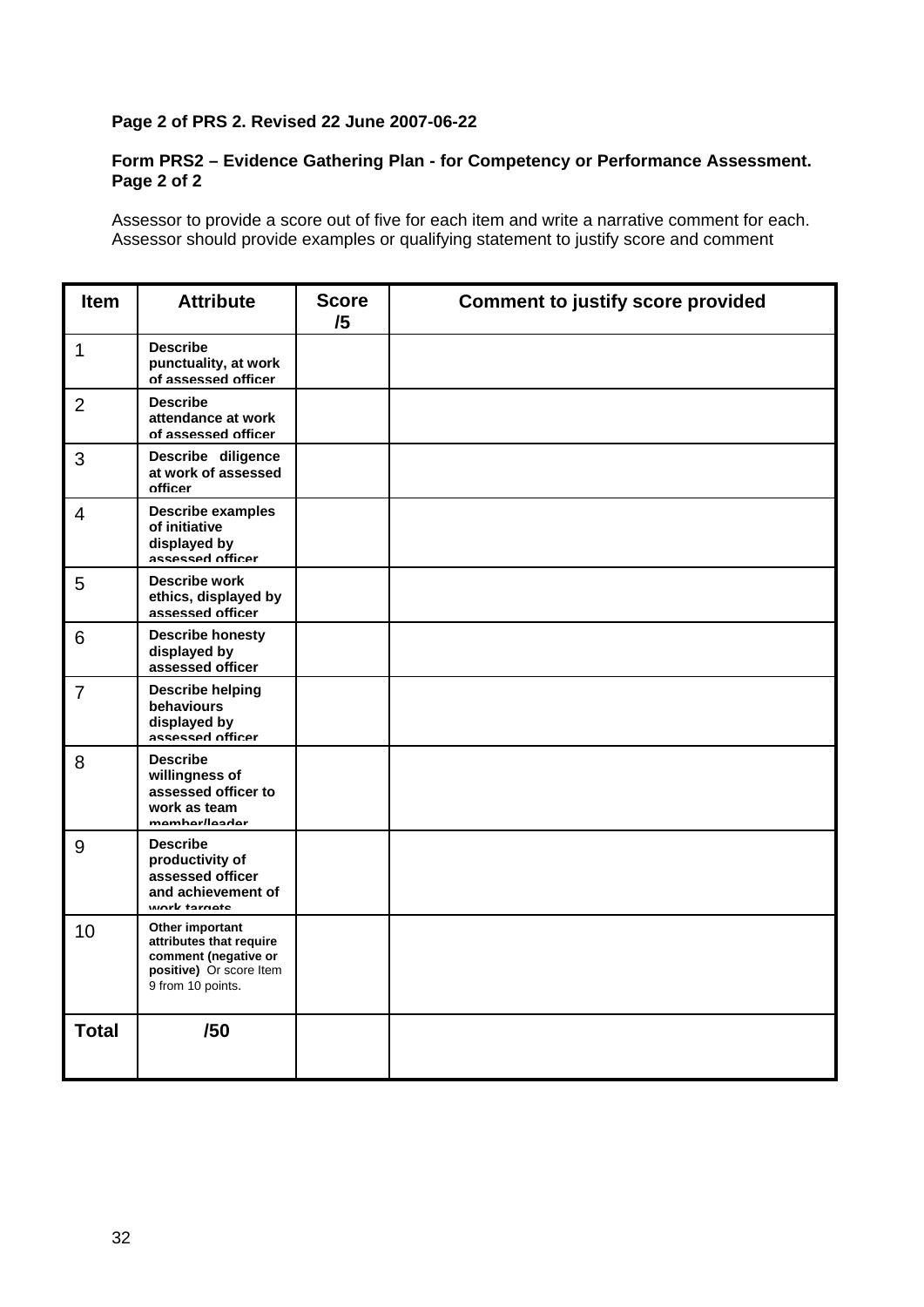**Page 2 of PRS 2. Revised 22 June 2007-06-22**

**Form PRS2 – Evidence Gathering Plan - for Competency or Performance Assessment. Page 2 of 2**

Assessor to provide a score out of five for each item and write a narrative comment for each. Assessor should provide examples or qualifying statement to justify score and comment

| Item | Attribute | Score /5 | Comment to justify score provided |
|---|---|---|---|
| 1 | **Describe punctuality, at work of assessed officer** | | |
| 2 | **Describe attendance at work of assessed officer** | | |
| 3 | **Describe diligence at work of assessed officer** | | |
| 4 | **Describe examples of initiative displayed by assessed officer** | | |
| 5 | **Describe work ethics, displayed by assessed officer** | | |
| 6 | **Describe honesty displayed by assessed officer** | | |
| 7 | **Describe helping behaviours displayed by assessed officer** | | |
| 8 | **Describe willingness of assessed officer to work as team member/leader** | | |
| 9 | **Describe productivity of assessed officer and achievement of work targets** | | |
| 10 | **Other important attributes that require comment (negative or positive)** Or score Item 9 from 10 points. | | |
| **Total** | **/50** | | |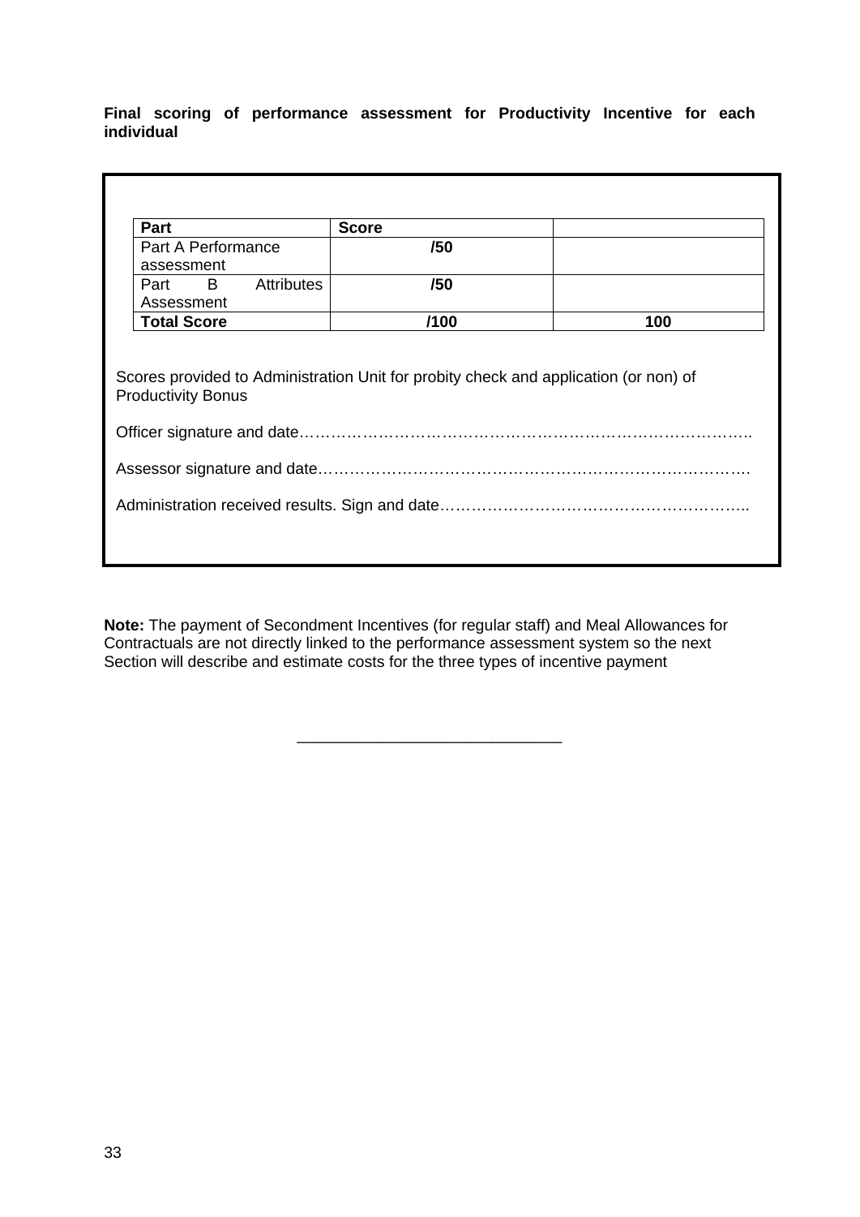**Final scoring of performance assessment for Productivity Incentive for each individual**

| **Part** | **Score** | |
|---|---|---|
| Part A Performance assessment | **/50** | |
| Part B Attributes Assessment | **/50** | |
| **Total Score** | **/100** | **100** |

Scores provided to Administration Unit for probity check and application (or non) of Productivity Bonus

Officer signature and date…………………………………………………………………………..

Assessor signature and date………………………………………………………………………….

Administration received results. Sign and date…………………………………………………..

**Note:** The payment of Secondment Incentives (for regular staff) and Meal Allowances for Contractuals are not directly linked to the performance assessment system so the next Section will describe and estimate costs for the three types of incentive payment

_____________________________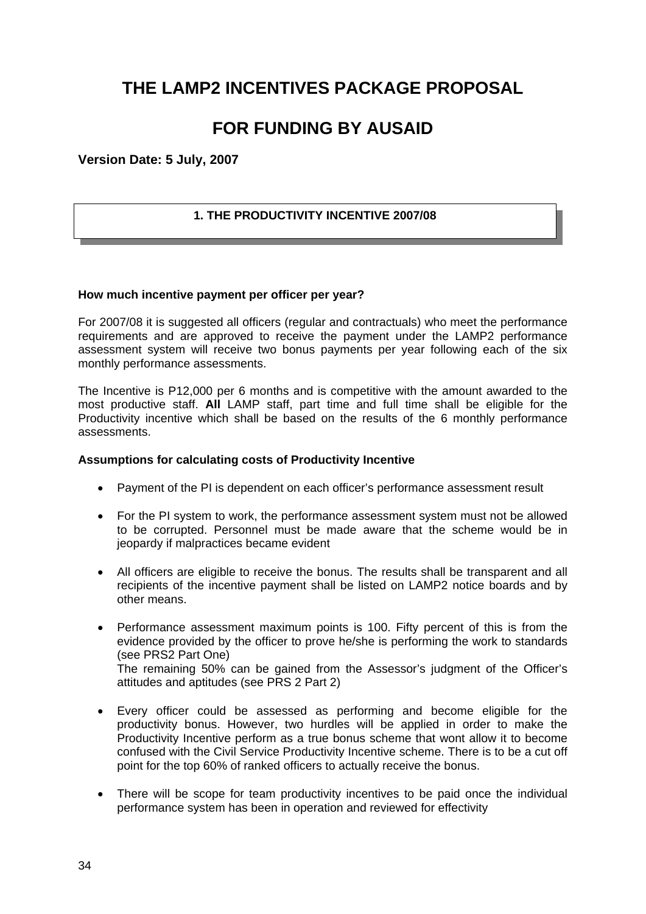# THE LAMP2 INCENTIVES PACKAGE PROPOSAL

# FOR FUNDING BY AUSAID

**Version Date: 5 July, 2007**

## 1. THE PRODUCTIVITY INCENTIVE 2007/08

**How much incentive payment per officer per year?**

For 2007/08 it is suggested all officers (regular and contractuals) who meet the performance requirements and are approved to receive the payment under the LAMP2 performance assessment system will receive two bonus payments per year following each of the six monthly performance assessments.

The Incentive is P12,000 per 6 months and is competitive with the amount awarded to the most productive staff. **All** LAMP staff, part time and full time shall be eligible for the Productivity incentive which shall be based on the results of the 6 monthly performance assessments.

**Assumptions for calculating costs of Productivity Incentive**

- Payment of the PI is dependent on each officer's performance assessment result
- For the PI system to work, the performance assessment system must not be allowed to be corrupted. Personnel must be made aware that the scheme would be in jeopardy if malpractices became evident
- All officers are eligible to receive the bonus. The results shall be transparent and all recipients of the incentive payment shall be listed on LAMP2 notice boards and by other means.
- Performance assessment maximum points is 100. Fifty percent of this is from the evidence provided by the officer to prove he/she is performing the work to standards (see PRS2 Part One)
  The remaining 50% can be gained from the Assessor's judgment of the Officer's attitudes and aptitudes (see PRS 2 Part 2)
- Every officer could be assessed as performing and become eligible for the productivity bonus. However, two hurdles will be applied in order to make the Productivity Incentive perform as a true bonus scheme that wont allow it to become confused with the Civil Service Productivity Incentive scheme. There is to be a cut off point for the top 60% of ranked officers to actually receive the bonus.
- There will be scope for team productivity incentives to be paid once the individual performance system has been in operation and reviewed for effectivity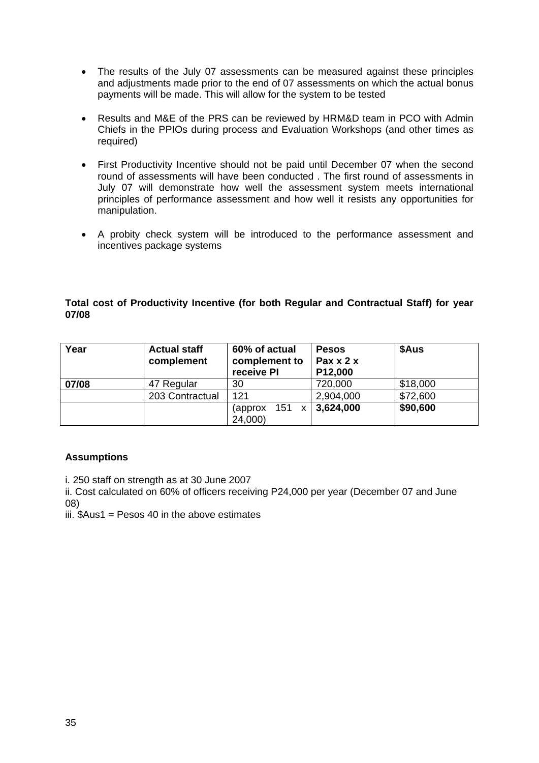- The results of the July 07 assessments can be measured against these principles and adjustments made prior to the end of 07 assessments on which the actual bonus payments will be made. This will allow for the system to be tested

- Results and M&E of the PRS can be reviewed by HRM&D team in PCO with Admin Chiefs in the PPIOs during process and Evaluation Workshops (and other times as required)

- First Productivity Incentive should not be paid until December 07 when the second round of assessments will have been conducted . The first round of assessments in July 07 will demonstrate how well the assessment system meets international principles of performance assessment and how well it resists any opportunities for manipulation.

- A probity check system will be introduced to the performance assessment and incentives package systems

**Total cost of Productivity Incentive (for both Regular and Contractual Staff) for year 07/08**

| Year | Actual staff complement | 60% of actual complement to receive PI | Pesos Pax x 2 x P12,000 | $Aus |
|---|---|---|---|---|
| **07/08** | 47 Regular | 30 | 720,000 | $18,000 |
| | 203 Contractual | 121 | 2,904,000 | $72,600 |
| | | (approx 151 x 24,000) | **3,624,000** | **$90,600** |

**Assumptions**

i. 250 staff on strength as at 30 June 2007

ii. Cost calculated on 60% of officers receiving P24,000 per year (December 07 and June 08)

iii. $Aus1 = Pesos 40 in the above estimates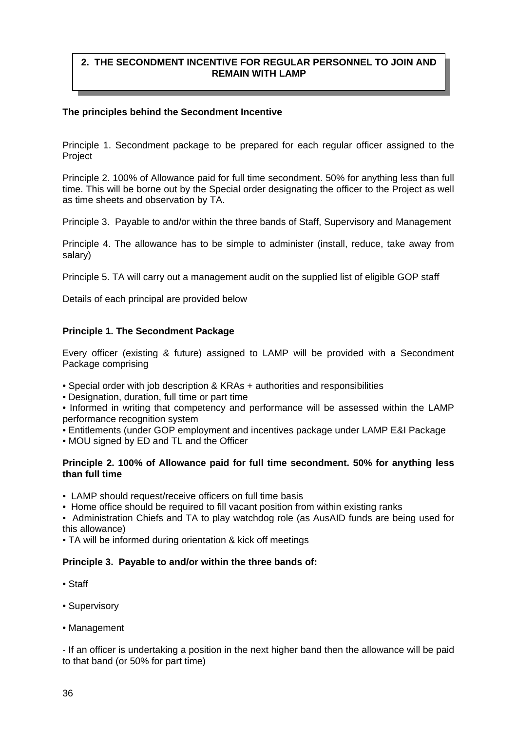## 2. THE SECONDMENT INCENTIVE FOR REGULAR PERSONNEL TO JOIN AND REMAIN WITH LAMP

**The principles behind the Secondment Incentive**

Principle 1. Secondment package to be prepared for each regular officer assigned to the Project

Principle 2. 100% of Allowance paid for full time secondment. 50% for anything less than full time. This will be borne out by the Special order designating the officer to the Project as well as time sheets and observation by TA.

Principle 3. Payable to and/or within the three bands of Staff, Supervisory and Management

Principle 4. The allowance has to be simple to administer (install, reduce, take away from salary)

Principle 5. TA will carry out a management audit on the supplied list of eligible GOP staff

Details of each principal are provided below

**Principle 1. The Secondment Package**

Every officer (existing & future) assigned to LAMP will be provided with a Secondment Package comprising

- Special order with job description & KRAs + authorities and responsibilities
- Designation, duration, full time or part time
- Informed in writing that competency and performance will be assessed within the LAMP performance recognition system
- Entitlements (under GOP employment and incentives package under LAMP E&I Package
- MOU signed by ED and TL and the Officer

**Principle 2. 100% of Allowance paid for full time secondment. 50% for anything less than full time**

- LAMP should request/receive officers on full time basis
- Home office should be required to fill vacant position from within existing ranks
- Administration Chiefs and TA to play watchdog role (as AusAID funds are being used for this allowance)
- TA will be informed during orientation & kick off meetings

**Principle 3. Payable to and/or within the three bands of:**

- Staff
- Supervisory
- Management

- If an officer is undertaking a position in the next higher band then the allowance will be paid to that band (or 50% for part time)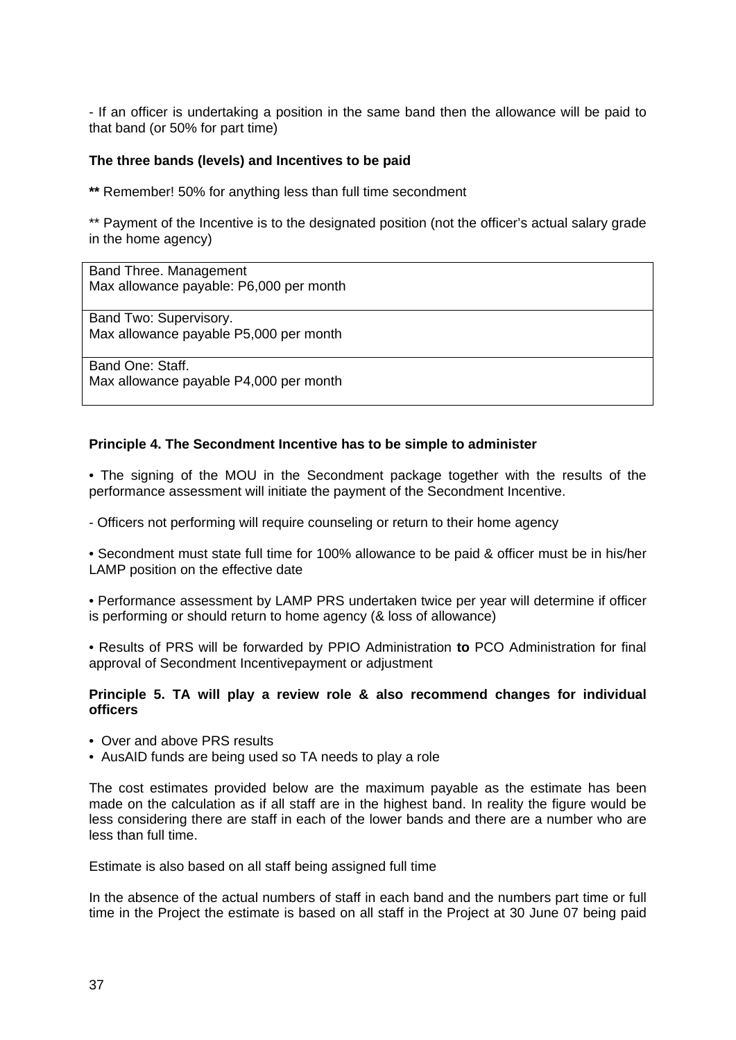- If an officer is undertaking a position in the same band then the allowance will be paid to that band (or 50% for part time)

**The three bands (levels) and Incentives to be paid**

**\*\*** Remember! 50% for anything less than full time secondment

\*\* Payment of the Incentive is to the designated position (not the officer's actual salary grade in the home agency)

| Band Three. Management<br>Max allowance payable: P6,000 per month |
|---|
| Band Two: Supervisory.<br>Max allowance payable P5,000 per month |
| Band One: Staff.<br>Max allowance payable P4,000 per month |

**Principle 4. The Secondment Incentive has to be simple to administer**

• The signing of the MOU in the Secondment package together with the results of the performance assessment will initiate the payment of the Secondment Incentive.

- Officers not performing will require counseling or return to their home agency

• Secondment must state full time for 100% allowance to be paid & officer must be in his/her LAMP position on the effective date

• Performance assessment by LAMP PRS undertaken twice per year will determine if officer is performing or should return to home agency (& loss of allowance)

• Results of PRS will be forwarded by PPIO Administration **to** PCO Administration for final approval of Secondment Incentivepayment or adjustment

**Principle 5. TA will play a review role & also recommend changes for individual officers**

- Over and above PRS results
- AusAID funds are being used so TA needs to play a role

The cost estimates provided below are the maximum payable as the estimate has been made on the calculation as if all staff are in the highest band. In reality the figure would be less considering there are staff in each of the lower bands and there are a number who are less than full time.

Estimate is also based on all staff being assigned full time

In the absence of the actual numbers of staff in each band and the numbers part time or full time in the Project the estimate is based on all staff in the Project at 30 June 07 being paid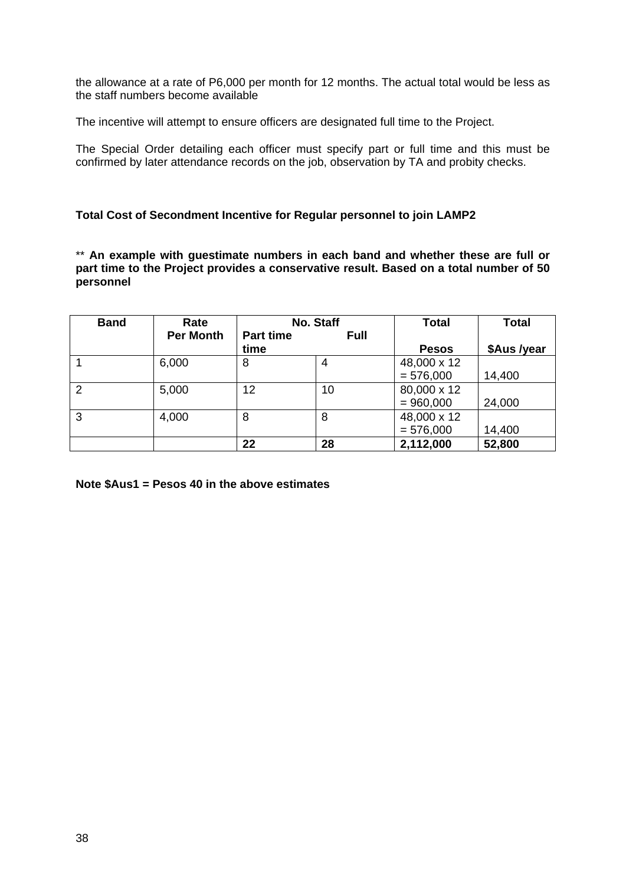the allowance at a rate of P6,000 per month for 12 months. The actual total would be less as the staff numbers become available

The incentive will attempt to ensure officers are designated full time to the Project.

The Special Order detailing each officer must specify part or full time and this must be confirmed by later attendance records on the job, observation by TA and probity checks.

**Total Cost of Secondment Incentive for Regular personnel to join LAMP2**

** **An example with guestimate numbers in each band and whether these are full or part time to the Project provides a conservative result. Based on a total number of 50 personnel**

| Band | Rate Per Month | No. Staff Part time | Full time | Total Pesos | Total $Aus /year |
|---|---|---|---|---|---|
| 1 | 6,000 | 8 | 4 | 48,000 x 12 = 576,000 | 14,400 |
| 2 | 5,000 | 12 | 10 | 80,000 x 12 = 960,000 | 24,000 |
| 3 | 4,000 | 8 | 8 | 48,000 x 12 = 576,000 | 14,400 |
| | | **22** | **28** | **2,112,000** | **52,800** |

**Note $Aus1 = Pesos 40 in the above estimates**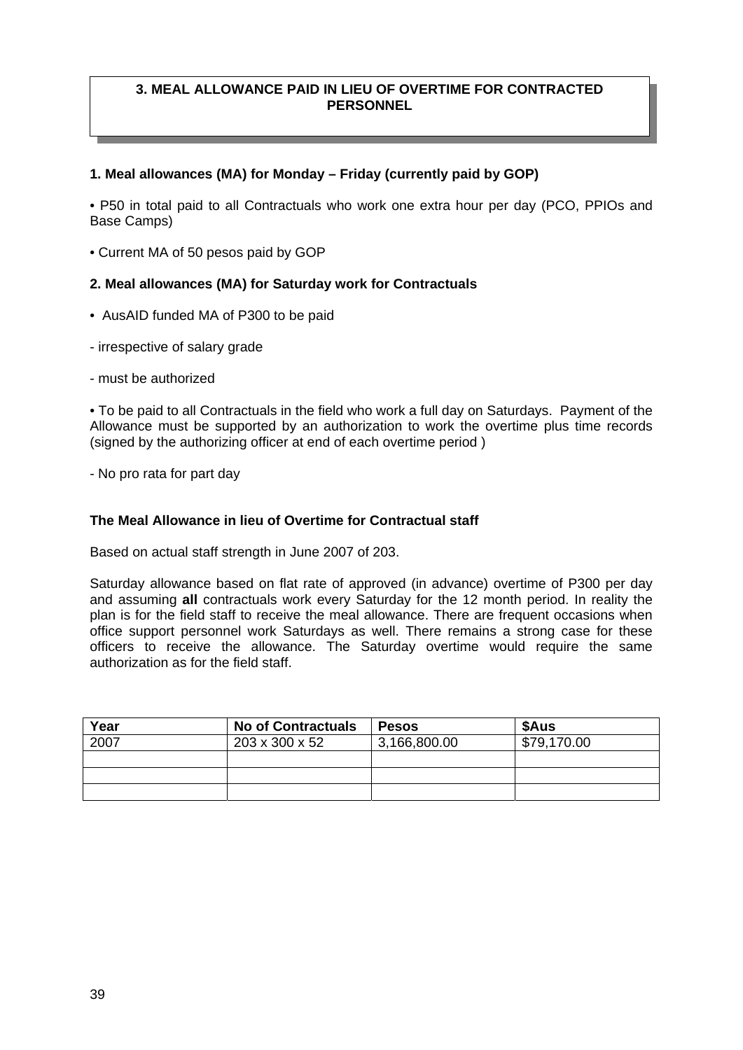## 3. MEAL ALLOWANCE PAID IN LIEU OF OVERTIME FOR CONTRACTED PERSONNEL

**1. Meal allowances (MA) for Monday – Friday (currently paid by GOP)**

• P50 in total paid to all Contractuals who work one extra hour per day (PCO, PPIOs and Base Camps)

• Current MA of 50 pesos paid by GOP

**2. Meal allowances (MA) for Saturday work for Contractuals**

• AusAID funded MA of P300 to be paid

- irrespective of salary grade

- must be authorized

• To be paid to all Contractuals in the field who work a full day on Saturdays. Payment of the Allowance must be supported by an authorization to work the overtime plus time records (signed by the authorizing officer at end of each overtime period )

- No pro rata for part day

**The Meal Allowance in lieu of Overtime for Contractual staff**

Based on actual staff strength in June 2007 of 203.

Saturday allowance based on flat rate of approved (in advance) overtime of P300 per day and assuming **all** contractuals work every Saturday for the 12 month period. In reality the plan is for the field staff to receive the meal allowance. There are frequent occasions when office support personnel work Saturdays as well. There remains a strong case for these officers to receive the allowance. The Saturday overtime would require the same authorization as for the field staff.

| Year | No of Contractuals | Pesos | $Aus |
|---|---|---|---|
| 2007 | 203 x 300 x 52 | 3,166,800.00 | $79,170.00 |
| | | | |
| | | | |
| | | | |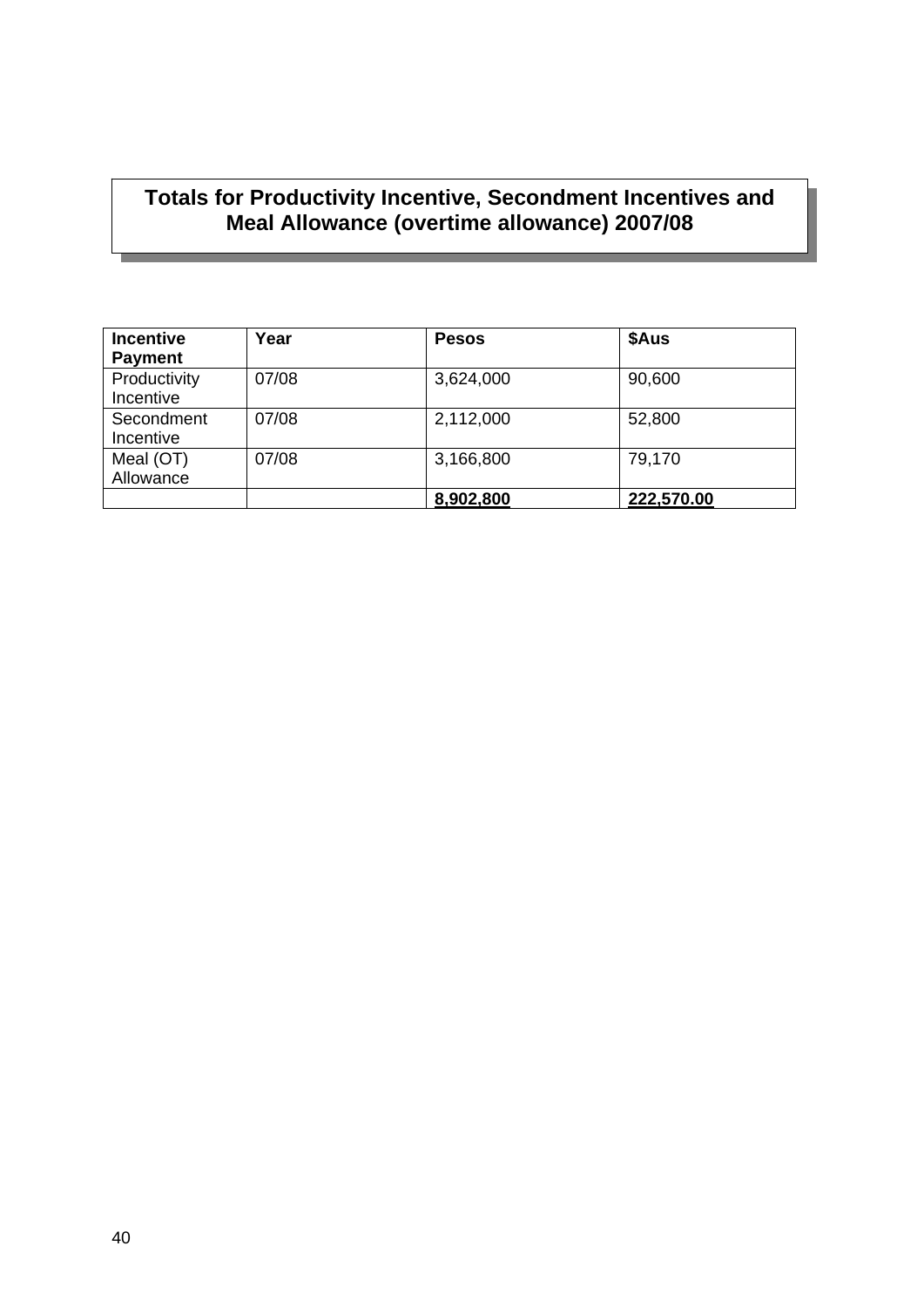## Totals for Productivity Incentive, Secondment Incentives and Meal Allowance (overtime allowance) 2007/08

| Incentive Payment | Year | Pesos | $Aus |
|---|---|---|---|
| Productivity Incentive | 07/08 | 3,624,000 | 90,600 |
| Secondment Incentive | 07/08 | 2,112,000 | 52,800 |
| Meal (OT) Allowance | 07/08 | 3,166,800 | 79,170 |
| | | **8,902,800** | **222,570.00** |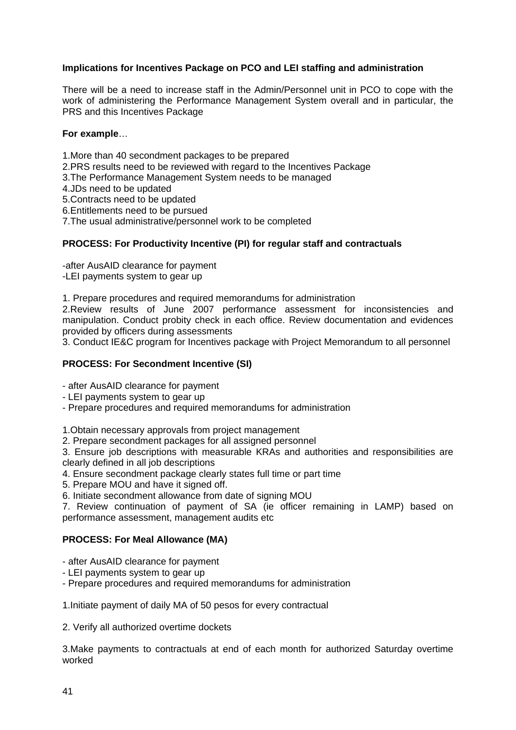**Implications for Incentives Package on PCO and LEI staffing and administration**

There will be a need to increase staff in the Admin/Personnel unit in PCO to cope with the work of administering the Performance Management System overall and in particular, the PRS and this Incentives Package

**For example**…

1.More than 40 secondment packages to be prepared
2.PRS results need to be reviewed with regard to the Incentives Package
3.The Performance Management System needs to be managed
4.JDs need to be updated
5.Contracts need to be updated
6.Entitlements need to be pursued
7.The usual administrative/personnel work to be completed

**PROCESS: For Productivity Incentive (PI) for regular staff and contractuals**

-after AusAID clearance for payment
-LEI payments system to gear up

1. Prepare procedures and required memorandums for administration
2.Review results of June 2007 performance assessment for inconsistencies and manipulation. Conduct probity check in each office. Review documentation and evidences provided by officers during assessments
3. Conduct IE&C program for Incentives package with Project Memorandum to all personnel

**PROCESS: For Secondment Incentive (SI)**

- after AusAID clearance for payment
- LEI payments system to gear up
- Prepare procedures and required memorandums for administration

1.Obtain necessary approvals from project management
2. Prepare secondment packages for all assigned personnel
3. Ensure job descriptions with measurable KRAs and authorities and responsibilities are clearly defined in all job descriptions
4. Ensure secondment package clearly states full time or part time
5. Prepare MOU and have it signed off.
6. Initiate secondment allowance from date of signing MOU
7. Review continuation of payment of SA (ie officer remaining in LAMP) based on performance assessment, management audits etc

**PROCESS: For Meal Allowance (MA)**

- after AusAID clearance for payment
- LEI payments system to gear up
- Prepare procedures and required memorandums for administration

1.Initiate payment of daily MA of 50 pesos for every contractual

2. Verify all authorized overtime dockets

3.Make payments to contractuals at end of each month for authorized Saturday overtime worked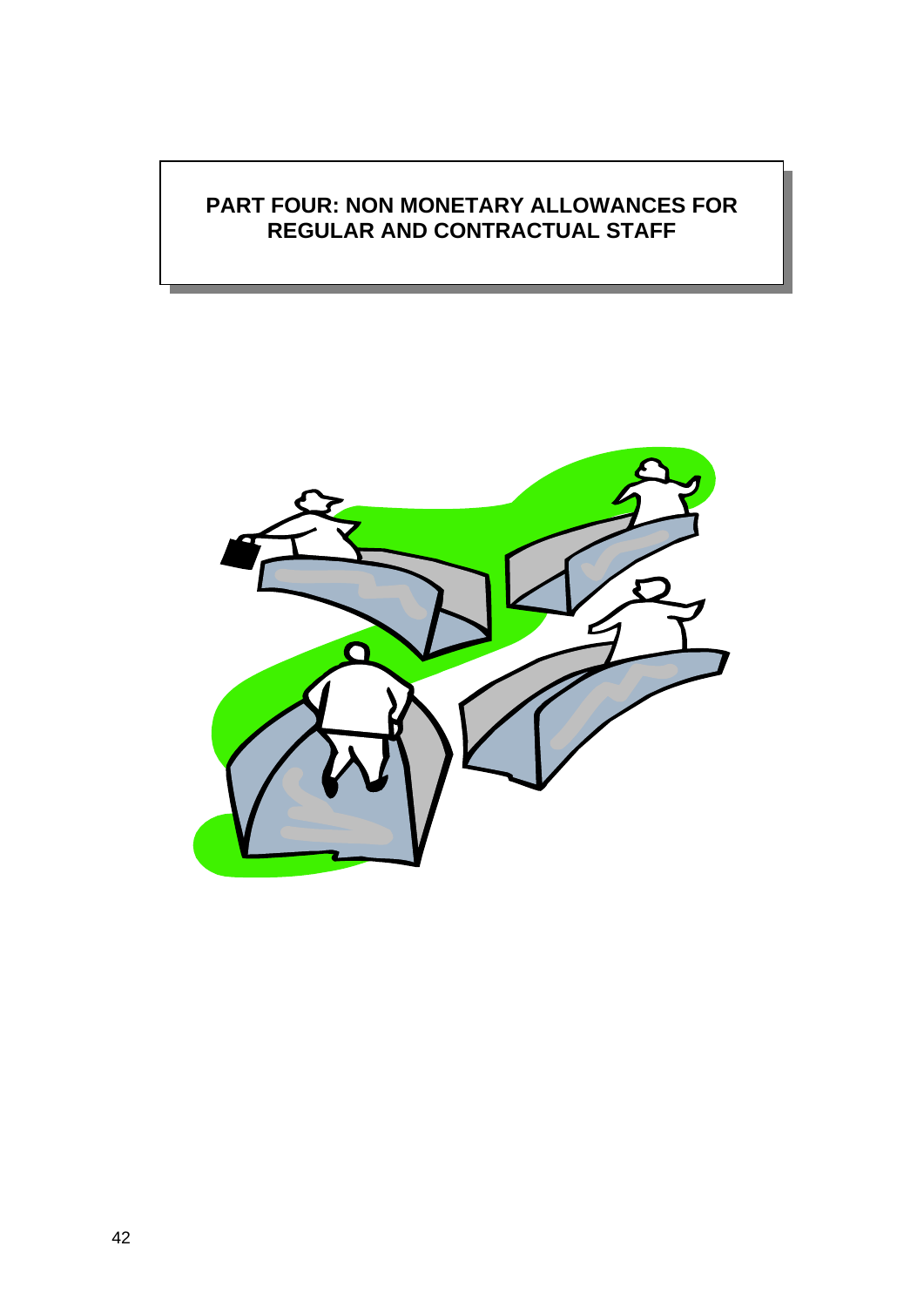# PART FOUR: NON MONETARY ALLOWANCES FOR REGULAR AND CONTRACTUAL STAFF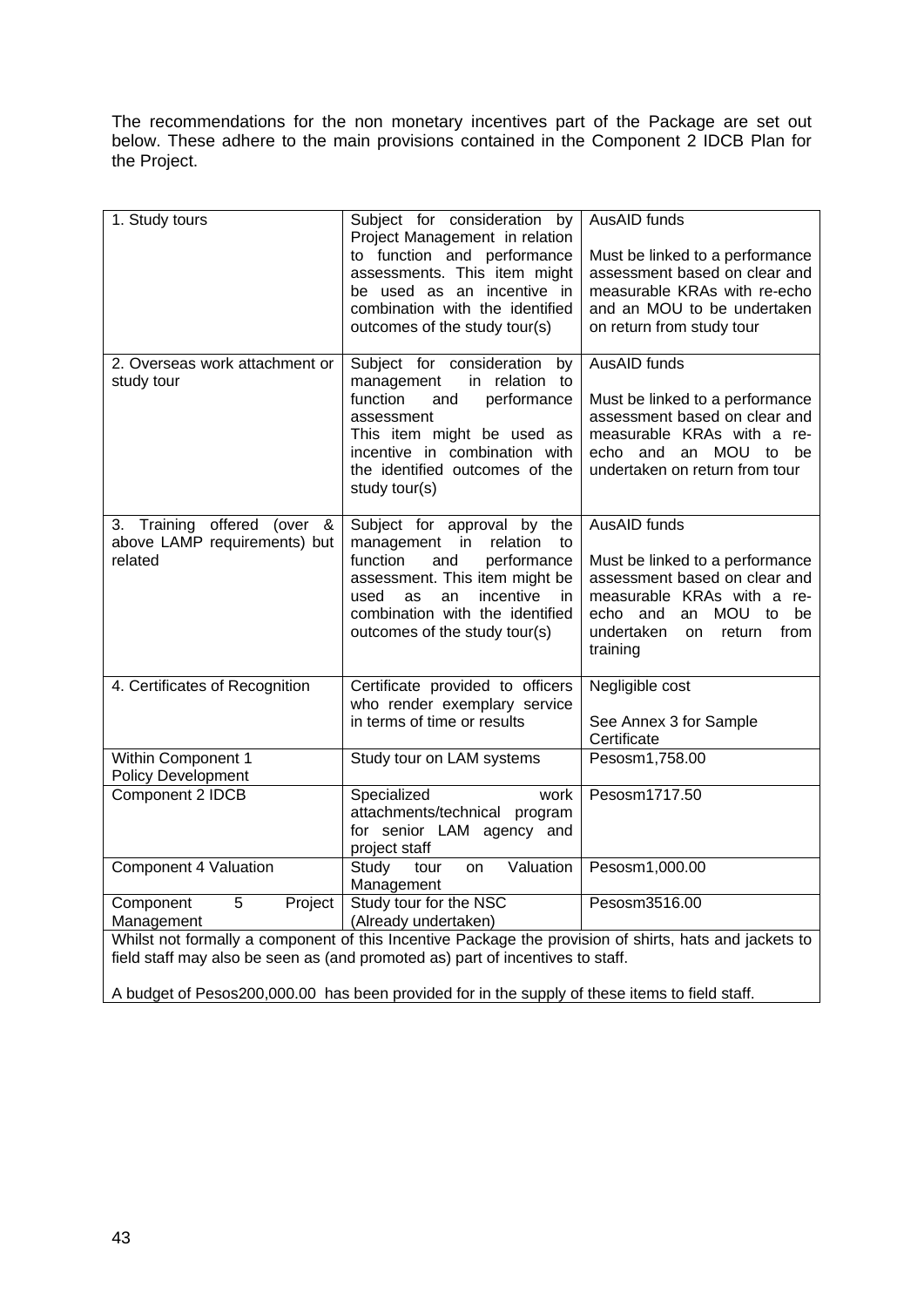The recommendations for the non monetary incentives part of the Package are set out below. These adhere to the main provisions contained in the Component 2 IDCB Plan for the Project.

| | | |
|---|---|---|
| 1. Study tours | Subject for consideration by Project Management in relation to function and performance assessments. This item might be used as an incentive in combination with the identified outcomes of the study tour(s) | AusAID funds<br><br>Must be linked to a performance assessment based on clear and measurable KRAs with re-echo and an MOU to be undertaken on return from study tour |
| 2. Overseas work attachment or study tour | Subject for consideration by management in relation to function and performance assessment<br>This item might be used as incentive in combination with the identified outcomes of the study tour(s) | AusAID funds<br><br>Must be linked to a performance assessment based on clear and measurable KRAs with a re-echo and an MOU to be undertaken on return from tour |
| 3. Training offered (over & above LAMP requirements) but related | Subject for approval by the management in relation to function and performance assessment. This item might be used as an incentive in combination with the identified outcomes of the study tour(s) | AusAID funds<br><br>Must be linked to a performance assessment based on clear and measurable KRAs with a re-echo and an MOU to be undertaken on return from training |
| 4. Certificates of Recognition | Certificate provided to officers who render exemplary service in terms of time or results | Negligible cost<br><br>See Annex 3 for Sample Certificate |
| Within Component 1 Policy Development | Study tour on LAM systems | Pesosm1,758.00 |
| Component 2 IDCB | Specialized work attachments/technical program for senior LAM agency and project staff | Pesosm1717.50 |
| Component 4 Valuation | Study tour on Valuation Management | Pesosm1,000.00 |
| Component 5 Project Management | Study tour for the NSC (Already undertaken) | Pesosm3516.00 |

Whilst not formally a component of this Incentive Package the provision of shirts, hats and jackets to field staff may also be seen as (and promoted as) part of incentives to staff.

A budget of Pesos200,000.00 has been provided for in the supply of these items to field staff.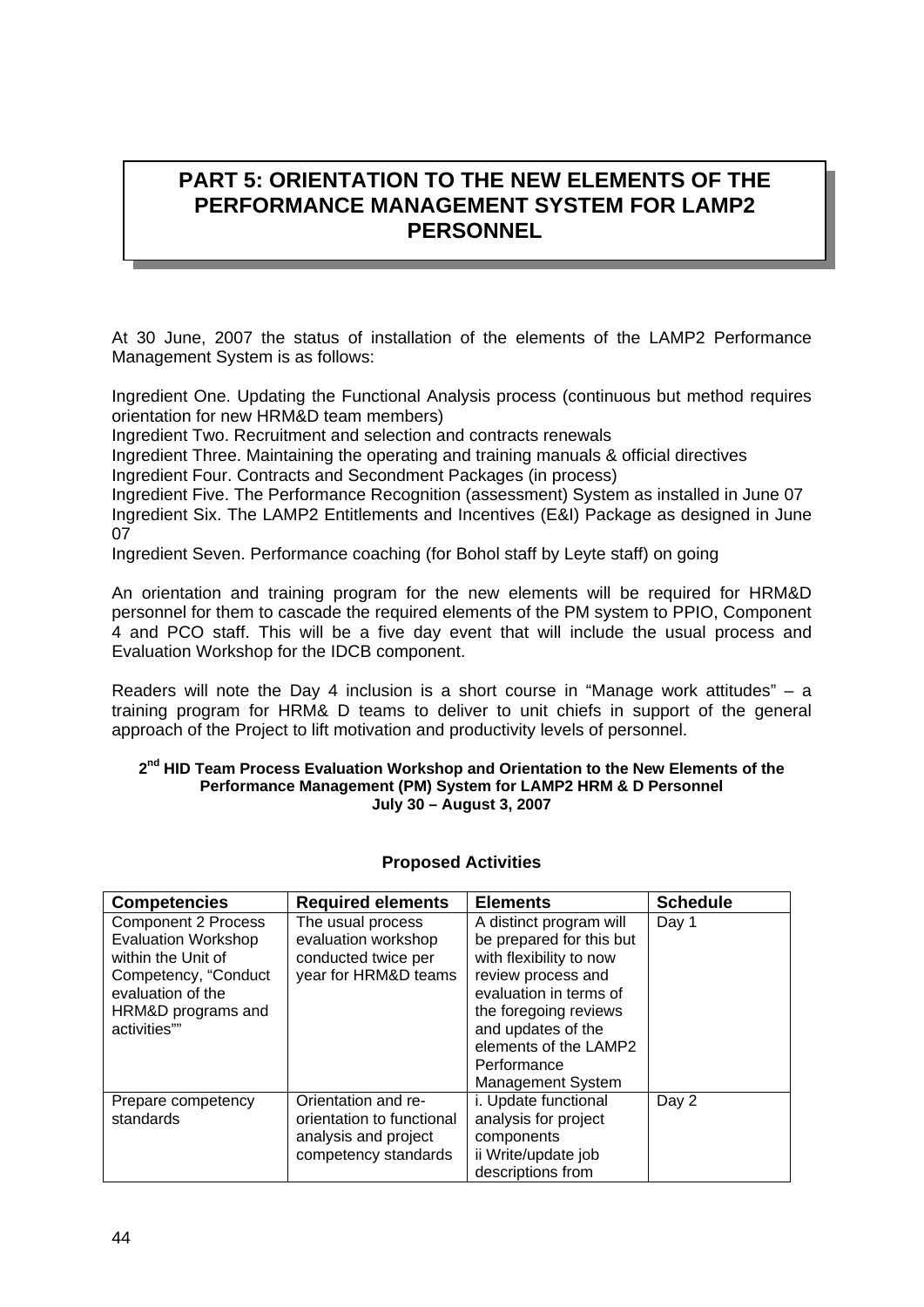# PART 5: ORIENTATION TO THE NEW ELEMENTS OF THE PERFORMANCE MANAGEMENT SYSTEM FOR LAMP2 PERSONNEL

At 30 June, 2007 the status of installation of the elements of the LAMP2 Performance Management System is as follows:

Ingredient One. Updating the Functional Analysis process (continuous but method requires orientation for new HRM&D team members)
Ingredient Two. Recruitment and selection and contracts renewals
Ingredient Three. Maintaining the operating and training manuals & official directives
Ingredient Four. Contracts and Secondment Packages (in process)
Ingredient Five. The Performance Recognition (assessment) System as installed in June 07
Ingredient Six. The LAMP2 Entitlements and Incentives (E&I) Package as designed in June 07
Ingredient Seven. Performance coaching (for Bohol staff by Leyte staff) on going

An orientation and training program for the new elements will be required for HRM&D personnel for them to cascade the required elements of the PM system to PPIO, Component 4 and PCO staff. This will be a five day event that will include the usual process and Evaluation Workshop for the IDCB component.

Readers will note the Day 4 inclusion is a short course in "Manage work attitudes" – a training program for HRM& D teams to deliver to unit chiefs in support of the general approach of the Project to lift motivation and productivity levels of personnel.

**2nd HID Team Process Evaluation Workshop and Orientation to the New Elements of the Performance Management (PM) System for LAMP2 HRM & D Personnel**
**July 30 – August 3, 2007**

**Proposed Activities**

| Competencies | Required elements | Elements | Schedule |
|---|---|---|---|
| Component 2 Process Evaluation Workshop within the Unit of Competency, "Conduct evaluation of the HRM&D programs and activities"" | The usual process evaluation workshop conducted twice per year for HRM&D teams | A distinct program will be prepared for this but with flexibility to now review process and evaluation in terms of the foregoing reviews and updates of the elements of the LAMP2 Performance Management System | Day 1 |
| Prepare competency standards | Orientation and re-orientation to functional analysis and project competency standards | i. Update functional analysis for project components<br>ii Write/update job descriptions from | Day 2 |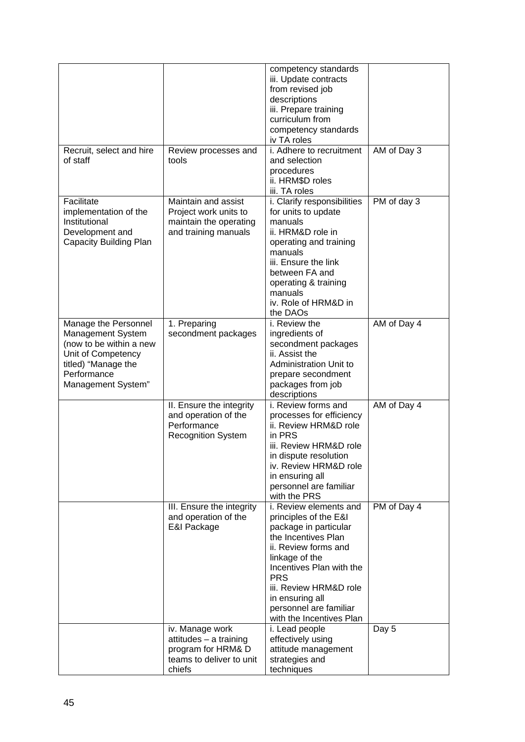| | | competency standards<br>iii. Update contracts from revised job descriptions<br>iii. Prepare training curriculum from competency standards<br>iv TA roles | |
|---|---|---|---|
| Recruit, select and hire of staff | Review processes and tools | i. Adhere to recruitment and selection procedures<br>ii. HRM$D roles<br>iii. TA roles | AM of Day 3 |
| Facilitate implementation of the Institutional Development and Capacity Building Plan | Maintain and assist Project work units to maintain the operating and training manuals | i. Clarify responsibilities for units to update manuals<br>ii. HRM&D role in operating and training manuals<br>iii. Ensure the link between FA and operating & training manuals<br>iv. Role of HRM&D in the DAOs | PM of day 3 |
| Manage the Personnel Management System (now to be within a new Unit of Competency titled) "Manage the Performance Management System" | 1. Preparing secondment packages | i. Review the ingredients of secondment packages<br>ii. Assist the Administration Unit to prepare secondment packages from job descriptions | AM of Day 4 |
| | II. Ensure the integrity and operation of the Performance Recognition System | i. Review forms and processes for efficiency<br>ii. Review HRM&D role in PRS<br>iii. Review HRM&D role in dispute resolution<br>iv. Review HRM&D role in ensuring all personnel are familiar with the PRS | AM of Day 4 |
| | III. Ensure the integrity and operation of the E&I Package | i. Review elements and principles of the E&I package in particular the Incentives Plan<br>ii. Review forms and linkage of the Incentives Plan with the PRS<br>iii. Review HRM&D role in ensuring all personnel are familiar with the Incentives Plan | PM of Day 4 |
| | iv. Manage work attitudes – a training program for HRM& D teams to deliver to unit chiefs | i. Lead people effectively using attitude management strategies and techniques | Day 5 |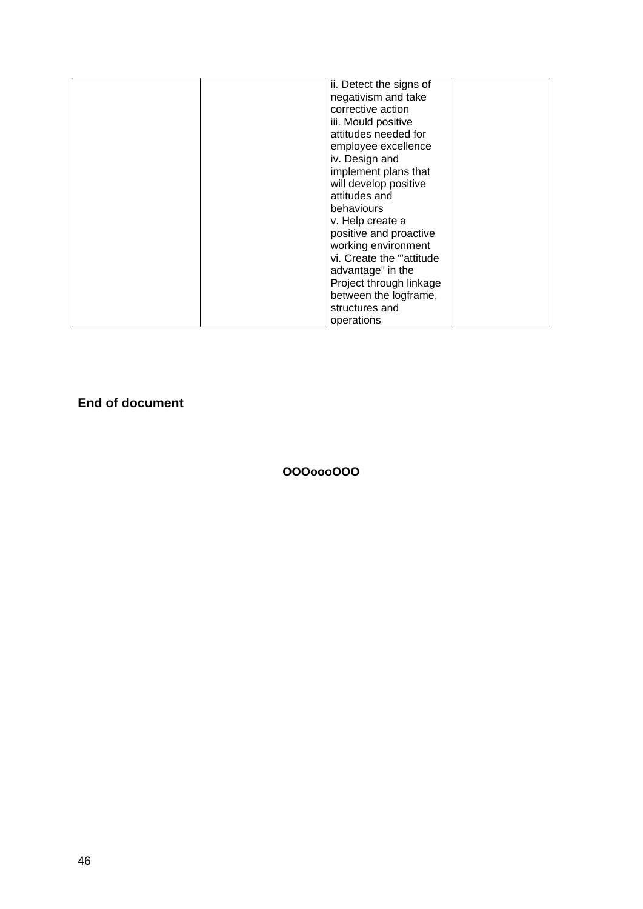| | | | |
|---|---|---|---|
| | | ii. Detect the signs of negativism and take corrective action<br>iii. Mould positive attitudes needed for employee excellence<br>iv. Design and implement plans that will develop positive attitudes and behaviours<br>v. Help create a positive and proactive working environment<br>vi. Create the "'attitude advantage" in the Project through linkage between the logframe, structures and operations | |

**End of document**

**OOOoooOOO**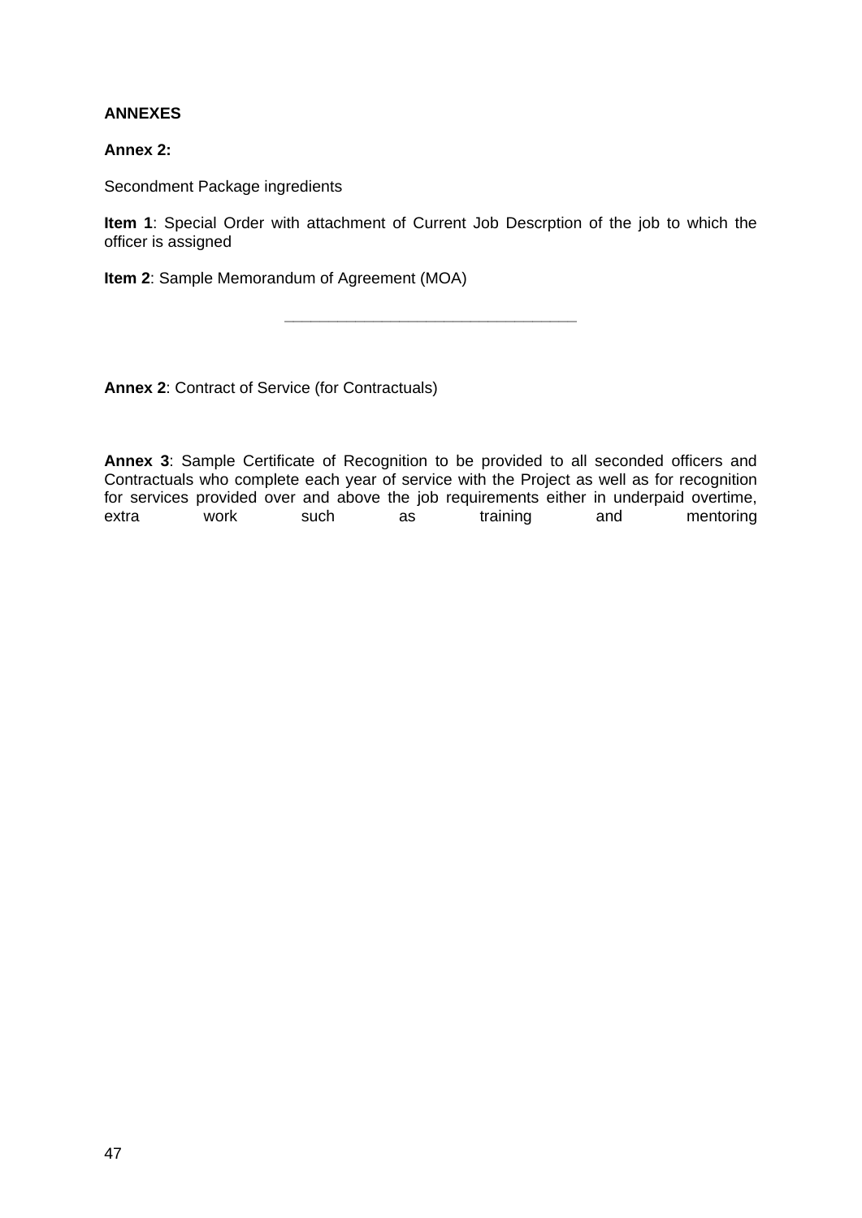**ANNEXES**

**Annex 2:**

Secondment Package ingredients

**Item 1**: Special Order with attachment of Current Job Descrption of the job to which the officer is assigned

**Item 2**: Sample Memorandum of Agreement (MOA)

---

**Annex 2**: Contract of Service (for Contractuals)

**Annex 3**: Sample Certificate of Recognition to be provided to all seconded officers and Contractuals who complete each year of service with the Project as well as for recognition for services provided over and above the job requirements either in underpaid overtime, extra work such as training and mentoring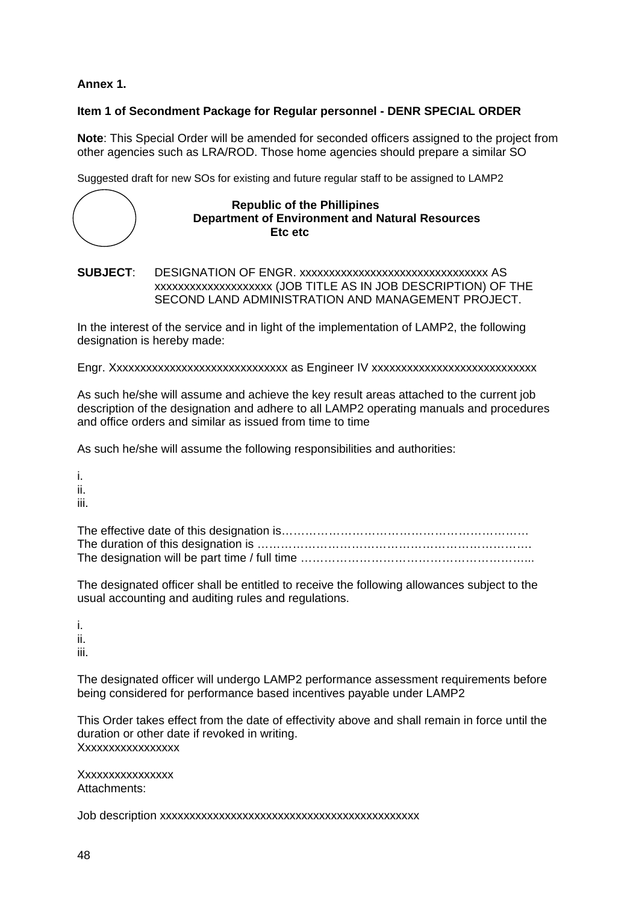**Annex 1.**

**Item 1 of Secondment Package for Regular personnel - DENR SPECIAL ORDER**

**Note**: This Special Order will be amended for seconded officers assigned to the project from other agencies such as LRA/ROD. Those home agencies should prepare a similar SO

Suggested draft for new SOs for existing and future regular staff to be assigned to LAMP2

**Republic of the Phillipines**
**Department of Environment and Natural Resources**
**Etc etc**

**SUBJECT**: DESIGNATION OF ENGR. xxxxxxxxxxxxxxxxxxxxxxxxxxxxxxxx AS xxxxxxxxxxxxxxxxxxx (JOB TITLE AS IN JOB DESCRIPTION) OF THE SECOND LAND ADMINISTRATION AND MANAGEMENT PROJECT.

In the interest of the service and in light of the implementation of LAMP2, the following designation is hereby made:

Engr. Xxxxxxxxxxxxxxxxxxxxxxxxxxxxx as Engineer IV xxxxxxxxxxxxxxxxxxxxxxxxxxx

As such he/she will assume and achieve the key result areas attached to the current job description of the designation and adhere to all LAMP2 operating manuals and procedures and office orders and similar as issued from time to time

As such he/she will assume the following responsibilities and authorities:

i.
ii.
iii.

The effective date of this designation is………………………………………………………
The duration of this designation is ……………………………………………………………
The designation will be part time / full time …………………………………………………...

The designated officer shall be entitled to receive the following allowances subject to the usual accounting and auditing rules and regulations.

i.
ii.
iii.

The designated officer will undergo LAMP2 performance assessment requirements before being considered for performance based incentives payable under LAMP2

This Order takes effect from the date of effectivity above and shall remain in force until the duration or other date if revoked in writing.
Xxxxxxxxxxxxxxxx

Xxxxxxxxxxxxxxx
Attachments:

Job description xxxxxxxxxxxxxxxxxxxxxxxxxxxxxxxxxxxxxxxxxxx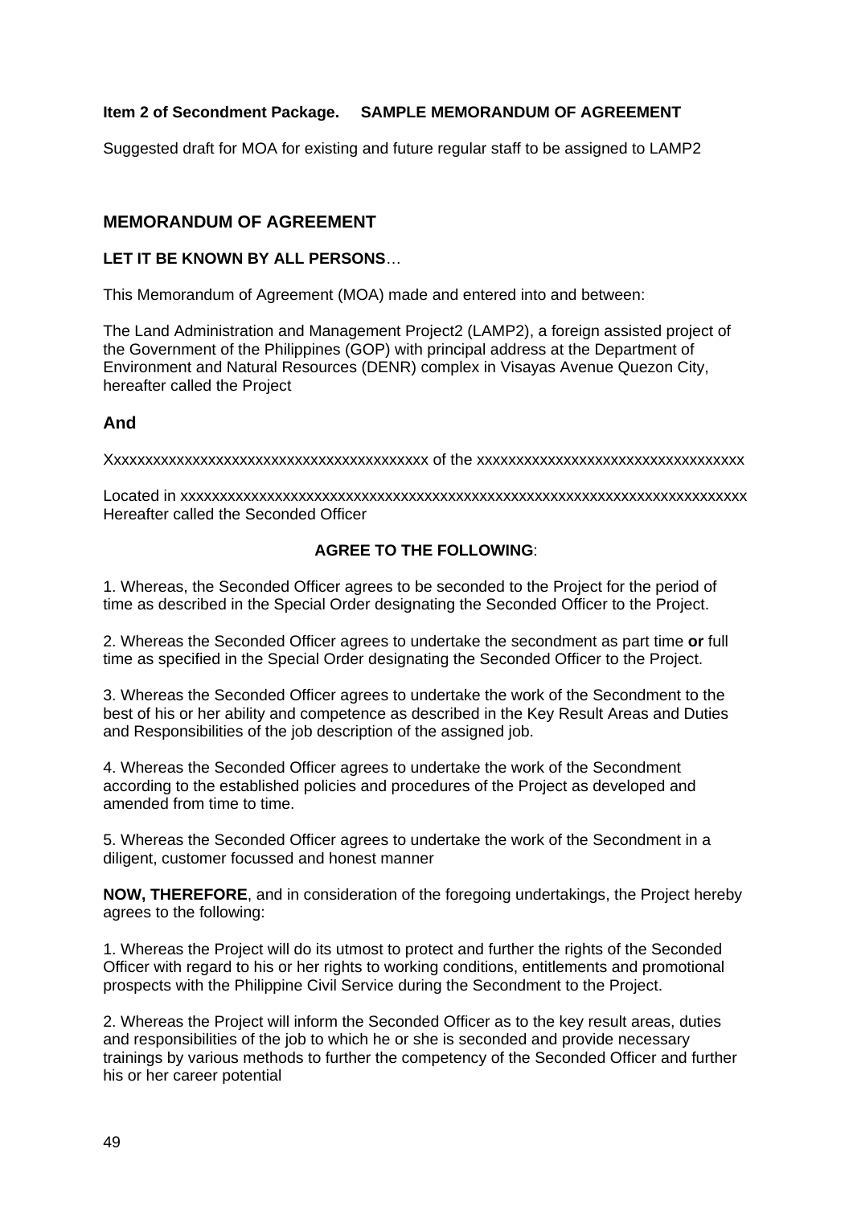**Item 2 of Secondment Package. SAMPLE MEMORANDUM OF AGREEMENT**

Suggested draft for MOA for existing and future regular staff to be assigned to LAMP2

## MEMORANDUM OF AGREEMENT

**LET IT BE KNOWN BY ALL PERSONS**…

This Memorandum of Agreement (MOA) made and entered into and between:

The Land Administration and Management Project2 (LAMP2), a foreign assisted project of the Government of the Philippines (GOP) with principal address at the Department of Environment and Natural Resources (DENR) complex in Visayas Avenue Quezon City, hereafter called the Project

### And

Xxxxxxxxxxxxxxxxxxxxxxxxxxxxxxxxxxxxxxxxx of the xxxxxxxxxxxxxxxxxxxxxxxxxxxxxxxxxx

Located in xxxxxxxxxxxxxxxxxxxxxxxxxxxxxxxxxxxxxxxxxxxxxxxxxxxxxxxxxxxxxxxxxxxxxxx Hereafter called the Seconded Officer

**AGREE TO THE FOLLOWING**:

1. Whereas, the Seconded Officer agrees to be seconded to the Project for the period of time as described in the Special Order designating the Seconded Officer to the Project.

2. Whereas the Seconded Officer agrees to undertake the secondment as part time **or** full time as specified in the Special Order designating the Seconded Officer to the Project.

3. Whereas the Seconded Officer agrees to undertake the work of the Secondment to the best of his or her ability and competence as described in the Key Result Areas and Duties and Responsibilities of the job description of the assigned job.

4. Whereas the Seconded Officer agrees to undertake the work of the Secondment according to the established policies and procedures of the Project as developed and amended from time to time.

5. Whereas the Seconded Officer agrees to undertake the work of the Secondment in a diligent, customer focussed and honest manner

**NOW, THEREFORE**, and in consideration of the foregoing undertakings, the Project hereby agrees to the following:

1. Whereas the Project will do its utmost to protect and further the rights of the Seconded Officer with regard to his or her rights to working conditions, entitlements and promotional prospects with the Philippine Civil Service during the Secondment to the Project.

2. Whereas the Project will inform the Seconded Officer as to the key result areas, duties and responsibilities of the job to which he or she is seconded and provide necessary trainings by various methods to further the competency of the Seconded Officer and further his or her career potential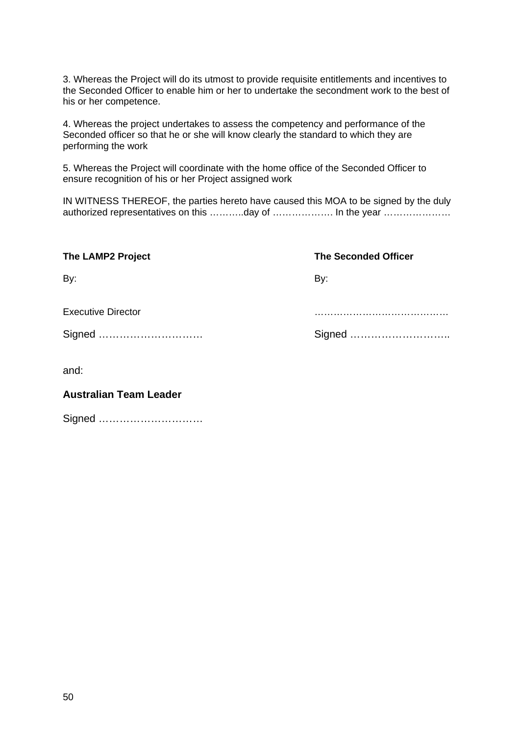3. Whereas the Project will do its utmost to provide requisite entitlements and incentives to the Seconded Officer to enable him or her to undertake the secondment work to the best of his or her competence.

4. Whereas the project undertakes to assess the competency and performance of the Seconded officer so that he or she will know clearly the standard to which they are performing the work

5. Whereas the Project will coordinate with the home office of the Seconded Officer to ensure recognition of his or her Project assigned work

IN WITNESS THEREOF, the parties hereto have caused this MOA to be signed by the duly authorized representatives on this ………..day of ………………. In the year …………………

| **The LAMP2 Project** | **The Seconded Officer** |
|---|---|
| By: | By: |
| Executive Director | …………………………………… |
| Signed ………………………… | Signed ……………………….. |

and:

**Australian Team Leader**

Signed …………………………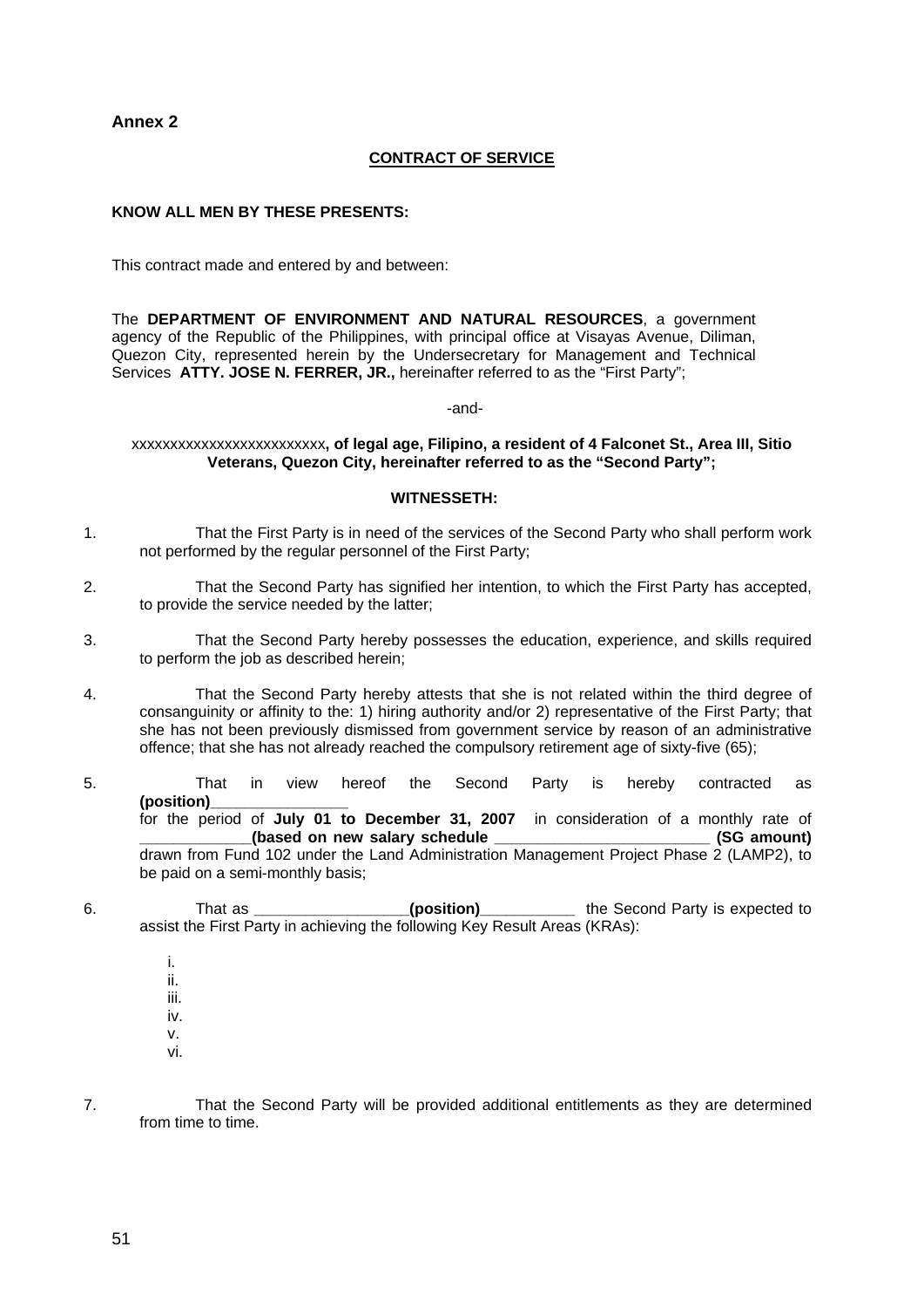**Annex 2**

**CONTRACT OF SERVICE**

**KNOW ALL MEN BY THESE PRESENTS:**

This contract made and entered by and between:

The **DEPARTMENT OF ENVIRONMENT AND NATURAL RESOURCES**, a government agency of the Republic of the Philippines, with principal office at Visayas Avenue, Diliman, Quezon City, represented herein by the Undersecretary for Management and Technical Services **ATTY. JOSE N. FERRER, JR.,** hereinafter referred to as the "First Party";

-and-

xxxxxxxxxxxxxxxxxxxxxxxxx**, of legal age, Filipino, a resident of 4 Falconet St., Area III, Sitio Veterans, Quezon City, hereinafter referred to as the "Second Party";**

**WITNESSETH:**

1. That the First Party is in need of the services of the Second Party who shall perform work not performed by the regular personnel of the First Party;

2. That the Second Party has signified her intention, to which the First Party has accepted, to provide the service needed by the latter;

3. That the Second Party hereby possesses the education, experience, and skills required to perform the job as described herein;

4. That the Second Party hereby attests that she is not related within the third degree of consanguinity or affinity to the: 1) hiring authority and/or 2) representative of the First Party; that she has not been previously dismissed from government service by reason of an administrative offence; that she has not already reached the compulsory retirement age of sixty-five (65);

5. That in view hereof the Second Party is hereby contracted as **(position)________________** for the period of **July 01 to December 31, 2007** in consideration of a monthly rate of **____________(based on new salary schedule ________________________ (SG amount)** drawn from Fund 102 under the Land Administration Management Project Phase 2 (LAMP2), to be paid on a semi-monthly basis;

6. That as **_________________(position)___________** the Second Party is expected to assist the First Party in achieving the following Key Result Areas (KRAs):

   i.
   ii.
   iii.
   iv.
   v.
   vi.

7. That the Second Party will be provided additional entitlements as they are determined from time to time.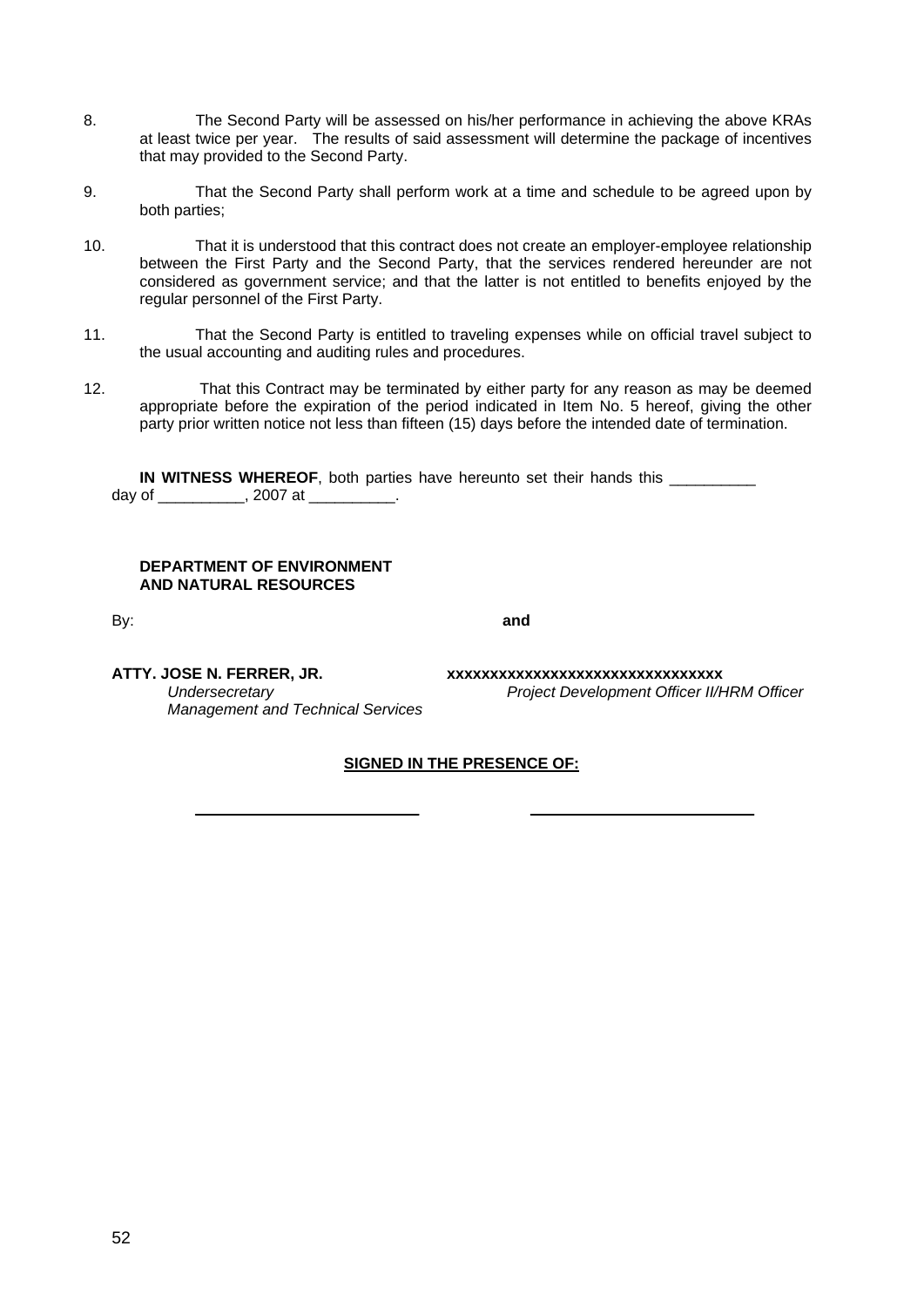8. The Second Party will be assessed on his/her performance in achieving the above KRAs at least twice per year. The results of said assessment will determine the package of incentives that may provided to the Second Party.

9. That the Second Party shall perform work at a time and schedule to be agreed upon by both parties;

10. That it is understood that this contract does not create an employer-employee relationship between the First Party and the Second Party, that the services rendered hereunder are not considered as government service; and that the latter is not entitled to benefits enjoyed by the regular personnel of the First Party.

11. That the Second Party is entitled to traveling expenses while on official travel subject to the usual accounting and auditing rules and procedures.

12. That this Contract may be terminated by either party for any reason as may be deemed appropriate before the expiration of the period indicated in Item No. 5 hereof, giving the other party prior written notice not less than fifteen (15) days before the intended date of termination.

**IN WITNESS WHEREOF**, both parties have hereunto set their hands this __________ day of __________, 2007 at __________.

**DEPARTMENT OF ENVIRONMENT AND NATURAL RESOURCES**

By: **and**

**ATTY. JOSE N. FERRER, JR.**
*Undersecretary*
*Management and Technical Services*

**xxxxxxxxxxxxxxxxxxxxxxxxxxxxxxxx**
*Project Development Officer II/HRM Officer*

**SIGNED IN THE PRESENCE OF:**

_________________________ _________________________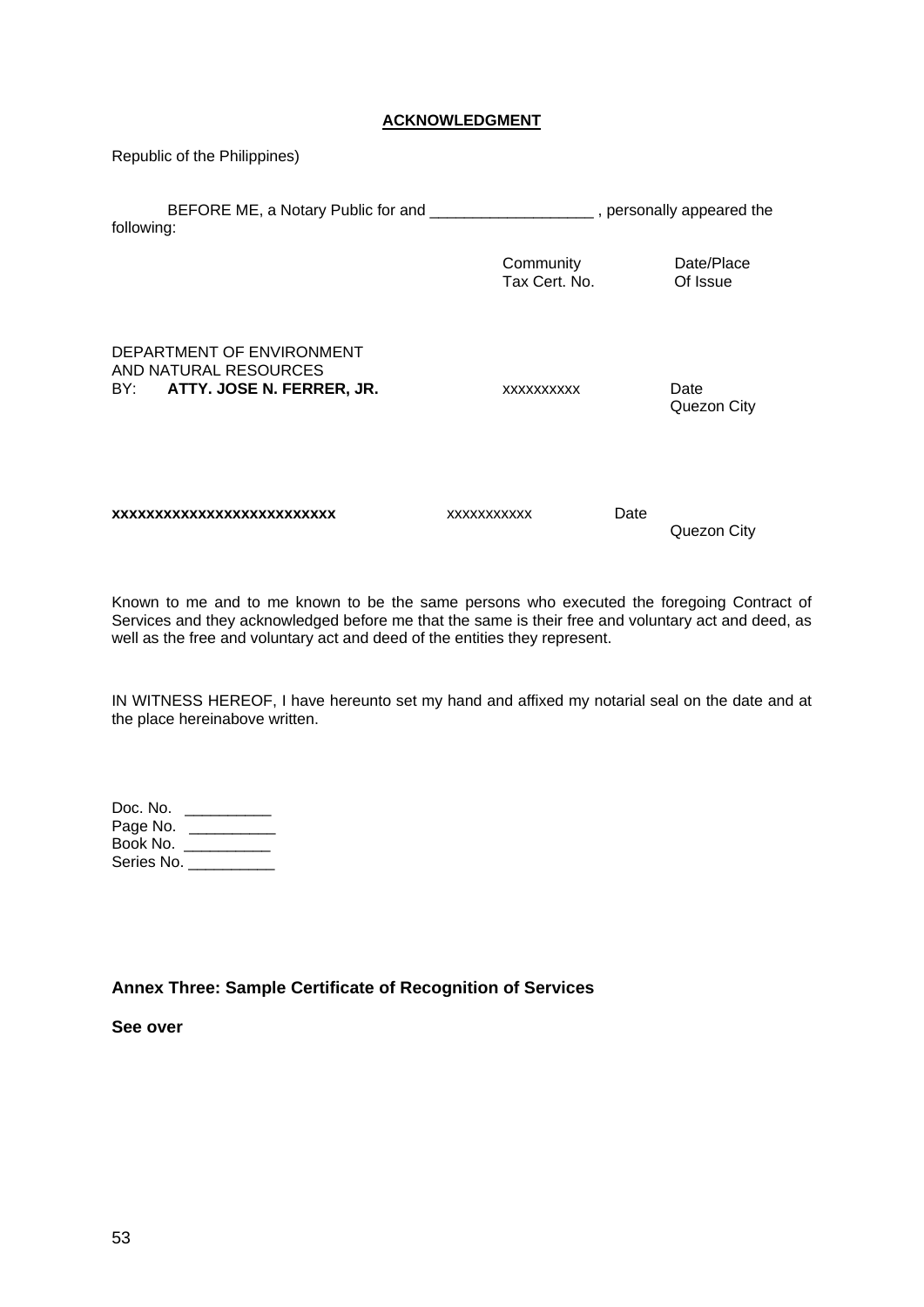**<u>ACKNOWLEDGMENT</u>**

Republic of the Philippines)

BEFORE ME, a Notary Public for and ___________________ , personally appeared the following:

| | Community Tax Cert. No. | Date/Place Of Issue |
|---|---|---|
| DEPARTMENT OF ENVIRONMENT AND NATURAL RESOURCES<br>BY: **ATTY. JOSE N. FERRER, JR.** | xxxxxxxxxx | Date<br>Quezon City |
| **xxxxxxxxxxxxxxxxxxxxxxxxx** | xxxxxxxxxxx | Date<br>Quezon City |

Known to me and to me known to be the same persons who executed the foregoing Contract of Services and they acknowledged before me that the same is their free and voluntary act and deed, as well as the free and voluntary act and deed of the entities they represent.

IN WITNESS HEREOF, I have hereunto set my hand and affixed my notarial seal on the date and at the place hereinabove written.

Doc. No. __________
Page No. __________
Book No. __________
Series No. __________

**Annex Three: Sample Certificate of Recognition of Services**

**See over**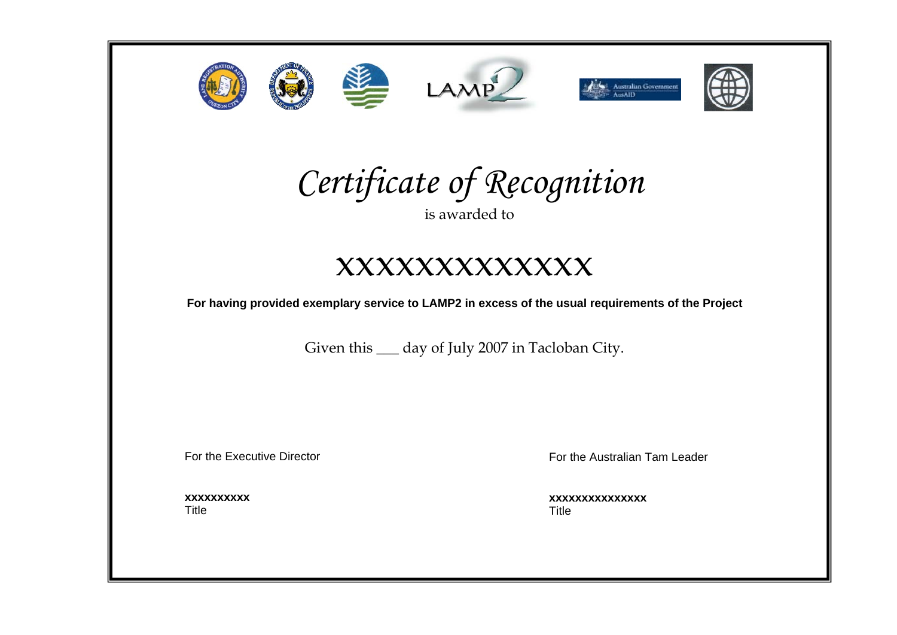LAMP2

Australian Government AusAID

# *Certificate of Recognition*

is awarded to

## XXXXXXXXXXXXX

**For having provided exemplary service to LAMP2 in excess of the usual requirements of the Project**

Given this ___ day of July 2007 in Tacloban City.

For the Executive Director

**xxxxxxxxxx**
Title

For the Australian Tam Leader

**xxxxxxxxxxxxxxx**
Title